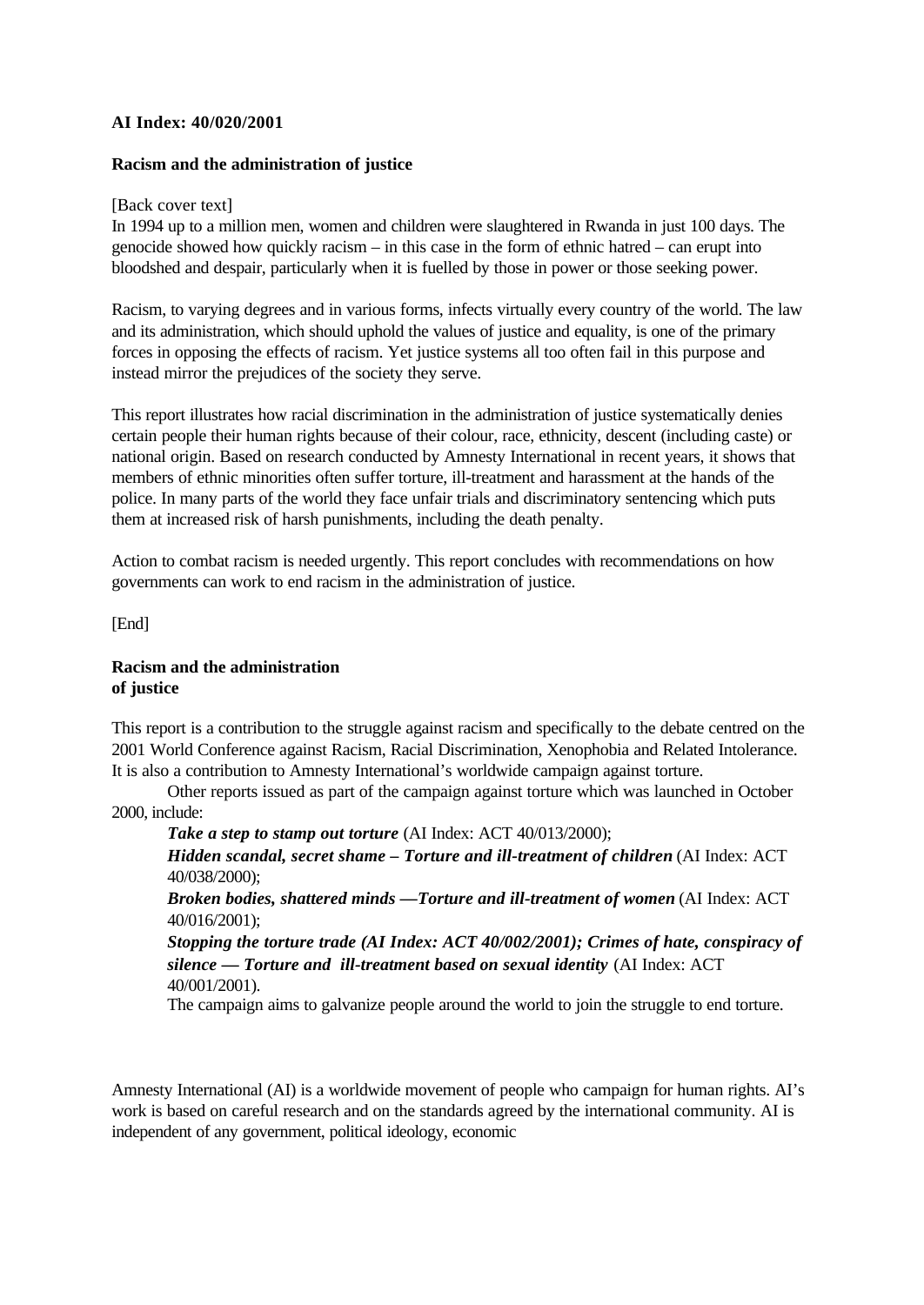**AI Index: 40/020/2001**

**Racism and the administration of justice**

[Back cover text]

In 1994 up to a million men, women and children were slaughtered in Rwanda in just 100 days. The genocide showed how quickly racism – in this case in the form of ethnic hatred – can erupt into bloodshed and despair, particularly when it is fuelled by those in power or those seeking power.

Racism, to varying degrees and in various forms, infects virtually every country of the world. The law and its administration, which should uphold the values of justice and equality, is one of the primary forces in opposing the effects of racism. Yet justice systems all too often fail in this purpose and instead mirror the prejudices of the society they serve.

This report illustrates how racial discrimination in the administration of justice systematically denies certain people their human rights because of their colour, race, ethnicity, descent (including caste) or national origin. Based on research conducted by Amnesty International in recent years, it shows that members of ethnic minorities often suffer torture, ill-treatment and harassment at the hands of the police. In many parts of the world they face unfair trials and discriminatory sentencing which puts them at increased risk of harsh punishments, including the death penalty.

Action to combat racism is needed urgently. This report concludes with recommendations on how governments can work to end racism in the administration of justice.

[End]

# Racism and the administration of justice

This report is a contribution to the struggle against racism and specifically to the debate centred on the 2001 World Conference against Racism, Racial Discrimination, Xenophobia and Related Intolerance. It is also a contribution to Amnesty International's worldwide campaign against torture.

Other reports issued as part of the campaign against torture which was launched in October 2000, include:

***Take a step to stamp out torture*** (AI Index: ACT 40/013/2000);

***Hidden scandal, secret shame – Torture and ill-treatment of children*** (AI Index: ACT 40/038/2000);

***Broken bodies, shattered minds —Torture and ill-treatment of women*** (AI Index: ACT 40/016/2001);

***Stopping the torture trade (AI Index: ACT 40/002/2001); Crimes of hate, conspiracy of silence — Torture and ill-treatment based on sexual identity*** (AI Index: ACT 40/001/2001).

The campaign aims to galvanize people around the world to join the struggle to end torture.

Amnesty International (AI) is a worldwide movement of people who campaign for human rights. AI's work is based on careful research and on the standards agreed by the international community. AI is independent of any government, political ideology, economic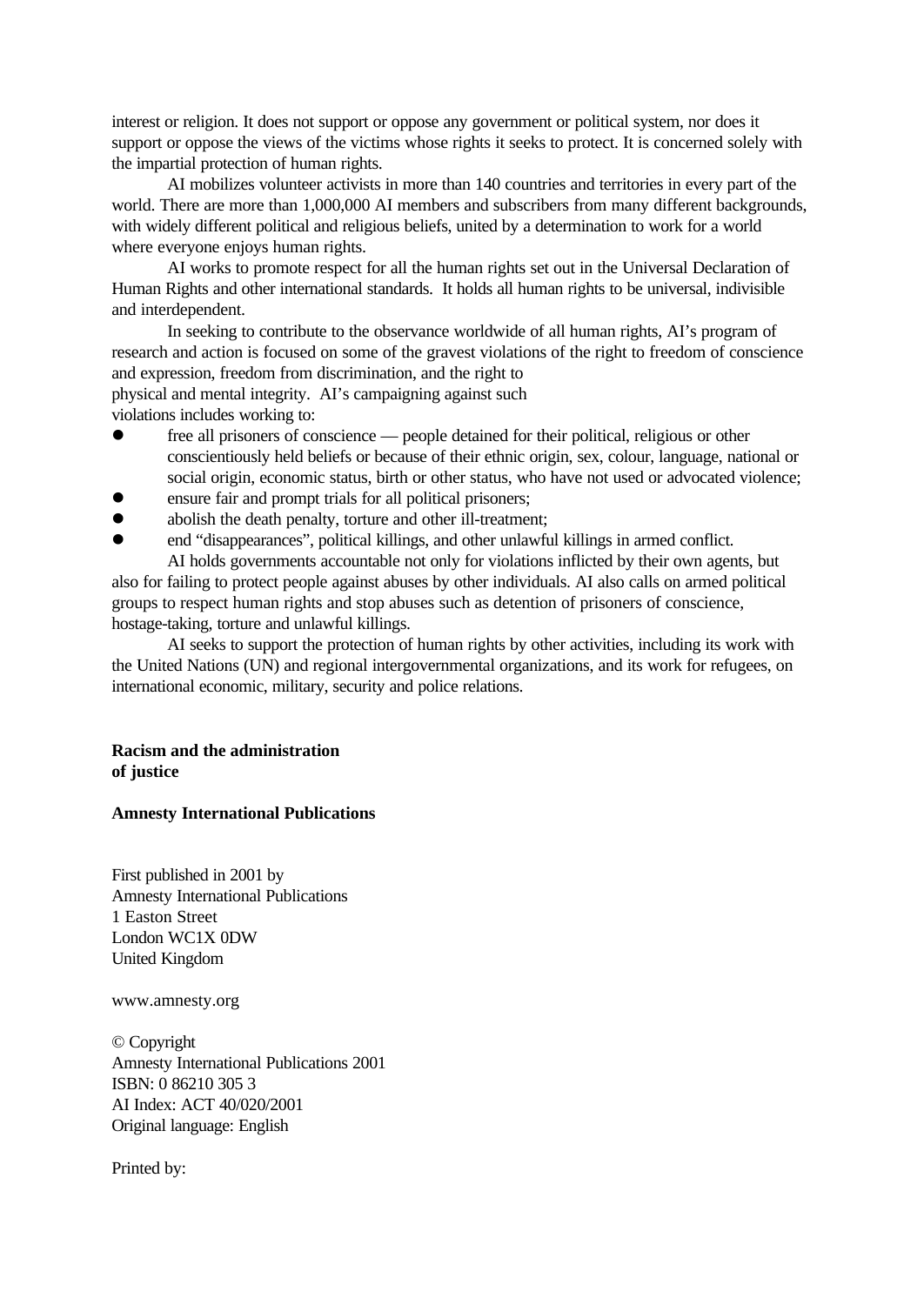interest or religion. It does not support or oppose any government or political system, nor does it support or oppose the views of the victims whose rights it seeks to protect. It is concerned solely with the impartial protection of human rights.

AI mobilizes volunteer activists in more than 140 countries and territories in every part of the world. There are more than 1,000,000 AI members and subscribers from many different backgrounds, with widely different political and religious beliefs, united by a determination to work for a world where everyone enjoys human rights.

AI works to promote respect for all the human rights set out in the Universal Declaration of Human Rights and other international standards. It holds all human rights to be universal, indivisible and interdependent.

In seeking to contribute to the observance worldwide of all human rights, AI's program of research and action is focused on some of the gravest violations of the right to freedom of conscience and expression, freedom from discrimination, and the right to physical and mental integrity. AI's campaigning against such violations includes working to:

- free all prisoners of conscience — people detained for their political, religious or other conscientiously held beliefs or because of their ethnic origin, sex, colour, language, national or social origin, economic status, birth or other status, who have not used or advocated violence;
- ensure fair and prompt trials for all political prisoners;
- abolish the death penalty, torture and other ill-treatment;
- end "disappearances", political killings, and other unlawful killings in armed conflict.

AI holds governments accountable not only for violations inflicted by their own agents, but also for failing to protect people against abuses by other individuals. AI also calls on armed political groups to respect human rights and stop abuses such as detention of prisoners of conscience, hostage-taking, torture and unlawful killings.

AI seeks to support the protection of human rights by other activities, including its work with the United Nations (UN) and regional intergovernmental organizations, and its work for refugees, on international economic, military, security and police relations.

**Racism and the administration of justice**

**Amnesty International Publications**

First published in 2001 by
Amnesty International Publications
1 Easton Street
London WC1X 0DW
United Kingdom

www.amnesty.org

© Copyright
Amnesty International Publications 2001
ISBN: 0 86210 305 3
AI Index: ACT 40/020/2001
Original language: English

Printed by: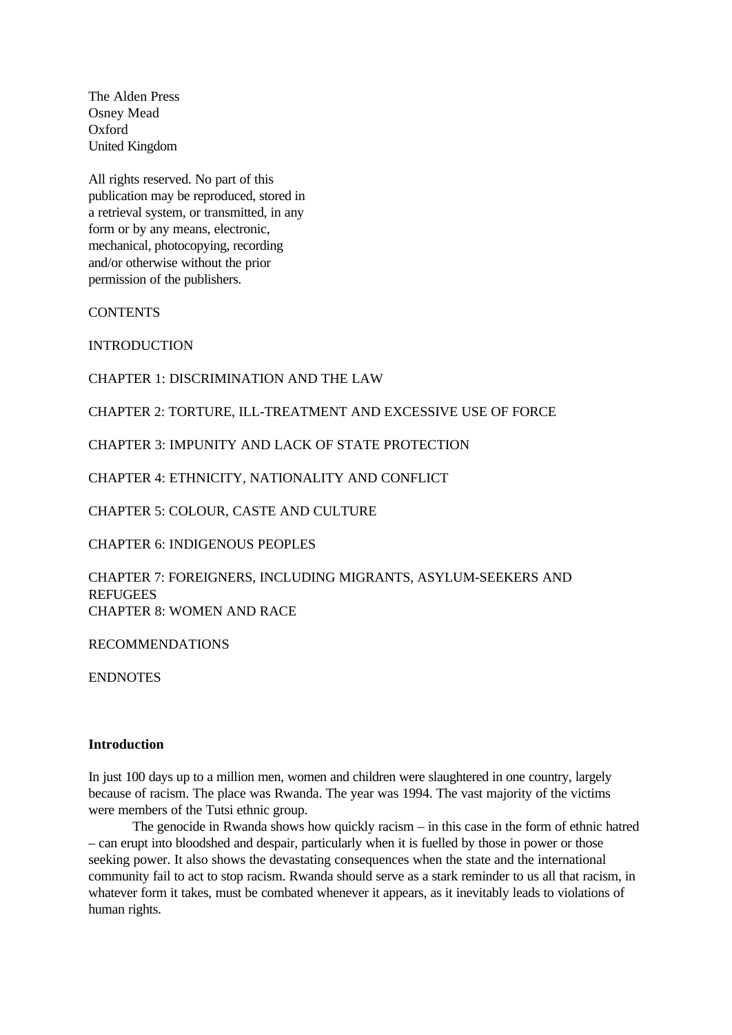The Alden Press
Osney Mead
Oxford
United Kingdom

All rights reserved. No part of this publication may be reproduced, stored in a retrieval system, or transmitted, in any form or by any means, electronic, mechanical, photocopying, recording and/or otherwise without the prior permission of the publishers.

CONTENTS

INTRODUCTION

CHAPTER 1: DISCRIMINATION AND THE LAW

CHAPTER 2: TORTURE, ILL-TREATMENT AND EXCESSIVE USE OF FORCE

CHAPTER 3: IMPUNITY AND LACK OF STATE PROTECTION

CHAPTER 4: ETHNICITY, NATIONALITY AND CONFLICT

CHAPTER 5: COLOUR, CASTE AND CULTURE

CHAPTER 6: INDIGENOUS PEOPLES

CHAPTER 7: FOREIGNERS, INCLUDING MIGRANTS, ASYLUM-SEEKERS AND REFUGEES

CHAPTER 8: WOMEN AND RACE

RECOMMENDATIONS

ENDNOTES

## Introduction

In just 100 days up to a million men, women and children were slaughtered in one country, largely because of racism. The place was Rwanda. The year was 1994. The vast majority of the victims were members of the Tutsi ethnic group.

The genocide in Rwanda shows how quickly racism – in this case in the form of ethnic hatred – can erupt into bloodshed and despair, particularly when it is fuelled by those in power or those seeking power. It also shows the devastating consequences when the state and the international community fail to act to stop racism. Rwanda should serve as a stark reminder to us all that racism, in whatever form it takes, must be combated whenever it appears, as it inevitably leads to violations of human rights.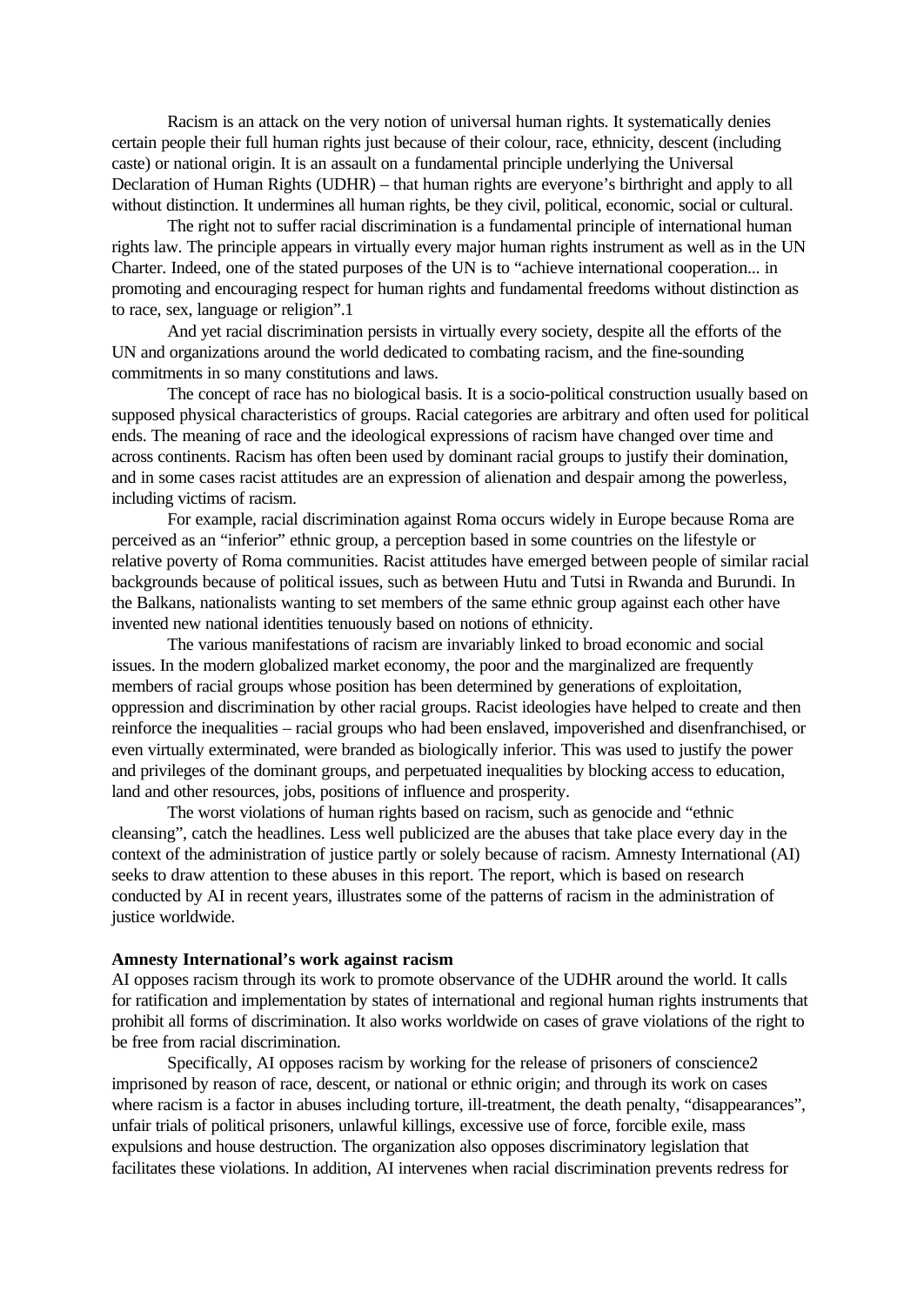Racism is an attack on the very notion of universal human rights. It systematically denies certain people their full human rights just because of their colour, race, ethnicity, descent (including caste) or national origin. It is an assault on a fundamental principle underlying the Universal Declaration of Human Rights (UDHR) – that human rights are everyone's birthright and apply to all without distinction. It undermines all human rights, be they civil, political, economic, social or cultural.

The right not to suffer racial discrimination is a fundamental principle of international human rights law. The principle appears in virtually every major human rights instrument as well as in the UN Charter. Indeed, one of the stated purposes of the UN is to "achieve international cooperation... in promoting and encouraging respect for human rights and fundamental freedoms without distinction as to race, sex, language or religion".[1]

And yet racial discrimination persists in virtually every society, despite all the efforts of the UN and organizations around the world dedicated to combating racism, and the fine-sounding commitments in so many constitutions and laws.

The concept of race has no biological basis. It is a socio-political construction usually based on supposed physical characteristics of groups. Racial categories are arbitrary and often used for political ends. The meaning of race and the ideological expressions of racism have changed over time and across continents. Racism has often been used by dominant racial groups to justify their domination, and in some cases racist attitudes are an expression of alienation and despair among the powerless, including victims of racism.

For example, racial discrimination against Roma occurs widely in Europe because Roma are perceived as an "inferior" ethnic group, a perception based in some countries on the lifestyle or relative poverty of Roma communities. Racist attitudes have emerged between people of similar racial backgrounds because of political issues, such as between Hutu and Tutsi in Rwanda and Burundi. In the Balkans, nationalists wanting to set members of the same ethnic group against each other have invented new national identities tenuously based on notions of ethnicity.

The various manifestations of racism are invariably linked to broad economic and social issues. In the modern globalized market economy, the poor and the marginalized are frequently members of racial groups whose position has been determined by generations of exploitation, oppression and discrimination by other racial groups. Racist ideologies have helped to create and then reinforce the inequalities – racial groups who had been enslaved, impoverished and disenfranchised, or even virtually exterminated, were branded as biologically inferior. This was used to justify the power and privileges of the dominant groups, and perpetuated inequalities by blocking access to education, land and other resources, jobs, positions of influence and prosperity.

The worst violations of human rights based on racism, such as genocide and "ethnic cleansing", catch the headlines. Less well publicized are the abuses that take place every day in the context of the administration of justice partly or solely because of racism. Amnesty International (AI) seeks to draw attention to these abuses in this report. The report, which is based on research conducted by AI in recent years, illustrates some of the patterns of racism in the administration of justice worldwide.

**Amnesty International's work against racism**

AI opposes racism through its work to promote observance of the UDHR around the world. It calls for ratification and implementation by states of international and regional human rights instruments that prohibit all forms of discrimination. It also works worldwide on cases of grave violations of the right to be free from racial discrimination.

Specifically, AI opposes racism by working for the release of prisoners of conscience[2] imprisoned by reason of race, descent, or national or ethnic origin; and through its work on cases where racism is a factor in abuses including torture, ill-treatment, the death penalty, "disappearances", unfair trials of political prisoners, unlawful killings, excessive use of force, forcible exile, mass expulsions and house destruction. The organization also opposes discriminatory legislation that facilitates these violations. In addition, AI intervenes when racial discrimination prevents redress for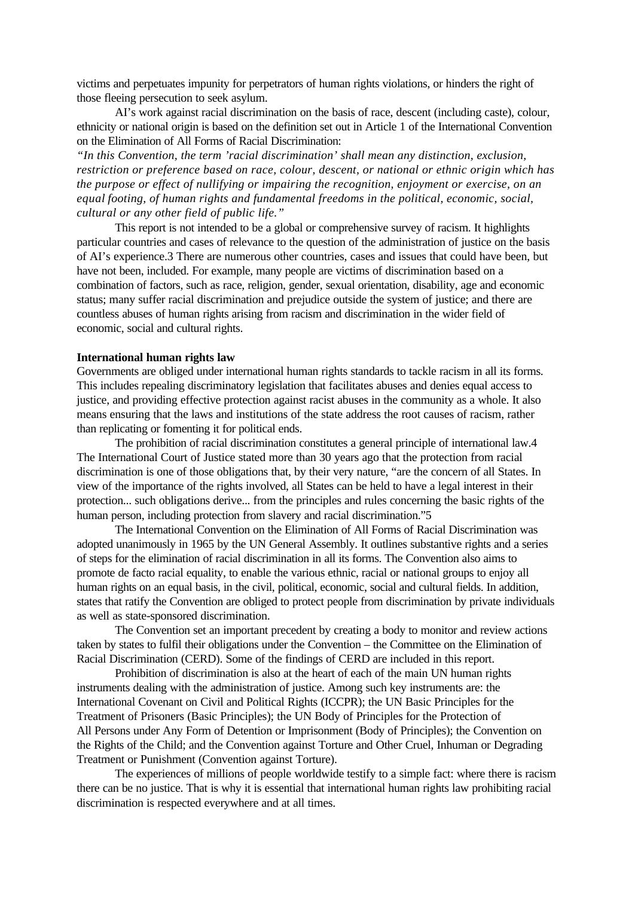victims and perpetuates impunity for perpetrators of human rights violations, or hinders the right of those fleeing persecution to seek asylum.

AI's work against racial discrimination on the basis of race, descent (including caste), colour, ethnicity or national origin is based on the definition set out in Article 1 of the International Convention on the Elimination of All Forms of Racial Discrimination:

*"In this Convention, the term 'racial discrimination' shall mean any distinction, exclusion, restriction or preference based on race, colour, descent, or national or ethnic origin which has the purpose or effect of nullifying or impairing the recognition, enjoyment or exercise, on an equal footing, of human rights and fundamental freedoms in the political, economic, social, cultural or any other field of public life."*

This report is not intended to be a global or comprehensive survey of racism. It highlights particular countries and cases of relevance to the question of the administration of justice on the basis of AI's experience.[3] There are numerous other countries, cases and issues that could have been, but have not been, included. For example, many people are victims of discrimination based on a combination of factors, such as race, religion, gender, sexual orientation, disability, age and economic status; many suffer racial discrimination and prejudice outside the system of justice; and there are countless abuses of human rights arising from racism and discrimination in the wider field of economic, social and cultural rights.

**International human rights law**

Governments are obliged under international human rights standards to tackle racism in all its forms. This includes repealing discriminatory legislation that facilitates abuses and denies equal access to justice, and providing effective protection against racist abuses in the community as a whole. It also means ensuring that the laws and institutions of the state address the root causes of racism, rather than replicating or fomenting it for political ends.

The prohibition of racial discrimination constitutes a general principle of international law.[4] The International Court of Justice stated more than 30 years ago that the protection from racial discrimination is one of those obligations that, by their very nature, "are the concern of all States. In view of the importance of the rights involved, all States can be held to have a legal interest in their protection... such obligations derive... from the principles and rules concerning the basic rights of the human person, including protection from slavery and racial discrimination."[5]

The International Convention on the Elimination of All Forms of Racial Discrimination was adopted unanimously in 1965 by the UN General Assembly. It outlines substantive rights and a series of steps for the elimination of racial discrimination in all its forms. The Convention also aims to promote de facto racial equality, to enable the various ethnic, racial or national groups to enjoy all human rights on an equal basis, in the civil, political, economic, social and cultural fields. In addition, states that ratify the Convention are obliged to protect people from discrimination by private individuals as well as state-sponsored discrimination.

The Convention set an important precedent by creating a body to monitor and review actions taken by states to fulfil their obligations under the Convention – the Committee on the Elimination of Racial Discrimination (CERD). Some of the findings of CERD are included in this report.

Prohibition of discrimination is also at the heart of each of the main UN human rights instruments dealing with the administration of justice. Among such key instruments are: the International Covenant on Civil and Political Rights (ICCPR); the UN Basic Principles for the Treatment of Prisoners (Basic Principles); the UN Body of Principles for the Protection of All Persons under Any Form of Detention or Imprisonment (Body of Principles); the Convention on the Rights of the Child; and the Convention against Torture and Other Cruel, Inhuman or Degrading Treatment or Punishment (Convention against Torture).

The experiences of millions of people worldwide testify to a simple fact: where there is racism there can be no justice. That is why it is essential that international human rights law prohibiting racial discrimination is respected everywhere and at all times.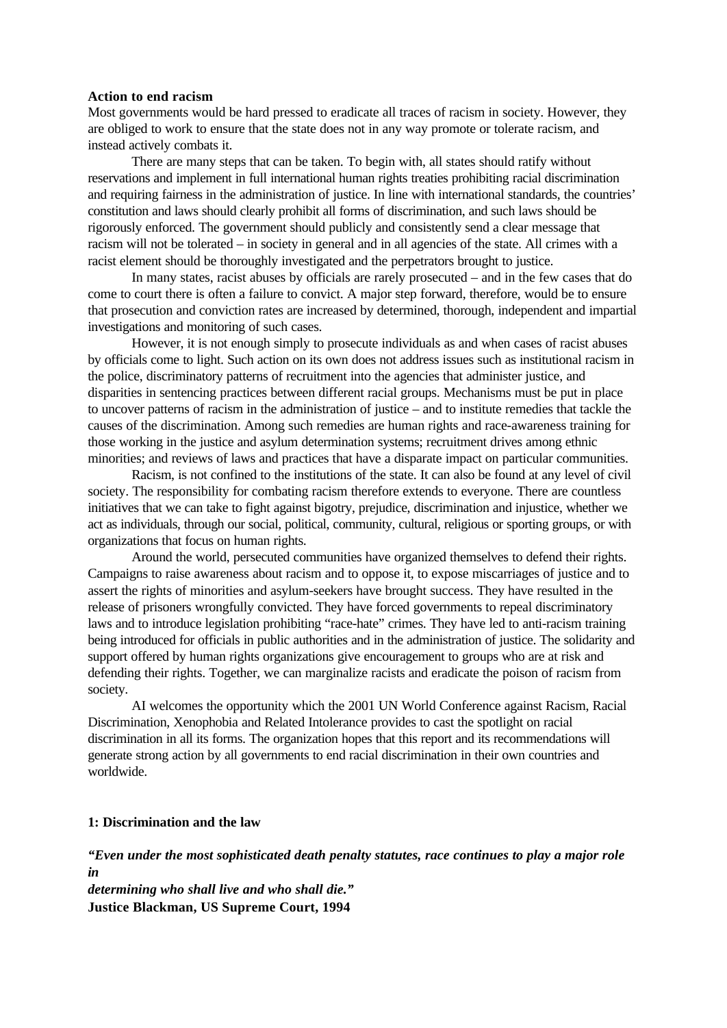**Action to end racism**

Most governments would be hard pressed to eradicate all traces of racism in society. However, they are obliged to work to ensure that the state does not in any way promote or tolerate racism, and instead actively combats it.

There are many steps that can be taken. To begin with, all states should ratify without reservations and implement in full international human rights treaties prohibiting racial discrimination and requiring fairness in the administration of justice. In line with international standards, the countries' constitution and laws should clearly prohibit all forms of discrimination, and such laws should be rigorously enforced. The government should publicly and consistently send a clear message that racism will not be tolerated – in society in general and in all agencies of the state. All crimes with a racist element should be thoroughly investigated and the perpetrators brought to justice.

In many states, racist abuses by officials are rarely prosecuted – and in the few cases that do come to court there is often a failure to convict. A major step forward, therefore, would be to ensure that prosecution and conviction rates are increased by determined, thorough, independent and impartial investigations and monitoring of such cases.

However, it is not enough simply to prosecute individuals as and when cases of racist abuses by officials come to light. Such action on its own does not address issues such as institutional racism in the police, discriminatory patterns of recruitment into the agencies that administer justice, and disparities in sentencing practices between different racial groups. Mechanisms must be put in place to uncover patterns of racism in the administration of justice – and to institute remedies that tackle the causes of the discrimination. Among such remedies are human rights and race-awareness training for those working in the justice and asylum determination systems; recruitment drives among ethnic minorities; and reviews of laws and practices that have a disparate impact on particular communities.

Racism, is not confined to the institutions of the state. It can also be found at any level of civil society. The responsibility for combating racism therefore extends to everyone. There are countless initiatives that we can take to fight against bigotry, prejudice, discrimination and injustice, whether we act as individuals, through our social, political, community, cultural, religious or sporting groups, or with organizations that focus on human rights.

Around the world, persecuted communities have organized themselves to defend their rights. Campaigns to raise awareness about racism and to oppose it, to expose miscarriages of justice and to assert the rights of minorities and asylum-seekers have brought success. They have resulted in the release of prisoners wrongfully convicted. They have forced governments to repeal discriminatory laws and to introduce legislation prohibiting "race-hate" crimes. They have led to anti-racism training being introduced for officials in public authorities and in the administration of justice. The solidarity and support offered by human rights organizations give encouragement to groups who are at risk and defending their rights. Together, we can marginalize racists and eradicate the poison of racism from society.

AI welcomes the opportunity which the 2001 UN World Conference against Racism, Racial Discrimination, Xenophobia and Related Intolerance provides to cast the spotlight on racial discrimination in all its forms. The organization hopes that this report and its recommendations will generate strong action by all governments to end racial discrimination in their own countries and worldwide.

## 1: Discrimination and the law

***"Even under the most sophisticated death penalty statutes, race continues to play a major role in determining who shall live and who shall die."***
**Justice Blackman, US Supreme Court, 1994**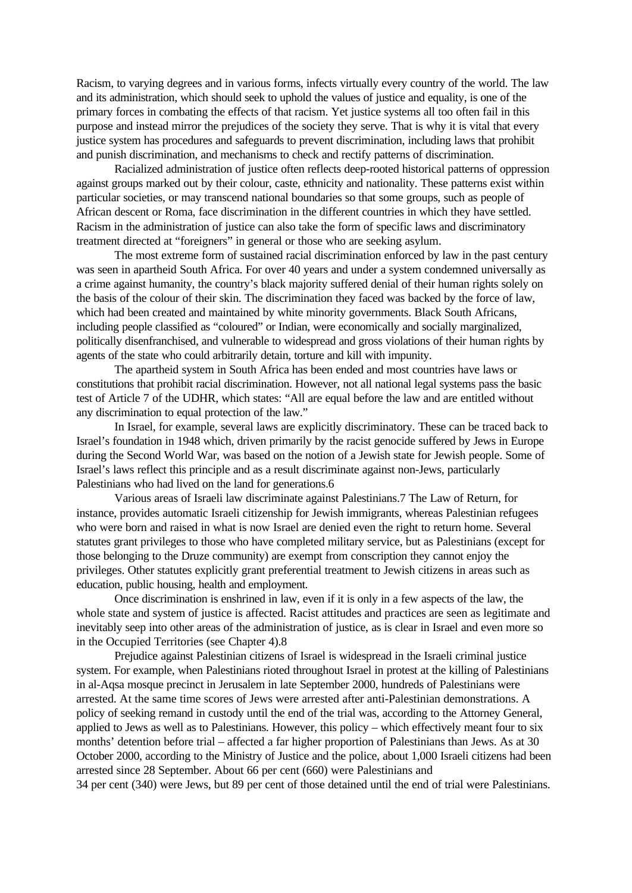Racism, to varying degrees and in various forms, infects virtually every country of the world. The law and its administration, which should seek to uphold the values of justice and equality, is one of the primary forces in combating the effects of that racism. Yet justice systems all too often fail in this purpose and instead mirror the prejudices of the society they serve. That is why it is vital that every justice system has procedures and safeguards to prevent discrimination, including laws that prohibit and punish discrimination, and mechanisms to check and rectify patterns of discrimination.

Racialized administration of justice often reflects deep-rooted historical patterns of oppression against groups marked out by their colour, caste, ethnicity and nationality. These patterns exist within particular societies, or may transcend national boundaries so that some groups, such as people of African descent or Roma, face discrimination in the different countries in which they have settled. Racism in the administration of justice can also take the form of specific laws and discriminatory treatment directed at "foreigners" in general or those who are seeking asylum.

The most extreme form of sustained racial discrimination enforced by law in the past century was seen in apartheid South Africa. For over 40 years and under a system condemned universally as a crime against humanity, the country's black majority suffered denial of their human rights solely on the basis of the colour of their skin. The discrimination they faced was backed by the force of law, which had been created and maintained by white minority governments. Black South Africans, including people classified as "coloured" or Indian, were economically and socially marginalized, politically disenfranchised, and vulnerable to widespread and gross violations of their human rights by agents of the state who could arbitrarily detain, torture and kill with impunity.

The apartheid system in South Africa has been ended and most countries have laws or constitutions that prohibit racial discrimination. However, not all national legal systems pass the basic test of Article 7 of the UDHR, which states: "All are equal before the law and are entitled without any discrimination to equal protection of the law."

In Israel, for example, several laws are explicitly discriminatory. These can be traced back to Israel's foundation in 1948 which, driven primarily by the racist genocide suffered by Jews in Europe during the Second World War, was based on the notion of a Jewish state for Jewish people. Some of Israel's laws reflect this principle and as a result discriminate against non-Jews, particularly Palestinians who had lived on the land for generations.[6]

Various areas of Israeli law discriminate against Palestinians.[7] The Law of Return, for instance, provides automatic Israeli citizenship for Jewish immigrants, whereas Palestinian refugees who were born and raised in what is now Israel are denied even the right to return home. Several statutes grant privileges to those who have completed military service, but as Palestinians (except for those belonging to the Druze community) are exempt from conscription they cannot enjoy the privileges. Other statutes explicitly grant preferential treatment to Jewish citizens in areas such as education, public housing, health and employment.

Once discrimination is enshrined in law, even if it is only in a few aspects of the law, the whole state and system of justice is affected. Racist attitudes and practices are seen as legitimate and inevitably seep into other areas of the administration of justice, as is clear in Israel and even more so in the Occupied Territories (see Chapter 4).[8]

Prejudice against Palestinian citizens of Israel is widespread in the Israeli criminal justice system. For example, when Palestinians rioted throughout Israel in protest at the killing of Palestinians in al-Aqsa mosque precinct in Jerusalem in late September 2000, hundreds of Palestinians were arrested. At the same time scores of Jews were arrested after anti-Palestinian demonstrations. A policy of seeking remand in custody until the end of the trial was, according to the Attorney General, applied to Jews as well as to Palestinians. However, this policy – which effectively meant four to six months' detention before trial – affected a far higher proportion of Palestinians than Jews. As at 30 October 2000, according to the Ministry of Justice and the police, about 1,000 Israeli citizens had been arrested since 28 September. About 66 per cent (660) were Palestinians and 34 per cent (340) were Jews, but 89 per cent of those detained until the end of trial were Palestinians.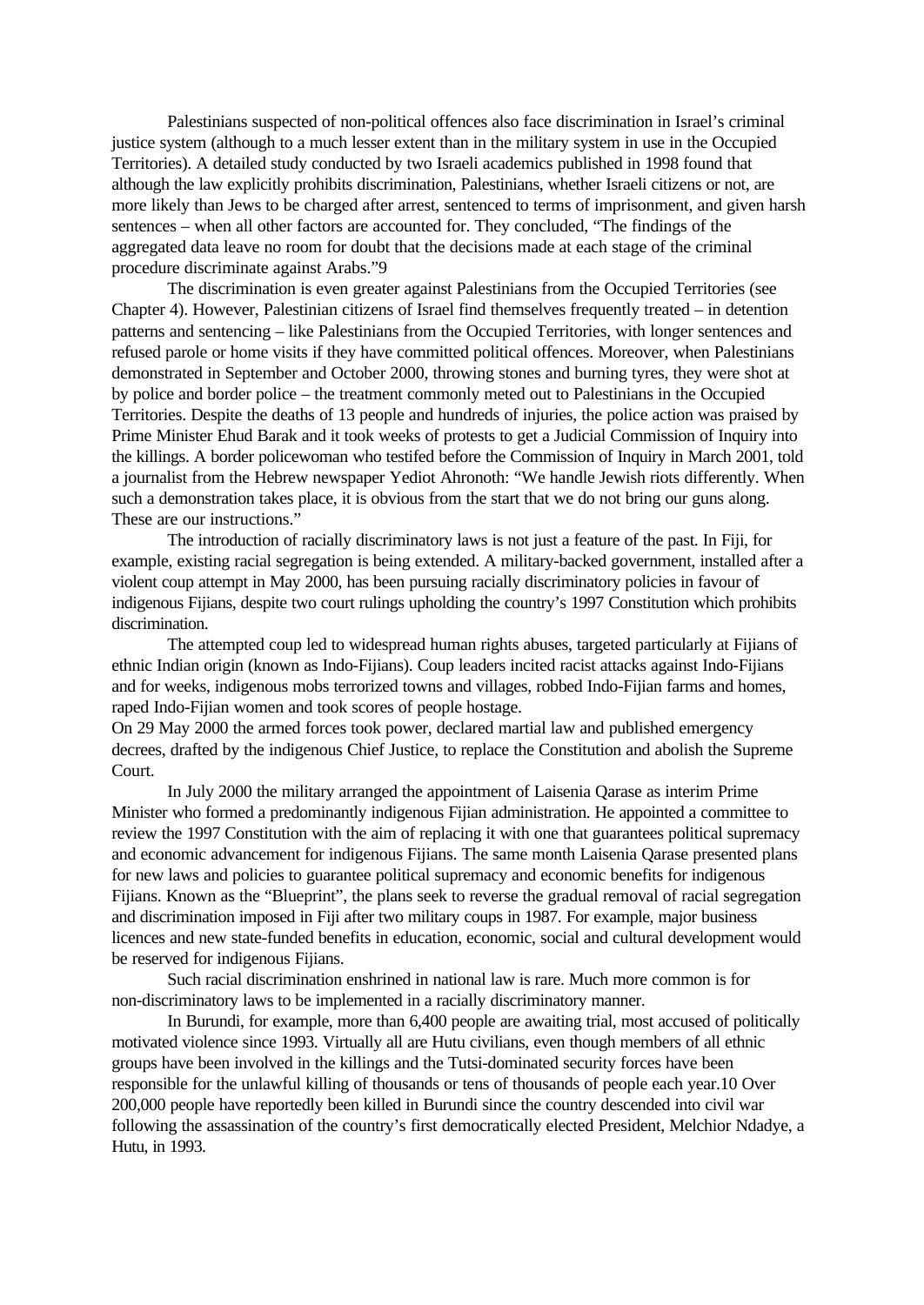Palestinians suspected of non-political offences also face discrimination in Israel's criminal justice system (although to a much lesser extent than in the military system in use in the Occupied Territories). A detailed study conducted by two Israeli academics published in 1998 found that although the law explicitly prohibits discrimination, Palestinians, whether Israeli citizens or not, are more likely than Jews to be charged after arrest, sentenced to terms of imprisonment, and given harsh sentences – when all other factors are accounted for. They concluded, "The findings of the aggregated data leave no room for doubt that the decisions made at each stage of the criminal procedure discriminate against Arabs."9

The discrimination is even greater against Palestinians from the Occupied Territories (see Chapter 4). However, Palestinian citizens of Israel find themselves frequently treated – in detention patterns and sentencing – like Palestinians from the Occupied Territories, with longer sentences and refused parole or home visits if they have committed political offences. Moreover, when Palestinians demonstrated in September and October 2000, throwing stones and burning tyres, they were shot at by police and border police – the treatment commonly meted out to Palestinians in the Occupied Territories. Despite the deaths of 13 people and hundreds of injuries, the police action was praised by Prime Minister Ehud Barak and it took weeks of protests to get a Judicial Commission of Inquiry into the killings. A border policewoman who testifed before the Commission of Inquiry in March 2001, told a journalist from the Hebrew newspaper Yediot Ahronoth: "We handle Jewish riots differently. When such a demonstration takes place, it is obvious from the start that we do not bring our guns along. These are our instructions."

The introduction of racially discriminatory laws is not just a feature of the past. In Fiji, for example, existing racial segregation is being extended. A military-backed government, installed after a violent coup attempt in May 2000, has been pursuing racially discriminatory policies in favour of indigenous Fijians, despite two court rulings upholding the country's 1997 Constitution which prohibits discrimination.

The attempted coup led to widespread human rights abuses, targeted particularly at Fijians of ethnic Indian origin (known as Indo-Fijians). Coup leaders incited racist attacks against Indo-Fijians and for weeks, indigenous mobs terrorized towns and villages, robbed Indo-Fijian farms and homes, raped Indo-Fijian women and took scores of people hostage.

On 29 May 2000 the armed forces took power, declared martial law and published emergency decrees, drafted by the indigenous Chief Justice, to replace the Constitution and abolish the Supreme Court.

In July 2000 the military arranged the appointment of Laisenia Qarase as interim Prime Minister who formed a predominantly indigenous Fijian administration. He appointed a committee to review the 1997 Constitution with the aim of replacing it with one that guarantees political supremacy and economic advancement for indigenous Fijians. The same month Laisenia Qarase presented plans for new laws and policies to guarantee political supremacy and economic benefits for indigenous Fijians. Known as the "Blueprint", the plans seek to reverse the gradual removal of racial segregation and discrimination imposed in Fiji after two military coups in 1987. For example, major business licences and new state-funded benefits in education, economic, social and cultural development would be reserved for indigenous Fijians.

Such racial discrimination enshrined in national law is rare. Much more common is for non-discriminatory laws to be implemented in a racially discriminatory manner.

In Burundi, for example, more than 6,400 people are awaiting trial, most accused of politically motivated violence since 1993. Virtually all are Hutu civilians, even though members of all ethnic groups have been involved in the killings and the Tutsi-dominated security forces have been responsible for the unlawful killing of thousands or tens of thousands of people each year.10 Over 200,000 people have reportedly been killed in Burundi since the country descended into civil war following the assassination of the country's first democratically elected President, Melchior Ndadye, a Hutu, in 1993.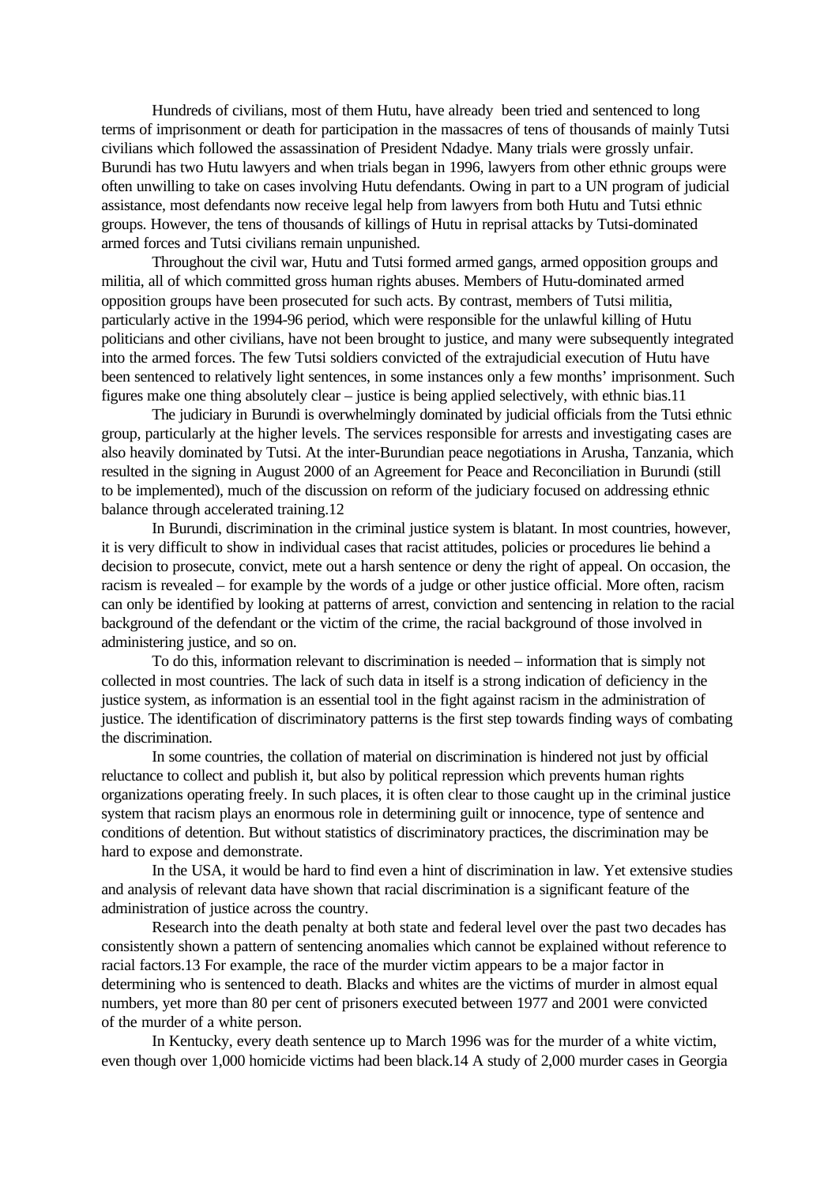Hundreds of civilians, most of them Hutu, have already been tried and sentenced to long terms of imprisonment or death for participation in the massacres of tens of thousands of mainly Tutsi civilians which followed the assassination of President Ndadye. Many trials were grossly unfair. Burundi has two Hutu lawyers and when trials began in 1996, lawyers from other ethnic groups were often unwilling to take on cases involving Hutu defendants. Owing in part to a UN program of judicial assistance, most defendants now receive legal help from lawyers from both Hutu and Tutsi ethnic groups. However, the tens of thousands of killings of Hutu in reprisal attacks by Tutsi-dominated armed forces and Tutsi civilians remain unpunished.

Throughout the civil war, Hutu and Tutsi formed armed gangs, armed opposition groups and militia, all of which committed gross human rights abuses. Members of Hutu-dominated armed opposition groups have been prosecuted for such acts. By contrast, members of Tutsi militia, particularly active in the 1994-96 period, which were responsible for the unlawful killing of Hutu politicians and other civilians, have not been brought to justice, and many were subsequently integrated into the armed forces. The few Tutsi soldiers convicted of the extrajudicial execution of Hutu have been sentenced to relatively light sentences, in some instances only a few months' imprisonment. Such figures make one thing absolutely clear – justice is being applied selectively, with ethnic bias.[11]

The judiciary in Burundi is overwhelmingly dominated by judicial officials from the Tutsi ethnic group, particularly at the higher levels. The services responsible for arrests and investigating cases are also heavily dominated by Tutsi. At the inter-Burundian peace negotiations in Arusha, Tanzania, which resulted in the signing in August 2000 of an Agreement for Peace and Reconciliation in Burundi (still to be implemented), much of the discussion on reform of the judiciary focused on addressing ethnic balance through accelerated training.[12]

In Burundi, discrimination in the criminal justice system is blatant. In most countries, however, it is very difficult to show in individual cases that racist attitudes, policies or procedures lie behind a decision to prosecute, convict, mete out a harsh sentence or deny the right of appeal. On occasion, the racism is revealed – for example by the words of a judge or other justice official. More often, racism can only be identified by looking at patterns of arrest, conviction and sentencing in relation to the racial background of the defendant or the victim of the crime, the racial background of those involved in administering justice, and so on.

To do this, information relevant to discrimination is needed – information that is simply not collected in most countries. The lack of such data in itself is a strong indication of deficiency in the justice system, as information is an essential tool in the fight against racism in the administration of justice. The identification of discriminatory patterns is the first step towards finding ways of combating the discrimination.

In some countries, the collation of material on discrimination is hindered not just by official reluctance to collect and publish it, but also by political repression which prevents human rights organizations operating freely. In such places, it is often clear to those caught up in the criminal justice system that racism plays an enormous role in determining guilt or innocence, type of sentence and conditions of detention. But without statistics of discriminatory practices, the discrimination may be hard to expose and demonstrate.

In the USA, it would be hard to find even a hint of discrimination in law. Yet extensive studies and analysis of relevant data have shown that racial discrimination is a significant feature of the administration of justice across the country.

Research into the death penalty at both state and federal level over the past two decades has consistently shown a pattern of sentencing anomalies which cannot be explained without reference to racial factors.[13] For example, the race of the murder victim appears to be a major factor in determining who is sentenced to death. Blacks and whites are the victims of murder in almost equal numbers, yet more than 80 per cent of prisoners executed between 1977 and 2001 were convicted of the murder of a white person.

In Kentucky, every death sentence up to March 1996 was for the murder of a white victim, even though over 1,000 homicide victims had been black.[14] A study of 2,000 murder cases in Georgia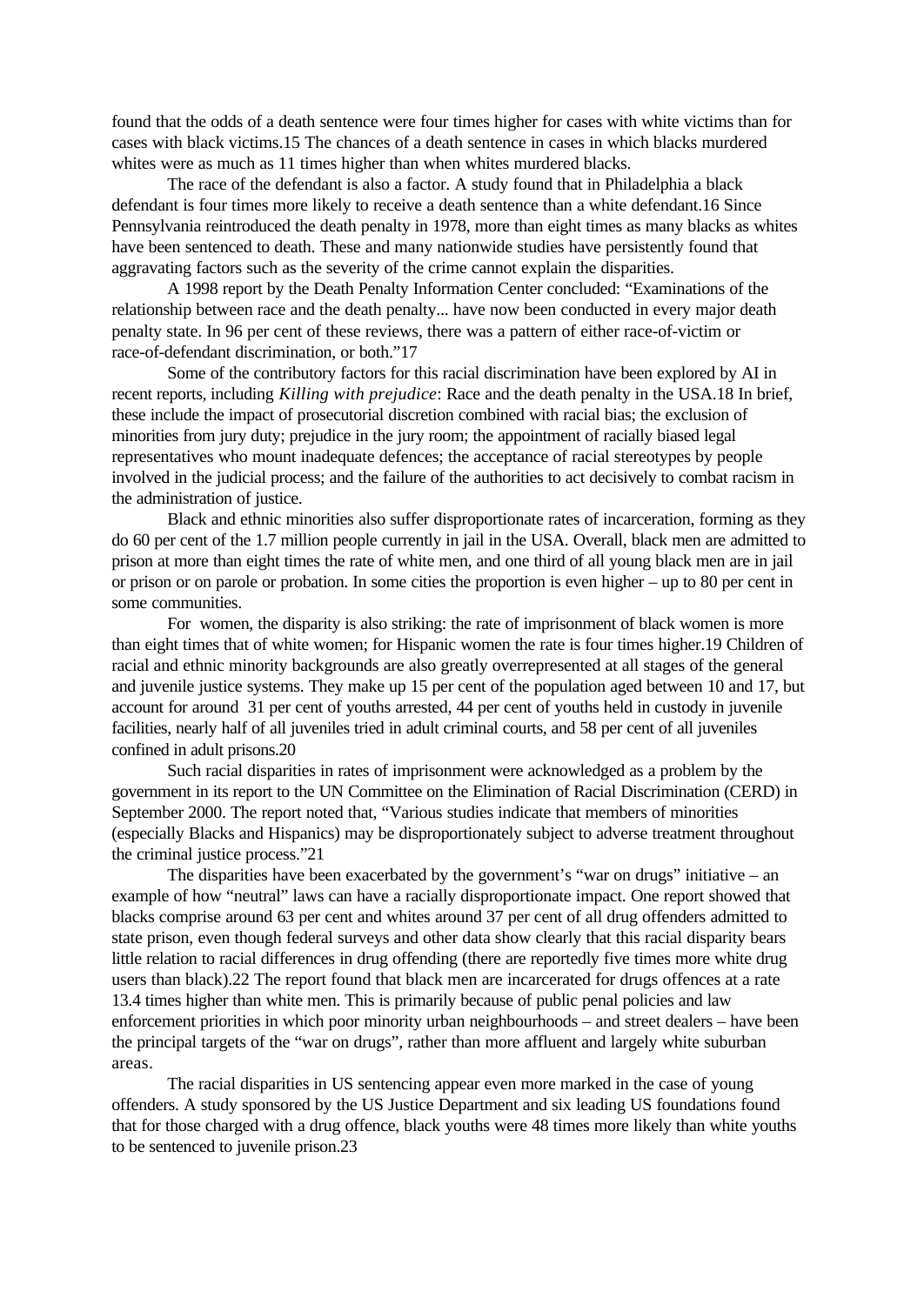found that the odds of a death sentence were four times higher for cases with white victims than for cases with black victims.15 The chances of a death sentence in cases in which blacks murdered whites were as much as 11 times higher than when whites murdered blacks.

The race of the defendant is also a factor. A study found that in Philadelphia a black defendant is four times more likely to receive a death sentence than a white defendant.16 Since Pennsylvania reintroduced the death penalty in 1978, more than eight times as many blacks as whites have been sentenced to death. These and many nationwide studies have persistently found that aggravating factors such as the severity of the crime cannot explain the disparities.

A 1998 report by the Death Penalty Information Center concluded: "Examinations of the relationship between race and the death penalty... have now been conducted in every major death penalty state. In 96 per cent of these reviews, there was a pattern of either race-of-victim or race-of-defendant discrimination, or both."17

Some of the contributory factors for this racial discrimination have been explored by AI in recent reports, including *Killing with prejudice*: Race and the death penalty in the USA.18 In brief, these include the impact of prosecutorial discretion combined with racial bias; the exclusion of minorities from jury duty; prejudice in the jury room; the appointment of racially biased legal representatives who mount inadequate defences; the acceptance of racial stereotypes by people involved in the judicial process; and the failure of the authorities to act decisively to combat racism in the administration of justice.

Black and ethnic minorities also suffer disproportionate rates of incarceration, forming as they do 60 per cent of the 1.7 million people currently in jail in the USA. Overall, black men are admitted to prison at more than eight times the rate of white men, and one third of all young black men are in jail or prison or on parole or probation. In some cities the proportion is even higher – up to 80 per cent in some communities.

For women, the disparity is also striking: the rate of imprisonment of black women is more than eight times that of white women; for Hispanic women the rate is four times higher.19 Children of racial and ethnic minority backgrounds are also greatly overrepresented at all stages of the general and juvenile justice systems. They make up 15 per cent of the population aged between 10 and 17, but account for around 31 per cent of youths arrested, 44 per cent of youths held in custody in juvenile facilities, nearly half of all juveniles tried in adult criminal courts, and 58 per cent of all juveniles confined in adult prisons.20

Such racial disparities in rates of imprisonment were acknowledged as a problem by the government in its report to the UN Committee on the Elimination of Racial Discrimination (CERD) in September 2000. The report noted that, "Various studies indicate that members of minorities (especially Blacks and Hispanics) may be disproportionately subject to adverse treatment throughout the criminal justice process."21

The disparities have been exacerbated by the government's "war on drugs" initiative – an example of how "neutral" laws can have a racially disproportionate impact. One report showed that blacks comprise around 63 per cent and whites around 37 per cent of all drug offenders admitted to state prison, even though federal surveys and other data show clearly that this racial disparity bears little relation to racial differences in drug offending (there are reportedly five times more white drug users than black).22 The report found that black men are incarcerated for drugs offences at a rate 13.4 times higher than white men. This is primarily because of public penal policies and law enforcement priorities in which poor minority urban neighbourhoods – and street dealers – have been the principal targets of the "war on drugs", rather than more affluent and largely white suburban areas.

The racial disparities in US sentencing appear even more marked in the case of young offenders. A study sponsored by the US Justice Department and six leading US foundations found that for those charged with a drug offence, black youths were 48 times more likely than white youths to be sentenced to juvenile prison.23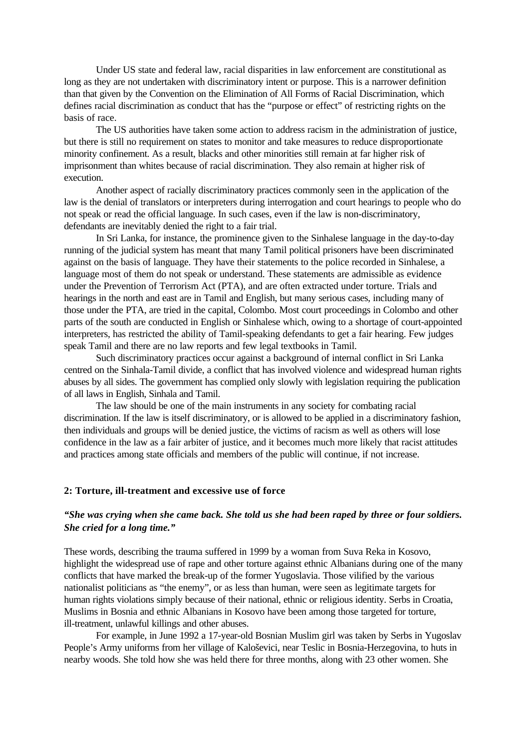Under US state and federal law, racial disparities in law enforcement are constitutional as long as they are not undertaken with discriminatory intent or purpose. This is a narrower definition than that given by the Convention on the Elimination of All Forms of Racial Discrimination, which defines racial discrimination as conduct that has the "purpose or effect" of restricting rights on the basis of race.

The US authorities have taken some action to address racism in the administration of justice, but there is still no requirement on states to monitor and take measures to reduce disproportionate minority confinement. As a result, blacks and other minorities still remain at far higher risk of imprisonment than whites because of racial discrimination. They also remain at higher risk of execution.

Another aspect of racially discriminatory practices commonly seen in the application of the law is the denial of translators or interpreters during interrogation and court hearings to people who do not speak or read the official language. In such cases, even if the law is non-discriminatory, defendants are inevitably denied the right to a fair trial.

In Sri Lanka, for instance, the prominence given to the Sinhalese language in the day-to-day running of the judicial system has meant that many Tamil political prisoners have been discriminated against on the basis of language. They have their statements to the police recorded in Sinhalese, a language most of them do not speak or understand. These statements are admissible as evidence under the Prevention of Terrorism Act (PTA), and are often extracted under torture. Trials and hearings in the north and east are in Tamil and English, but many serious cases, including many of those under the PTA, are tried in the capital, Colombo. Most court proceedings in Colombo and other parts of the south are conducted in English or Sinhalese which, owing to a shortage of court-appointed interpreters, has restricted the ability of Tamil-speaking defendants to get a fair hearing. Few judges speak Tamil and there are no law reports and few legal textbooks in Tamil.

Such discriminatory practices occur against a background of internal conflict in Sri Lanka centred on the Sinhala-Tamil divide, a conflict that has involved violence and widespread human rights abuses by all sides. The government has complied only slowly with legislation requiring the publication of all laws in English, Sinhala and Tamil.

The law should be one of the main instruments in any society for combating racial discrimination. If the law is itself discriminatory, or is allowed to be applied in a discriminatory fashion, then individuals and groups will be denied justice, the victims of racism as well as others will lose confidence in the law as a fair arbiter of justice, and it becomes much more likely that racist attitudes and practices among state officials and members of the public will continue, if not increase.

## 2: Torture, ill-treatment and excessive use of force

***"She was crying when she came back. She told us she had been raped by three or four soldiers. She cried for a long time."***

These words, describing the trauma suffered in 1999 by a woman from Suva Reka in Kosovo, highlight the widespread use of rape and other torture against ethnic Albanians during one of the many conflicts that have marked the break-up of the former Yugoslavia. Those vilified by the various nationalist politicians as "the enemy", or as less than human, were seen as legitimate targets for human rights violations simply because of their national, ethnic or religious identity. Serbs in Croatia, Muslims in Bosnia and ethnic Albanians in Kosovo have been among those targeted for torture, ill-treatment, unlawful killings and other abuses.

For example, in June 1992 a 17-year-old Bosnian Muslim girl was taken by Serbs in Yugoslav People's Army uniforms from her village of Kaloševici, near Teslic in Bosnia-Herzegovina, to huts in nearby woods. She told how she was held there for three months, along with 23 other women. She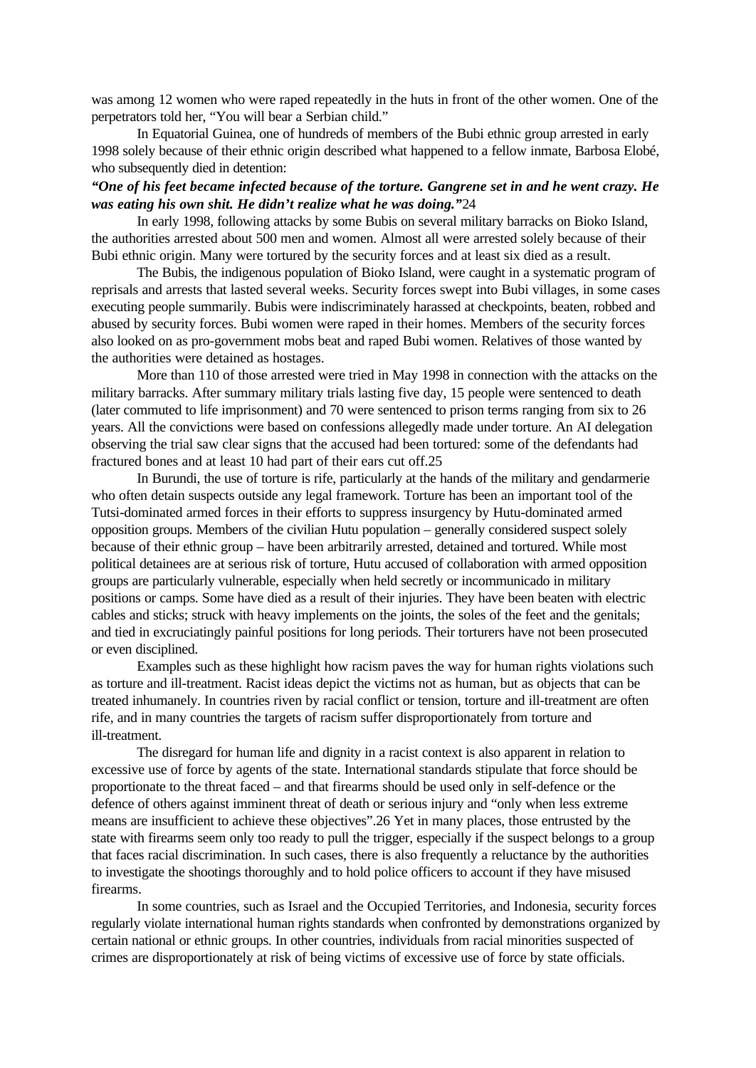was among 12 women who were raped repeatedly in the huts in front of the other women. One of the perpetrators told her, "You will bear a Serbian child."

In Equatorial Guinea, one of hundreds of members of the Bubi ethnic group arrested in early 1998 solely because of their ethnic origin described what happened to a fellow inmate, Barbosa Elobé, who subsequently died in detention:

***"One of his feet became infected because of the torture. Gangrene set in and he went crazy. He was eating his own shit. He didn't realize what he was doing."***24

In early 1998, following attacks by some Bubis on several military barracks on Bioko Island, the authorities arrested about 500 men and women. Almost all were arrested solely because of their Bubi ethnic origin. Many were tortured by the security forces and at least six died as a result.

The Bubis, the indigenous population of Bioko Island, were caught in a systematic program of reprisals and arrests that lasted several weeks. Security forces swept into Bubi villages, in some cases executing people summarily. Bubis were indiscriminately harassed at checkpoints, beaten, robbed and abused by security forces. Bubi women were raped in their homes. Members of the security forces also looked on as pro-government mobs beat and raped Bubi women. Relatives of those wanted by the authorities were detained as hostages.

More than 110 of those arrested were tried in May 1998 in connection with the attacks on the military barracks. After summary military trials lasting five day, 15 people were sentenced to death (later commuted to life imprisonment) and 70 were sentenced to prison terms ranging from six to 26 years. All the convictions were based on confessions allegedly made under torture. An AI delegation observing the trial saw clear signs that the accused had been tortured: some of the defendants had fractured bones and at least 10 had part of their ears cut off.25

In Burundi, the use of torture is rife, particularly at the hands of the military and gendarmerie who often detain suspects outside any legal framework. Torture has been an important tool of the Tutsi-dominated armed forces in their efforts to suppress insurgency by Hutu-dominated armed opposition groups. Members of the civilian Hutu population – generally considered suspect solely because of their ethnic group – have been arbitrarily arrested, detained and tortured. While most political detainees are at serious risk of torture, Hutu accused of collaboration with armed opposition groups are particularly vulnerable, especially when held secretly or incommunicado in military positions or camps. Some have died as a result of their injuries. They have been beaten with electric cables and sticks; struck with heavy implements on the joints, the soles of the feet and the genitals; and tied in excruciatingly painful positions for long periods. Their torturers have not been prosecuted or even disciplined.

Examples such as these highlight how racism paves the way for human rights violations such as torture and ill-treatment. Racist ideas depict the victims not as human, but as objects that can be treated inhumanely. In countries riven by racial conflict or tension, torture and ill-treatment are often rife, and in many countries the targets of racism suffer disproportionately from torture and ill-treatment.

The disregard for human life and dignity in a racist context is also apparent in relation to excessive use of force by agents of the state. International standards stipulate that force should be proportionate to the threat faced – and that firearms should be used only in self-defence or the defence of others against imminent threat of death or serious injury and "only when less extreme means are insufficient to achieve these objectives".26 Yet in many places, those entrusted by the state with firearms seem only too ready to pull the trigger, especially if the suspect belongs to a group that faces racial discrimination. In such cases, there is also frequently a reluctance by the authorities to investigate the shootings thoroughly and to hold police officers to account if they have misused firearms.

In some countries, such as Israel and the Occupied Territories, and Indonesia, security forces regularly violate international human rights standards when confronted by demonstrations organized by certain national or ethnic groups. In other countries, individuals from racial minorities suspected of crimes are disproportionately at risk of being victims of excessive use of force by state officials.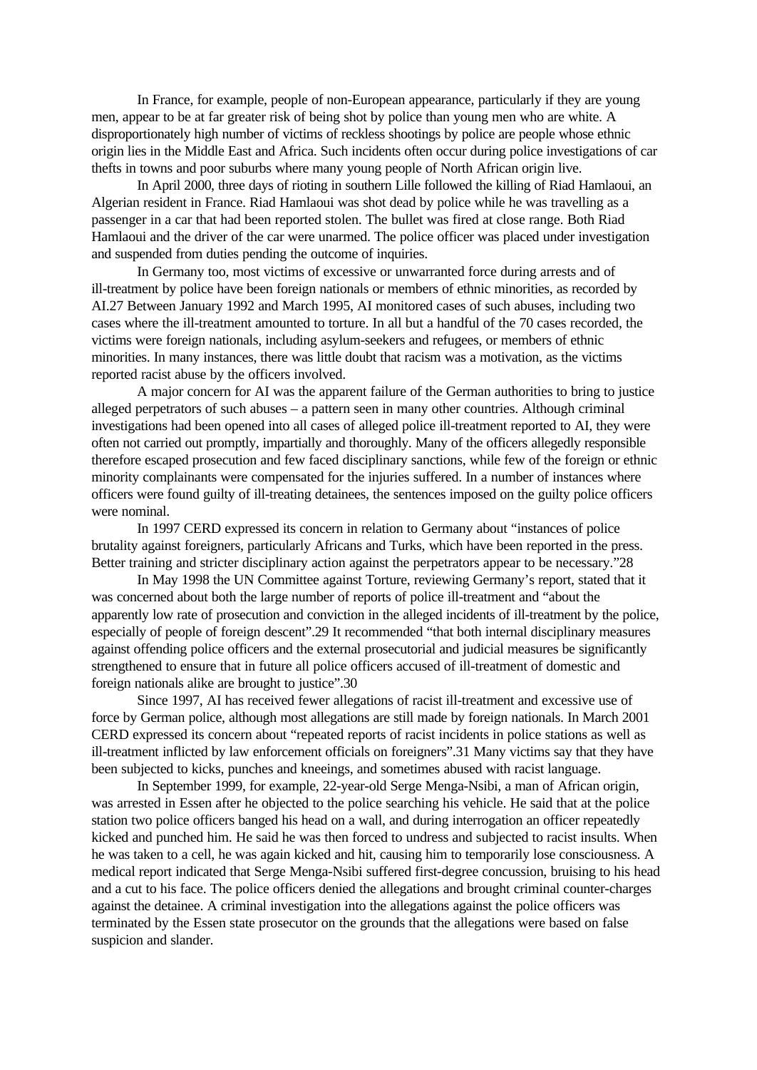In France, for example, people of non-European appearance, particularly if they are young men, appear to be at far greater risk of being shot by police than young men who are white. A disproportionately high number of victims of reckless shootings by police are people whose ethnic origin lies in the Middle East and Africa. Such incidents often occur during police investigations of car thefts in towns and poor suburbs where many young people of North African origin live.

In April 2000, three days of rioting in southern Lille followed the killing of Riad Hamlaoui, an Algerian resident in France. Riad Hamlaoui was shot dead by police while he was travelling as a passenger in a car that had been reported stolen. The bullet was fired at close range. Both Riad Hamlaoui and the driver of the car were unarmed. The police officer was placed under investigation and suspended from duties pending the outcome of inquiries.

In Germany too, most victims of excessive or unwarranted force during arrests and of ill-treatment by police have been foreign nationals or members of ethnic minorities, as recorded by AI.[27] Between January 1992 and March 1995, AI monitored cases of such abuses, including two cases where the ill-treatment amounted to torture. In all but a handful of the 70 cases recorded, the victims were foreign nationals, including asylum-seekers and refugees, or members of ethnic minorities. In many instances, there was little doubt that racism was a motivation, as the victims reported racist abuse by the officers involved.

A major concern for AI was the apparent failure of the German authorities to bring to justice alleged perpetrators of such abuses – a pattern seen in many other countries. Although criminal investigations had been opened into all cases of alleged police ill-treatment reported to AI, they were often not carried out promptly, impartially and thoroughly. Many of the officers allegedly responsible therefore escaped prosecution and few faced disciplinary sanctions, while few of the foreign or ethnic minority complainants were compensated for the injuries suffered. In a number of instances where officers were found guilty of ill-treating detainees, the sentences imposed on the guilty police officers were nominal.

In 1997 CERD expressed its concern in relation to Germany about "instances of police brutality against foreigners, particularly Africans and Turks, which have been reported in the press. Better training and stricter disciplinary action against the perpetrators appear to be necessary."[28]

In May 1998 the UN Committee against Torture, reviewing Germany's report, stated that it was concerned about both the large number of reports of police ill-treatment and "about the apparently low rate of prosecution and conviction in the alleged incidents of ill-treatment by the police, especially of people of foreign descent".[29] It recommended "that both internal disciplinary measures against offending police officers and the external prosecutorial and judicial measures be significantly strengthened to ensure that in future all police officers accused of ill-treatment of domestic and foreign nationals alike are brought to justice".[30]

Since 1997, AI has received fewer allegations of racist ill-treatment and excessive use of force by German police, although most allegations are still made by foreign nationals. In March 2001 CERD expressed its concern about "repeated reports of racist incidents in police stations as well as ill-treatment inflicted by law enforcement officials on foreigners".[31] Many victims say that they have been subjected to kicks, punches and kneeings, and sometimes abused with racist language.

In September 1999, for example, 22-year-old Serge Menga-Nsibi, a man of African origin, was arrested in Essen after he objected to the police searching his vehicle. He said that at the police station two police officers banged his head on a wall, and during interrogation an officer repeatedly kicked and punched him. He said he was then forced to undress and subjected to racist insults. When he was taken to a cell, he was again kicked and hit, causing him to temporarily lose consciousness. A medical report indicated that Serge Menga-Nsibi suffered first-degree concussion, bruising to his head and a cut to his face. The police officers denied the allegations and brought criminal counter-charges against the detainee. A criminal investigation into the allegations against the police officers was terminated by the Essen state prosecutor on the grounds that the allegations were based on false suspicion and slander.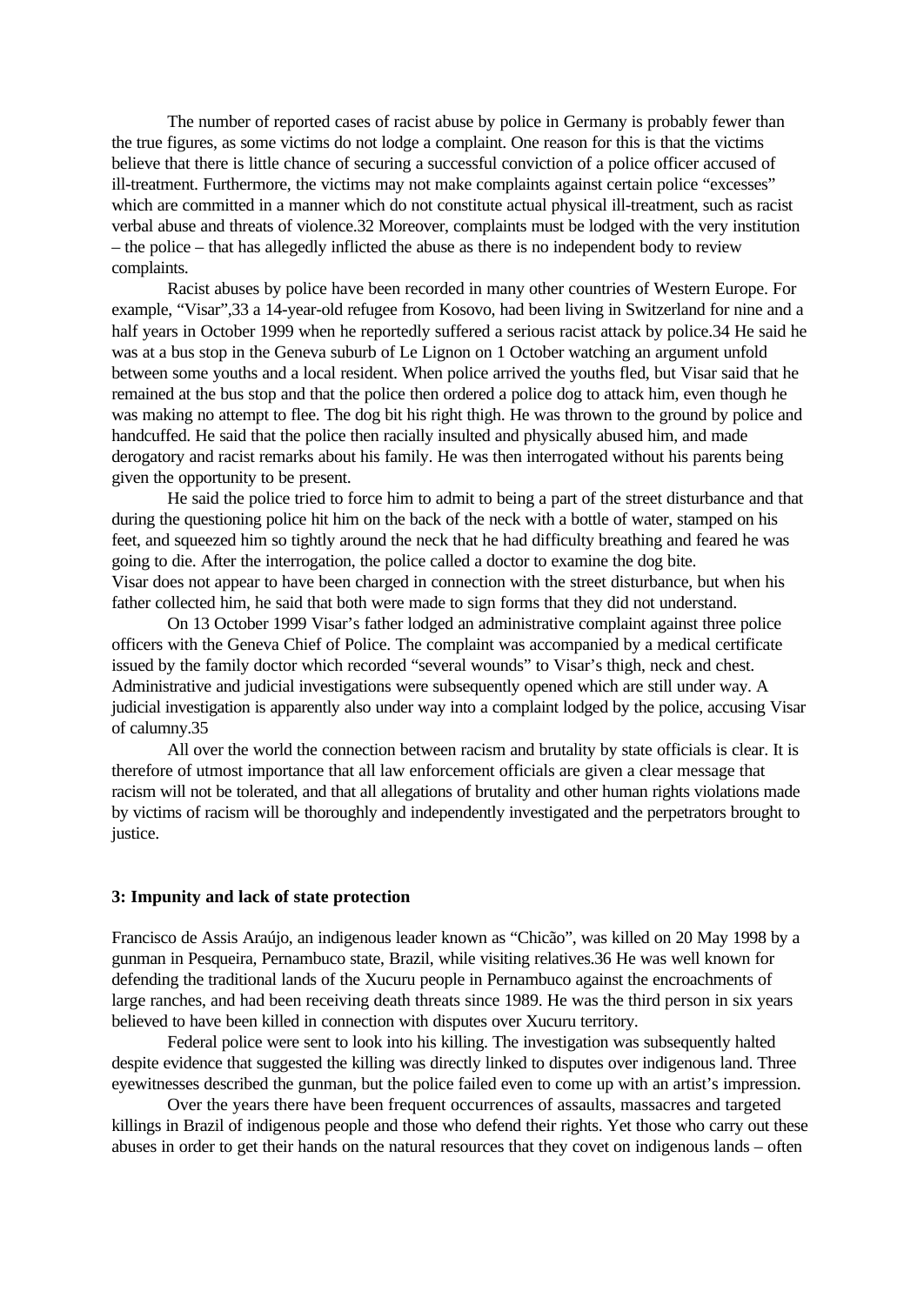The number of reported cases of racist abuse by police in Germany is probably fewer than the true figures, as some victims do not lodge a complaint. One reason for this is that the victims believe that there is little chance of securing a successful conviction of a police officer accused of ill-treatment. Furthermore, the victims may not make complaints against certain police "excesses" which are committed in a manner which do not constitute actual physical ill-treatment, such as racist verbal abuse and threats of violence.32 Moreover, complaints must be lodged with the very institution – the police – that has allegedly inflicted the abuse as there is no independent body to review complaints.

Racist abuses by police have been recorded in many other countries of Western Europe. For example, "Visar",33 a 14-year-old refugee from Kosovo, had been living in Switzerland for nine and a half years in October 1999 when he reportedly suffered a serious racist attack by police.34 He said he was at a bus stop in the Geneva suburb of Le Lignon on 1 October watching an argument unfold between some youths and a local resident. When police arrived the youths fled, but Visar said that he remained at the bus stop and that the police then ordered a police dog to attack him, even though he was making no attempt to flee. The dog bit his right thigh. He was thrown to the ground by police and handcuffed. He said that the police then racially insulted and physically abused him, and made derogatory and racist remarks about his family. He was then interrogated without his parents being given the opportunity to be present.

He said the police tried to force him to admit to being a part of the street disturbance and that during the questioning police hit him on the back of the neck with a bottle of water, stamped on his feet, and squeezed him so tightly around the neck that he had difficulty breathing and feared he was going to die. After the interrogation, the police called a doctor to examine the dog bite. Visar does not appear to have been charged in connection with the street disturbance, but when his father collected him, he said that both were made to sign forms that they did not understand.

On 13 October 1999 Visar's father lodged an administrative complaint against three police officers with the Geneva Chief of Police. The complaint was accompanied by a medical certificate issued by the family doctor which recorded "several wounds" to Visar's thigh, neck and chest. Administrative and judicial investigations were subsequently opened which are still under way. A judicial investigation is apparently also under way into a complaint lodged by the police, accusing Visar of calumny.35

All over the world the connection between racism and brutality by state officials is clear. It is therefore of utmost importance that all law enforcement officials are given a clear message that racism will not be tolerated, and that all allegations of brutality and other human rights violations made by victims of racism will be thoroughly and independently investigated and the perpetrators brought to justice.

### 3: Impunity and lack of state protection

Francisco de Assis Araújo, an indigenous leader known as "Chicão", was killed on 20 May 1998 by a gunman in Pesqueira, Pernambuco state, Brazil, while visiting relatives.36 He was well known for defending the traditional lands of the Xucuru people in Pernambuco against the encroachments of large ranches, and had been receiving death threats since 1989. He was the third person in six years believed to have been killed in connection with disputes over Xucuru territory.

Federal police were sent to look into his killing. The investigation was subsequently halted despite evidence that suggested the killing was directly linked to disputes over indigenous land. Three eyewitnesses described the gunman, but the police failed even to come up with an artist's impression.

Over the years there have been frequent occurrences of assaults, massacres and targeted killings in Brazil of indigenous people and those who defend their rights. Yet those who carry out these abuses in order to get their hands on the natural resources that they covet on indigenous lands – often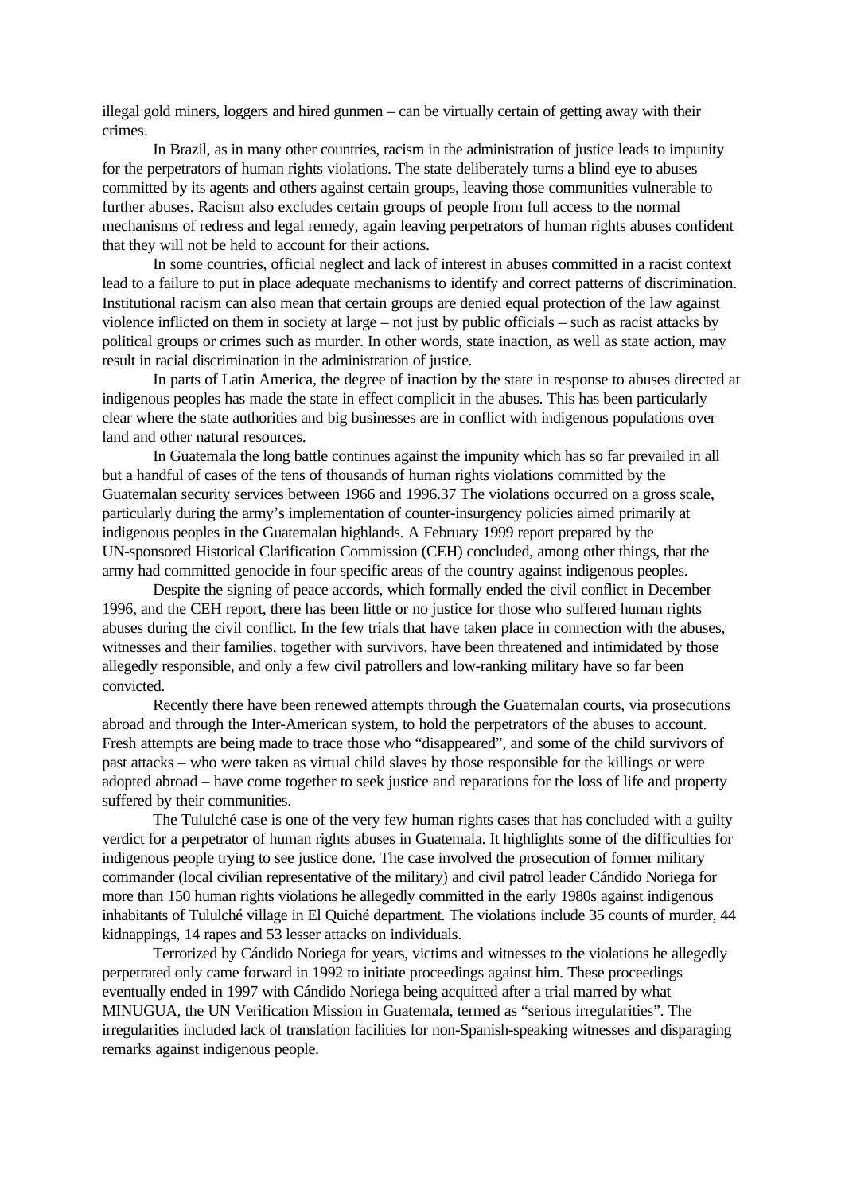illegal gold miners, loggers and hired gunmen – can be virtually certain of getting away with their crimes.

In Brazil, as in many other countries, racism in the administration of justice leads to impunity for the perpetrators of human rights violations. The state deliberately turns a blind eye to abuses committed by its agents and others against certain groups, leaving those communities vulnerable to further abuses. Racism also excludes certain groups of people from full access to the normal mechanisms of redress and legal remedy, again leaving perpetrators of human rights abuses confident that they will not be held to account for their actions.

In some countries, official neglect and lack of interest in abuses committed in a racist context lead to a failure to put in place adequate mechanisms to identify and correct patterns of discrimination. Institutional racism can also mean that certain groups are denied equal protection of the law against violence inflicted on them in society at large – not just by public officials – such as racist attacks by political groups or crimes such as murder. In other words, state inaction, as well as state action, may result in racial discrimination in the administration of justice.

In parts of Latin America, the degree of inaction by the state in response to abuses directed at indigenous peoples has made the state in effect complicit in the abuses. This has been particularly clear where the state authorities and big businesses are in conflict with indigenous populations over land and other natural resources.

In Guatemala the long battle continues against the impunity which has so far prevailed in all but a handful of cases of the tens of thousands of human rights violations committed by the Guatemalan security services between 1966 and 1996.[37] The violations occurred on a gross scale, particularly during the army's implementation of counter-insurgency policies aimed primarily at indigenous peoples in the Guatemalan highlands. A February 1999 report prepared by the UN-sponsored Historical Clarification Commission (CEH) concluded, among other things, that the army had committed genocide in four specific areas of the country against indigenous peoples.

Despite the signing of peace accords, which formally ended the civil conflict in December 1996, and the CEH report, there has been little or no justice for those who suffered human rights abuses during the civil conflict. In the few trials that have taken place in connection with the abuses, witnesses and their families, together with survivors, have been threatened and intimidated by those allegedly responsible, and only a few civil patrollers and low-ranking military have so far been convicted.

Recently there have been renewed attempts through the Guatemalan courts, via prosecutions abroad and through the Inter-American system, to hold the perpetrators of the abuses to account. Fresh attempts are being made to trace those who "disappeared", and some of the child survivors of past attacks – who were taken as virtual child slaves by those responsible for the killings or were adopted abroad – have come together to seek justice and reparations for the loss of life and property suffered by their communities.

The Tululché case is one of the very few human rights cases that has concluded with a guilty verdict for a perpetrator of human rights abuses in Guatemala. It highlights some of the difficulties for indigenous people trying to see justice done. The case involved the prosecution of former military commander (local civilian representative of the military) and civil patrol leader Cándido Noriega for more than 150 human rights violations he allegedly committed in the early 1980s against indigenous inhabitants of Tululché village in El Quiché department. The violations include 35 counts of murder, 44 kidnappings, 14 rapes and 53 lesser attacks on individuals.

Terrorized by Cándido Noriega for years, victims and witnesses to the violations he allegedly perpetrated only came forward in 1992 to initiate proceedings against him. These proceedings eventually ended in 1997 with Cándido Noriega being acquitted after a trial marred by what MINUGUA, the UN Verification Mission in Guatemala, termed as "serious irregularities". The irregularities included lack of translation facilities for non-Spanish-speaking witnesses and disparaging remarks against indigenous people.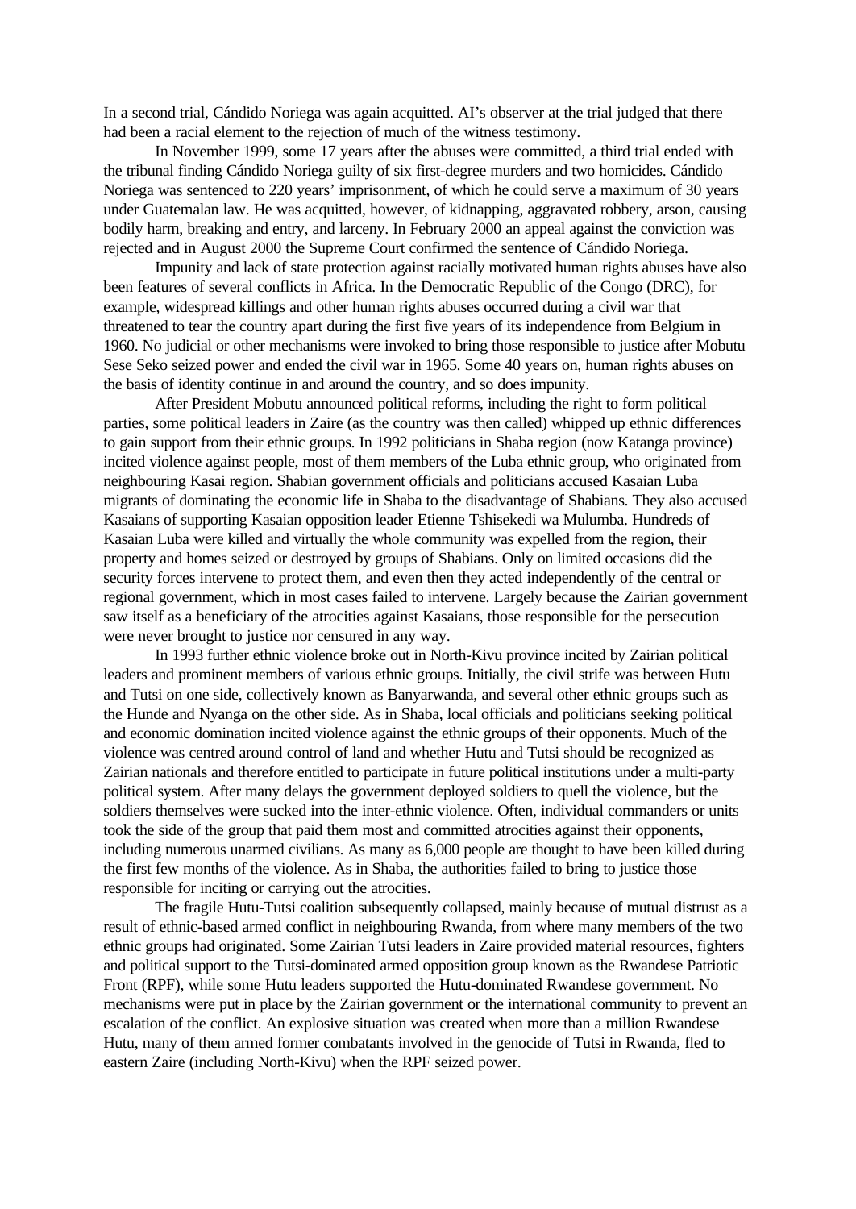In a second trial, Cándido Noriega was again acquitted. AI's observer at the trial judged that there had been a racial element to the rejection of much of the witness testimony.

In November 1999, some 17 years after the abuses were committed, a third trial ended with the tribunal finding Cándido Noriega guilty of six first-degree murders and two homicides. Cándido Noriega was sentenced to 220 years' imprisonment, of which he could serve a maximum of 30 years under Guatemalan law. He was acquitted, however, of kidnapping, aggravated robbery, arson, causing bodily harm, breaking and entry, and larceny. In February 2000 an appeal against the conviction was rejected and in August 2000 the Supreme Court confirmed the sentence of Cándido Noriega.

Impunity and lack of state protection against racially motivated human rights abuses have also been features of several conflicts in Africa. In the Democratic Republic of the Congo (DRC), for example, widespread killings and other human rights abuses occurred during a civil war that threatened to tear the country apart during the first five years of its independence from Belgium in 1960. No judicial or other mechanisms were invoked to bring those responsible to justice after Mobutu Sese Seko seized power and ended the civil war in 1965. Some 40 years on, human rights abuses on the basis of identity continue in and around the country, and so does impunity.

After President Mobutu announced political reforms, including the right to form political parties, some political leaders in Zaire (as the country was then called) whipped up ethnic differences to gain support from their ethnic groups. In 1992 politicians in Shaba region (now Katanga province) incited violence against people, most of them members of the Luba ethnic group, who originated from neighbouring Kasai region. Shabian government officials and politicians accused Kasaian Luba migrants of dominating the economic life in Shaba to the disadvantage of Shabians. They also accused Kasaians of supporting Kasaian opposition leader Etienne Tshisekedi wa Mulumba. Hundreds of Kasaian Luba were killed and virtually the whole community was expelled from the region, their property and homes seized or destroyed by groups of Shabians. Only on limited occasions did the security forces intervene to protect them, and even then they acted independently of the central or regional government, which in most cases failed to intervene. Largely because the Zairian government saw itself as a beneficiary of the atrocities against Kasaians, those responsible for the persecution were never brought to justice nor censured in any way.

In 1993 further ethnic violence broke out in North-Kivu province incited by Zairian political leaders and prominent members of various ethnic groups. Initially, the civil strife was between Hutu and Tutsi on one side, collectively known as Banyarwanda, and several other ethnic groups such as the Hunde and Nyanga on the other side. As in Shaba, local officials and politicians seeking political and economic domination incited violence against the ethnic groups of their opponents. Much of the violence was centred around control of land and whether Hutu and Tutsi should be recognized as Zairian nationals and therefore entitled to participate in future political institutions under a multi-party political system. After many delays the government deployed soldiers to quell the violence, but the soldiers themselves were sucked into the inter-ethnic violence. Often, individual commanders or units took the side of the group that paid them most and committed atrocities against their opponents, including numerous unarmed civilians. As many as 6,000 people are thought to have been killed during the first few months of the violence. As in Shaba, the authorities failed to bring to justice those responsible for inciting or carrying out the atrocities.

The fragile Hutu-Tutsi coalition subsequently collapsed, mainly because of mutual distrust as a result of ethnic-based armed conflict in neighbouring Rwanda, from where many members of the two ethnic groups had originated. Some Zairian Tutsi leaders in Zaire provided material resources, fighters and political support to the Tutsi-dominated armed opposition group known as the Rwandese Patriotic Front (RPF), while some Hutu leaders supported the Hutu-dominated Rwandese government. No mechanisms were put in place by the Zairian government or the international community to prevent an escalation of the conflict. An explosive situation was created when more than a million Rwandese Hutu, many of them armed former combatants involved in the genocide of Tutsi in Rwanda, fled to eastern Zaire (including North-Kivu) when the RPF seized power.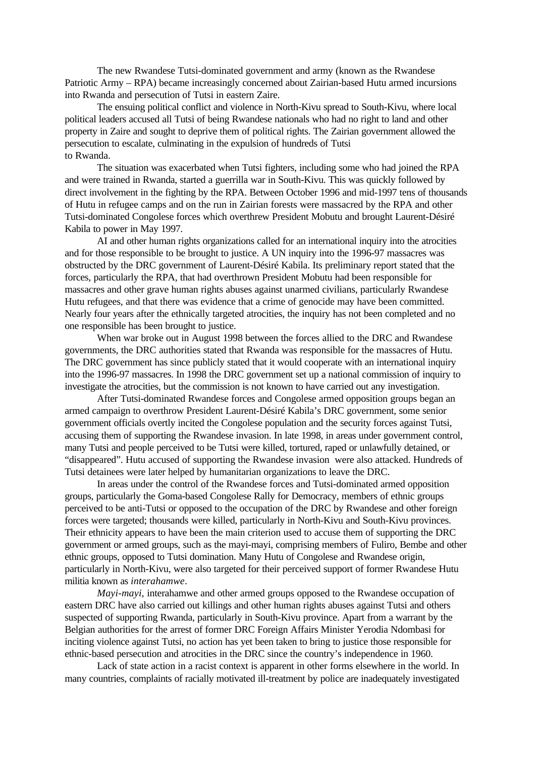The new Rwandese Tutsi-dominated government and army (known as the Rwandese Patriotic Army – RPA) became increasingly concerned about Zairian-based Hutu armed incursions into Rwanda and persecution of Tutsi in eastern Zaire.

The ensuing political conflict and violence in North-Kivu spread to South-Kivu, where local political leaders accused all Tutsi of being Rwandese nationals who had no right to land and other property in Zaire and sought to deprive them of political rights. The Zairian government allowed the persecution to escalate, culminating in the expulsion of hundreds of Tutsi to Rwanda.

The situation was exacerbated when Tutsi fighters, including some who had joined the RPA and were trained in Rwanda, started a guerrilla war in South-Kivu. This was quickly followed by direct involvement in the fighting by the RPA. Between October 1996 and mid-1997 tens of thousands of Hutu in refugee camps and on the run in Zairian forests were massacred by the RPA and other Tutsi-dominated Congolese forces which overthrew President Mobutu and brought Laurent-Désiré Kabila to power in May 1997.

AI and other human rights organizations called for an international inquiry into the atrocities and for those responsible to be brought to justice. A UN inquiry into the 1996-97 massacres was obstructed by the DRC government of Laurent-Désiré Kabila. Its preliminary report stated that the forces, particularly the RPA, that had overthrown President Mobutu had been responsible for massacres and other grave human rights abuses against unarmed civilians, particularly Rwandese Hutu refugees, and that there was evidence that a crime of genocide may have been committed. Nearly four years after the ethnically targeted atrocities, the inquiry has not been completed and no one responsible has been brought to justice.

When war broke out in August 1998 between the forces allied to the DRC and Rwandese governments, the DRC authorities stated that Rwanda was responsible for the massacres of Hutu. The DRC government has since publicly stated that it would cooperate with an international inquiry into the 1996-97 massacres. In 1998 the DRC government set up a national commission of inquiry to investigate the atrocities, but the commission is not known to have carried out any investigation.

After Tutsi-dominated Rwandese forces and Congolese armed opposition groups began an armed campaign to overthrow President Laurent-Désiré Kabila's DRC government, some senior government officials overtly incited the Congolese population and the security forces against Tutsi, accusing them of supporting the Rwandese invasion. In late 1998, in areas under government control, many Tutsi and people perceived to be Tutsi were killed, tortured, raped or unlawfully detained, or "disappeared". Hutu accused of supporting the Rwandese invasion were also attacked. Hundreds of Tutsi detainees were later helped by humanitarian organizations to leave the DRC.

In areas under the control of the Rwandese forces and Tutsi-dominated armed opposition groups, particularly the Goma-based Congolese Rally for Democracy, members of ethnic groups perceived to be anti-Tutsi or opposed to the occupation of the DRC by Rwandese and other foreign forces were targeted; thousands were killed, particularly in North-Kivu and South-Kivu provinces. Their ethnicity appears to have been the main criterion used to accuse them of supporting the DRC government or armed groups, such as the mayi-mayi, comprising members of Fuliro, Bembe and other ethnic groups, opposed to Tutsi domination. Many Hutu of Congolese and Rwandese origin, particularly in North-Kivu, were also targeted for their perceived support of former Rwandese Hutu militia known as *interahamwe*.

*Mayi-mayi,* interahamwe and other armed groups opposed to the Rwandese occupation of eastern DRC have also carried out killings and other human rights abuses against Tutsi and others suspected of supporting Rwanda, particularly in South-Kivu province. Apart from a warrant by the Belgian authorities for the arrest of former DRC Foreign Affairs Minister Yerodia Ndombasi for inciting violence against Tutsi, no action has yet been taken to bring to justice those responsible for ethnic-based persecution and atrocities in the DRC since the country's independence in 1960.

Lack of state action in a racist context is apparent in other forms elsewhere in the world. In many countries, complaints of racially motivated ill-treatment by police are inadequately investigated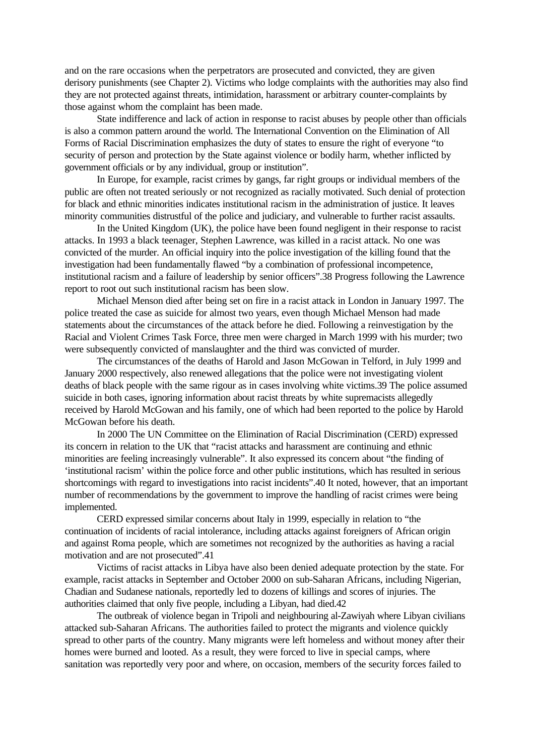and on the rare occasions when the perpetrators are prosecuted and convicted, they are given derisory punishments (see Chapter 2). Victims who lodge complaints with the authorities may also find they are not protected against threats, intimidation, harassment or arbitrary counter-complaints by those against whom the complaint has been made.

State indifference and lack of action in response to racist abuses by people other than officials is also a common pattern around the world. The International Convention on the Elimination of All Forms of Racial Discrimination emphasizes the duty of states to ensure the right of everyone "to security of person and protection by the State against violence or bodily harm, whether inflicted by government officials or by any individual, group or institution".

In Europe, for example, racist crimes by gangs, far right groups or individual members of the public are often not treated seriously or not recognized as racially motivated. Such denial of protection for black and ethnic minorities indicates institutional racism in the administration of justice. It leaves minority communities distrustful of the police and judiciary, and vulnerable to further racist assaults.

In the United Kingdom (UK), the police have been found negligent in their response to racist attacks. In 1993 a black teenager, Stephen Lawrence, was killed in a racist attack. No one was convicted of the murder. An official inquiry into the police investigation of the killing found that the investigation had been fundamentally flawed "by a combination of professional incompetence, institutional racism and a failure of leadership by senior officers".38 Progress following the Lawrence report to root out such institutional racism has been slow.

Michael Menson died after being set on fire in a racist attack in London in January 1997. The police treated the case as suicide for almost two years, even though Michael Menson had made statements about the circumstances of the attack before he died. Following a reinvestigation by the Racial and Violent Crimes Task Force, three men were charged in March 1999 with his murder; two were subsequently convicted of manslaughter and the third was convicted of murder.

The circumstances of the deaths of Harold and Jason McGowan in Telford, in July 1999 and January 2000 respectively, also renewed allegations that the police were not investigating violent deaths of black people with the same rigour as in cases involving white victims.39 The police assumed suicide in both cases, ignoring information about racist threats by white supremacists allegedly received by Harold McGowan and his family, one of which had been reported to the police by Harold McGowan before his death.

In 2000 The UN Committee on the Elimination of Racial Discrimination (CERD) expressed its concern in relation to the UK that "racist attacks and harassment are continuing and ethnic minorities are feeling increasingly vulnerable". It also expressed its concern about "the finding of 'institutional racism' within the police force and other public institutions, which has resulted in serious shortcomings with regard to investigations into racist incidents".40 It noted, however, that an important number of recommendations by the government to improve the handling of racist crimes were being implemented.

CERD expressed similar concerns about Italy in 1999, especially in relation to "the continuation of incidents of racial intolerance, including attacks against foreigners of African origin and against Roma people, which are sometimes not recognized by the authorities as having a racial motivation and are not prosecuted".41

Victims of racist attacks in Libya have also been denied adequate protection by the state. For example, racist attacks in September and October 2000 on sub-Saharan Africans, including Nigerian, Chadian and Sudanese nationals, reportedly led to dozens of killings and scores of injuries. The authorities claimed that only five people, including a Libyan, had died.42

The outbreak of violence began in Tripoli and neighbouring al-Zawiyah where Libyan civilians attacked sub-Saharan Africans. The authorities failed to protect the migrants and violence quickly spread to other parts of the country. Many migrants were left homeless and without money after their homes were burned and looted. As a result, they were forced to live in special camps, where sanitation was reportedly very poor and where, on occasion, members of the security forces failed to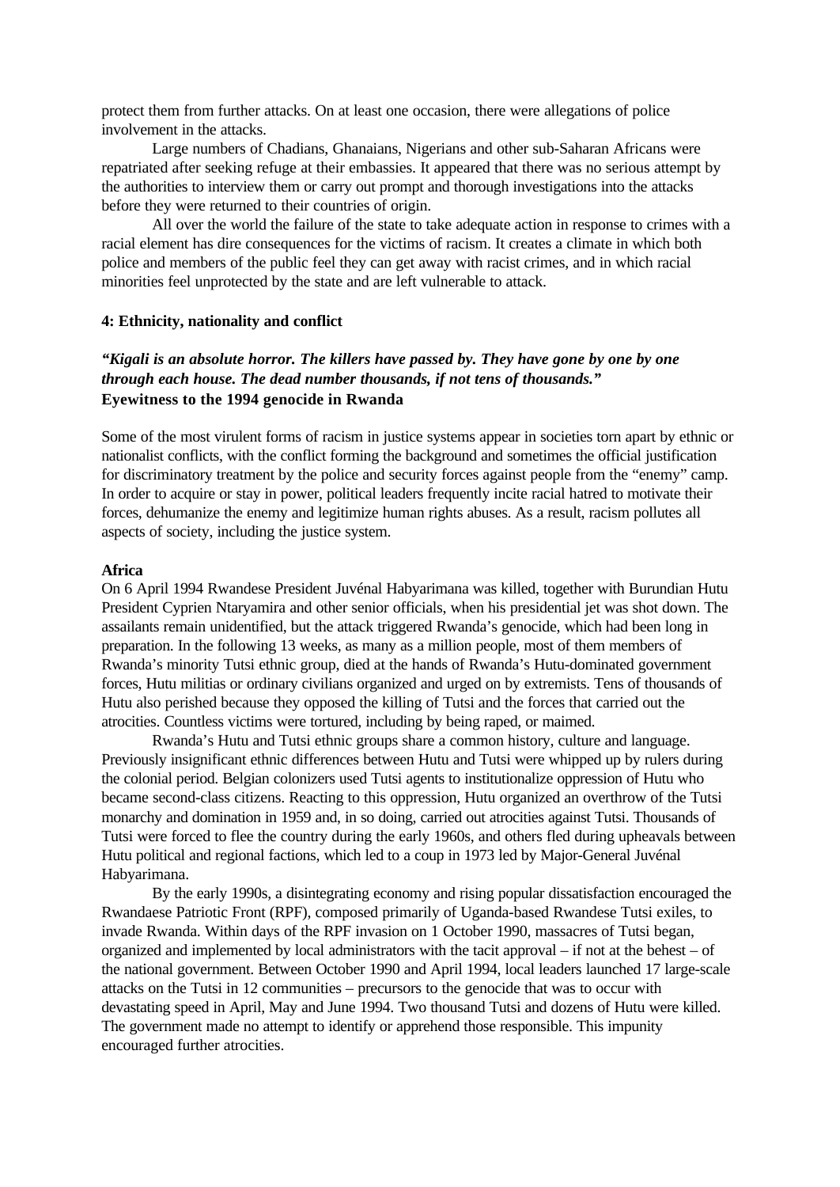protect them from further attacks. On at least one occasion, there were allegations of police involvement in the attacks.

Large numbers of Chadians, Ghanaians, Nigerians and other sub-Saharan Africans were repatriated after seeking refuge at their embassies. It appeared that there was no serious attempt by the authorities to interview them or carry out prompt and thorough investigations into the attacks before they were returned to their countries of origin.

All over the world the failure of the state to take adequate action in response to crimes with a racial element has dire consequences for the victims of racism. It creates a climate in which both police and members of the public feel they can get away with racist crimes, and in which racial minorities feel unprotected by the state and are left vulnerable to attack.

### 4: Ethnicity, nationality and conflict

***"Kigali is an absolute horror. The killers have passed by. They have gone by one by one through each house. The dead number thousands, if not tens of thousands."***
**Eyewitness to the 1994 genocide in Rwanda**

Some of the most virulent forms of racism in justice systems appear in societies torn apart by ethnic or nationalist conflicts, with the conflict forming the background and sometimes the official justification for discriminatory treatment by the police and security forces against people from the "enemy" camp. In order to acquire or stay in power, political leaders frequently incite racial hatred to motivate their forces, dehumanize the enemy and legitimize human rights abuses. As a result, racism pollutes all aspects of society, including the justice system.

#### Africa

On 6 April 1994 Rwandese President Juvénal Habyarimana was killed, together with Burundian Hutu President Cyprien Ntaryamira and other senior officials, when his presidential jet was shot down. The assailants remain unidentified, but the attack triggered Rwanda's genocide, which had been long in preparation. In the following 13 weeks, as many as a million people, most of them members of Rwanda's minority Tutsi ethnic group, died at the hands of Rwanda's Hutu-dominated government forces, Hutu militias or ordinary civilians organized and urged on by extremists. Tens of thousands of Hutu also perished because they opposed the killing of Tutsi and the forces that carried out the atrocities. Countless victims were tortured, including by being raped, or maimed.

Rwanda's Hutu and Tutsi ethnic groups share a common history, culture and language. Previously insignificant ethnic differences between Hutu and Tutsi were whipped up by rulers during the colonial period. Belgian colonizers used Tutsi agents to institutionalize oppression of Hutu who became second-class citizens. Reacting to this oppression, Hutu organized an overthrow of the Tutsi monarchy and domination in 1959 and, in so doing, carried out atrocities against Tutsi. Thousands of Tutsi were forced to flee the country during the early 1960s, and others fled during upheavals between Hutu political and regional factions, which led to a coup in 1973 led by Major-General Juvénal Habyarimana.

By the early 1990s, a disintegrating economy and rising popular dissatisfaction encouraged the Rwandaese Patriotic Front (RPF), composed primarily of Uganda-based Rwandese Tutsi exiles, to invade Rwanda. Within days of the RPF invasion on 1 October 1990, massacres of Tutsi began, organized and implemented by local administrators with the tacit approval – if not at the behest – of the national government. Between October 1990 and April 1994, local leaders launched 17 large-scale attacks on the Tutsi in 12 communities – precursors to the genocide that was to occur with devastating speed in April, May and June 1994. Two thousand Tutsi and dozens of Hutu were killed. The government made no attempt to identify or apprehend those responsible. This impunity encouraged further atrocities.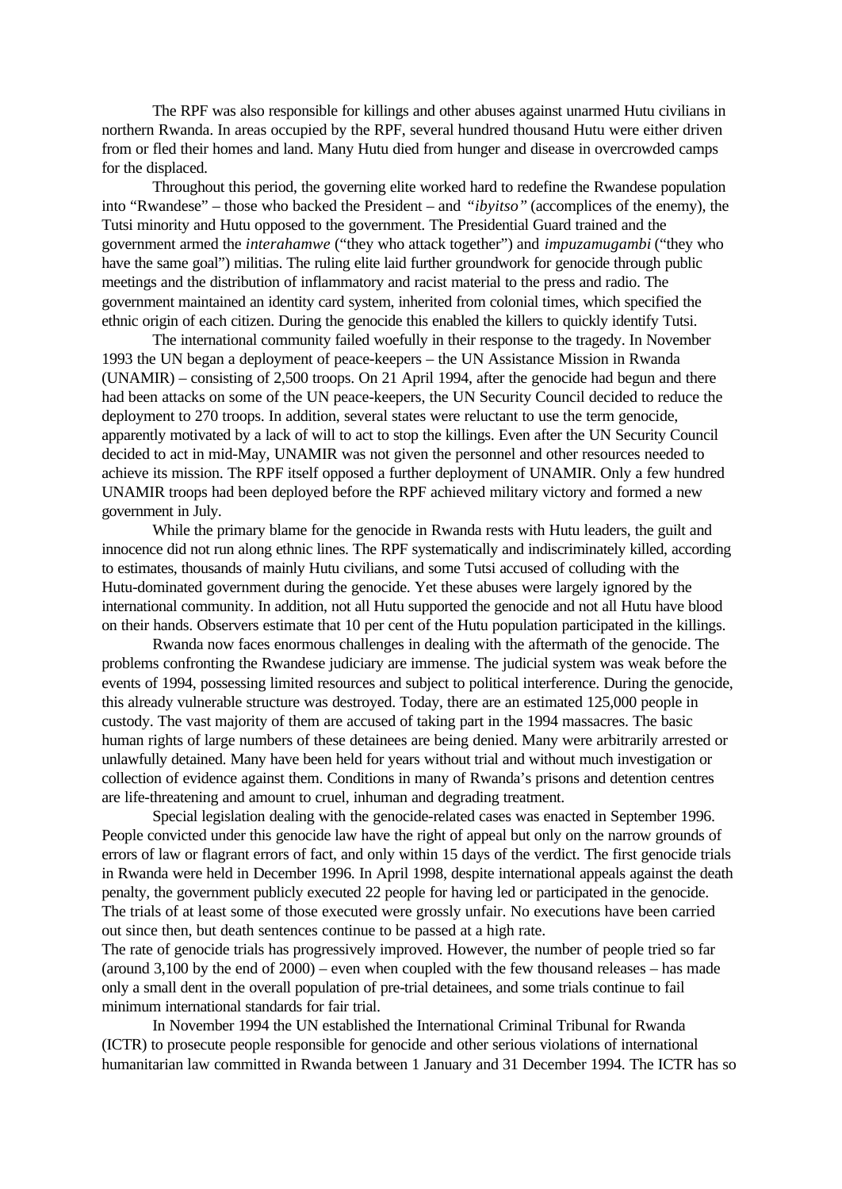The RPF was also responsible for killings and other abuses against unarmed Hutu civilians in northern Rwanda. In areas occupied by the RPF, several hundred thousand Hutu were either driven from or fled their homes and land. Many Hutu died from hunger and disease in overcrowded camps for the displaced.

Throughout this period, the governing elite worked hard to redefine the Rwandese population into "Rwandese" – those who backed the President – and *"ibyitso"* (accomplices of the enemy), the Tutsi minority and Hutu opposed to the government. The Presidential Guard trained and the government armed the *interahamwe* ("they who attack together") and *impuzamugambi* ("they who have the same goal") militias. The ruling elite laid further groundwork for genocide through public meetings and the distribution of inflammatory and racist material to the press and radio. The government maintained an identity card system, inherited from colonial times, which specified the ethnic origin of each citizen. During the genocide this enabled the killers to quickly identify Tutsi.

The international community failed woefully in their response to the tragedy. In November 1993 the UN began a deployment of peace-keepers – the UN Assistance Mission in Rwanda (UNAMIR) – consisting of 2,500 troops. On 21 April 1994, after the genocide had begun and there had been attacks on some of the UN peace-keepers, the UN Security Council decided to reduce the deployment to 270 troops. In addition, several states were reluctant to use the term genocide, apparently motivated by a lack of will to act to stop the killings. Even after the UN Security Council decided to act in mid-May, UNAMIR was not given the personnel and other resources needed to achieve its mission. The RPF itself opposed a further deployment of UNAMIR. Only a few hundred UNAMIR troops had been deployed before the RPF achieved military victory and formed a new government in July.

While the primary blame for the genocide in Rwanda rests with Hutu leaders, the guilt and innocence did not run along ethnic lines. The RPF systematically and indiscriminately killed, according to estimates, thousands of mainly Hutu civilians, and some Tutsi accused of colluding with the Hutu-dominated government during the genocide. Yet these abuses were largely ignored by the international community. In addition, not all Hutu supported the genocide and not all Hutu have blood on their hands. Observers estimate that 10 per cent of the Hutu population participated in the killings.

Rwanda now faces enormous challenges in dealing with the aftermath of the genocide. The problems confronting the Rwandese judiciary are immense. The judicial system was weak before the events of 1994, possessing limited resources and subject to political interference. During the genocide, this already vulnerable structure was destroyed. Today, there are an estimated 125,000 people in custody. The vast majority of them are accused of taking part in the 1994 massacres. The basic human rights of large numbers of these detainees are being denied. Many were arbitrarily arrested or unlawfully detained. Many have been held for years without trial and without much investigation or collection of evidence against them. Conditions in many of Rwanda's prisons and detention centres are life-threatening and amount to cruel, inhuman and degrading treatment.

Special legislation dealing with the genocide-related cases was enacted in September 1996. People convicted under this genocide law have the right of appeal but only on the narrow grounds of errors of law or flagrant errors of fact, and only within 15 days of the verdict. The first genocide trials in Rwanda were held in December 1996. In April 1998, despite international appeals against the death penalty, the government publicly executed 22 people for having led or participated in the genocide. The trials of at least some of those executed were grossly unfair. No executions have been carried out since then, but death sentences continue to be passed at a high rate.

The rate of genocide trials has progressively improved. However, the number of people tried so far (around 3,100 by the end of 2000) – even when coupled with the few thousand releases – has made only a small dent in the overall population of pre-trial detainees, and some trials continue to fail minimum international standards for fair trial.

In November 1994 the UN established the International Criminal Tribunal for Rwanda (ICTR) to prosecute people responsible for genocide and other serious violations of international humanitarian law committed in Rwanda between 1 January and 31 December 1994. The ICTR has so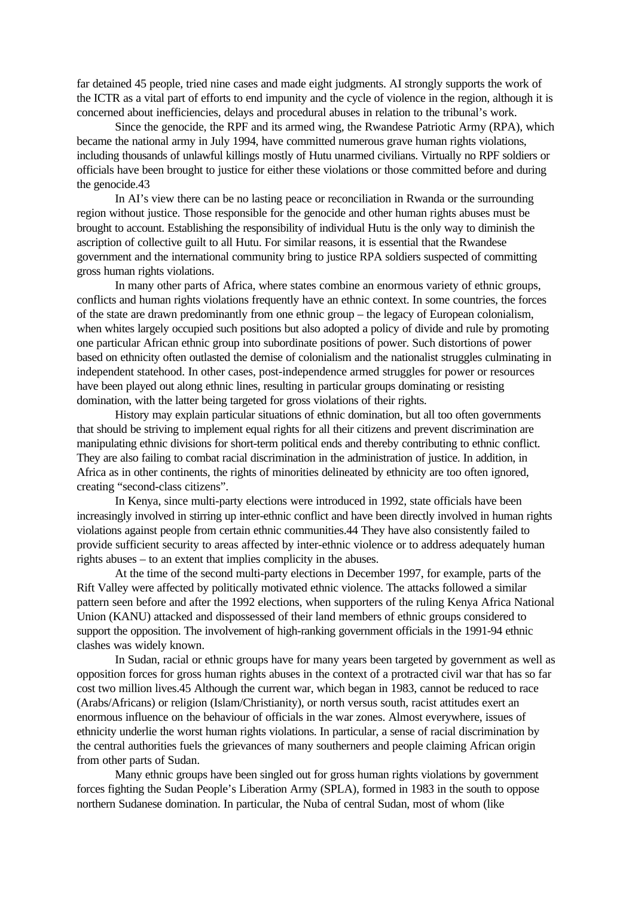far detained 45 people, tried nine cases and made eight judgments. AI strongly supports the work of the ICTR as a vital part of efforts to end impunity and the cycle of violence in the region, although it is concerned about inefficiencies, delays and procedural abuses in relation to the tribunal's work.

Since the genocide, the RPF and its armed wing, the Rwandese Patriotic Army (RPA), which became the national army in July 1994, have committed numerous grave human rights violations, including thousands of unlawful killings mostly of Hutu unarmed civilians. Virtually no RPF soldiers or officials have been brought to justice for either these violations or those committed before and during the genocide.[43]

In AI's view there can be no lasting peace or reconciliation in Rwanda or the surrounding region without justice. Those responsible for the genocide and other human rights abuses must be brought to account. Establishing the responsibility of individual Hutu is the only way to diminish the ascription of collective guilt to all Hutu. For similar reasons, it is essential that the Rwandese government and the international community bring to justice RPA soldiers suspected of committing gross human rights violations.

In many other parts of Africa, where states combine an enormous variety of ethnic groups, conflicts and human rights violations frequently have an ethnic context. In some countries, the forces of the state are drawn predominantly from one ethnic group – the legacy of European colonialism, when whites largely occupied such positions but also adopted a policy of divide and rule by promoting one particular African ethnic group into subordinate positions of power. Such distortions of power based on ethnicity often outlasted the demise of colonialism and the nationalist struggles culminating in independent statehood. In other cases, post-independence armed struggles for power or resources have been played out along ethnic lines, resulting in particular groups dominating or resisting domination, with the latter being targeted for gross violations of their rights.

History may explain particular situations of ethnic domination, but all too often governments that should be striving to implement equal rights for all their citizens and prevent discrimination are manipulating ethnic divisions for short-term political ends and thereby contributing to ethnic conflict. They are also failing to combat racial discrimination in the administration of justice. In addition, in Africa as in other continents, the rights of minorities delineated by ethnicity are too often ignored, creating "second-class citizens".

In Kenya, since multi-party elections were introduced in 1992, state officials have been increasingly involved in stirring up inter-ethnic conflict and have been directly involved in human rights violations against people from certain ethnic communities.[44] They have also consistently failed to provide sufficient security to areas affected by inter-ethnic violence or to address adequately human rights abuses – to an extent that implies complicity in the abuses.

At the time of the second multi-party elections in December 1997, for example, parts of the Rift Valley were affected by politically motivated ethnic violence. The attacks followed a similar pattern seen before and after the 1992 elections, when supporters of the ruling Kenya Africa National Union (KANU) attacked and dispossessed of their land members of ethnic groups considered to support the opposition. The involvement of high-ranking government officials in the 1991-94 ethnic clashes was widely known.

In Sudan, racial or ethnic groups have for many years been targeted by government as well as opposition forces for gross human rights abuses in the context of a protracted civil war that has so far cost two million lives.[45] Although the current war, which began in 1983, cannot be reduced to race (Arabs/Africans) or religion (Islam/Christianity), or north versus south, racist attitudes exert an enormous influence on the behaviour of officials in the war zones. Almost everywhere, issues of ethnicity underlie the worst human rights violations. In particular, a sense of racial discrimination by the central authorities fuels the grievances of many southerners and people claiming African origin from other parts of Sudan.

Many ethnic groups have been singled out for gross human rights violations by government forces fighting the Sudan People's Liberation Army (SPLA), formed in 1983 in the south to oppose northern Sudanese domination. In particular, the Nuba of central Sudan, most of whom (like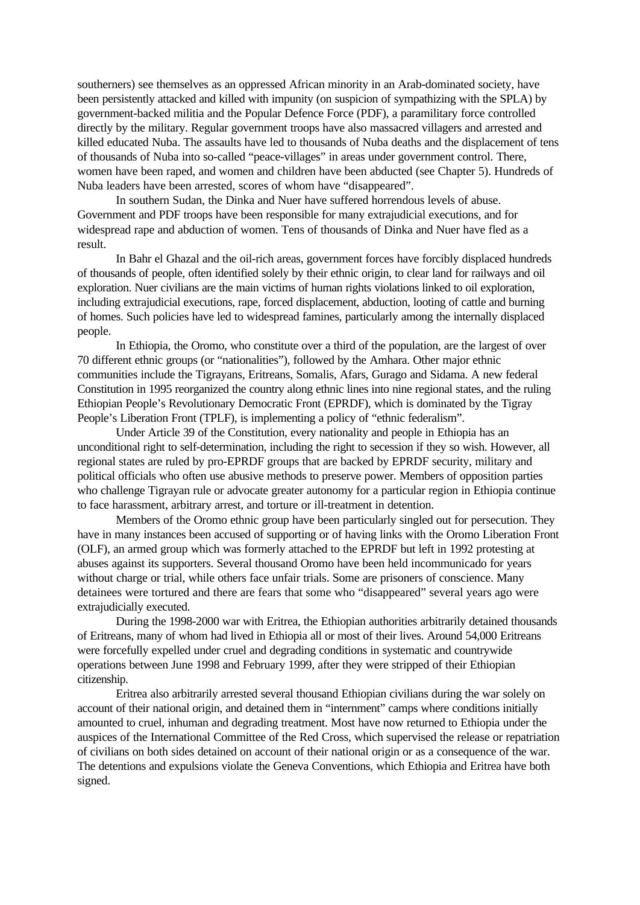southerners) see themselves as an oppressed African minority in an Arab-dominated society, have been persistently attacked and killed with impunity (on suspicion of sympathizing with the SPLA) by government-backed militia and the Popular Defence Force (PDF), a paramilitary force controlled directly by the military. Regular government troops have also massacred villagers and arrested and killed educated Nuba. The assaults have led to thousands of Nuba deaths and the displacement of tens of thousands of Nuba into so-called "peace-villages" in areas under government control. There, women have been raped, and women and children have been abducted (see Chapter 5). Hundreds of Nuba leaders have been arrested, scores of whom have "disappeared".

In southern Sudan, the Dinka and Nuer have suffered horrendous levels of abuse. Government and PDF troops have been responsible for many extrajudicial executions, and for widespread rape and abduction of women. Tens of thousands of Dinka and Nuer have fled as a result.

In Bahr el Ghazal and the oil-rich areas, government forces have forcibly displaced hundreds of thousands of people, often identified solely by their ethnic origin, to clear land for railways and oil exploration. Nuer civilians are the main victims of human rights violations linked to oil exploration, including extrajudicial executions, rape, forced displacement, abduction, looting of cattle and burning of homes. Such policies have led to widespread famines, particularly among the internally displaced people.

In Ethiopia, the Oromo, who constitute over a third of the population, are the largest of over 70 different ethnic groups (or "nationalities"), followed by the Amhara. Other major ethnic communities include the Tigrayans, Eritreans, Somalis, Afars, Gurago and Sidama. A new federal Constitution in 1995 reorganized the country along ethnic lines into nine regional states, and the ruling Ethiopian People's Revolutionary Democratic Front (EPRDF), which is dominated by the Tigray People's Liberation Front (TPLF), is implementing a policy of "ethnic federalism".

Under Article 39 of the Constitution, every nationality and people in Ethiopia has an unconditional right to self-determination, including the right to secession if they so wish. However, all regional states are ruled by pro-EPRDF groups that are backed by EPRDF security, military and political officials who often use abusive methods to preserve power. Members of opposition parties who challenge Tigrayan rule or advocate greater autonomy for a particular region in Ethiopia continue to face harassment, arbitrary arrest, and torture or ill-treatment in detention.

Members of the Oromo ethnic group have been particularly singled out for persecution. They have in many instances been accused of supporting or of having links with the Oromo Liberation Front (OLF), an armed group which was formerly attached to the EPRDF but left in 1992 protesting at abuses against its supporters. Several thousand Oromo have been held incommunicado for years without charge or trial, while others face unfair trials. Some are prisoners of conscience. Many detainees were tortured and there are fears that some who "disappeared" several years ago were extrajudicially executed.

During the 1998-2000 war with Eritrea, the Ethiopian authorities arbitrarily detained thousands of Eritreans, many of whom had lived in Ethiopia all or most of their lives. Around 54,000 Eritreans were forcefully expelled under cruel and degrading conditions in systematic and countrywide operations between June 1998 and February 1999, after they were stripped of their Ethiopian citizenship.

Eritrea also arbitrarily arrested several thousand Ethiopian civilians during the war solely on account of their national origin, and detained them in "internment" camps where conditions initially amounted to cruel, inhuman and degrading treatment. Most have now returned to Ethiopia under the auspices of the International Committee of the Red Cross, which supervised the release or repatriation of civilians on both sides detained on account of their national origin or as a consequence of the war. The detentions and expulsions violate the Geneva Conventions, which Ethiopia and Eritrea have both signed.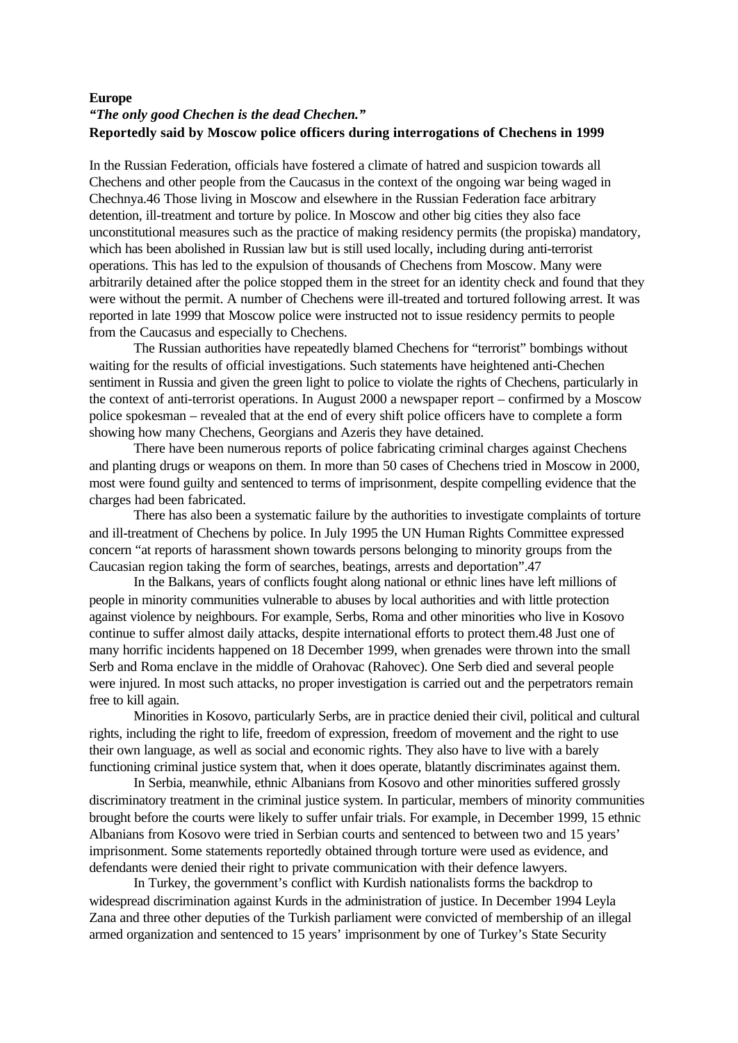**Europe**

***"The only good Chechen is the dead Chechen."***
**Reportedly said by Moscow police officers during interrogations of Chechens in 1999**

In the Russian Federation, officials have fostered a climate of hatred and suspicion towards all Chechens and other people from the Caucasus in the context of the ongoing war being waged in Chechnya.46 Those living in Moscow and elsewhere in the Russian Federation face arbitrary detention, ill-treatment and torture by police. In Moscow and other big cities they also face unconstitutional measures such as the practice of making residency permits (the propiska) mandatory, which has been abolished in Russian law but is still used locally, including during anti-terrorist operations. This has led to the expulsion of thousands of Chechens from Moscow. Many were arbitrarily detained after the police stopped them in the street for an identity check and found that they were without the permit. A number of Chechens were ill-treated and tortured following arrest. It was reported in late 1999 that Moscow police were instructed not to issue residency permits to people from the Caucasus and especially to Chechens.

The Russian authorities have repeatedly blamed Chechens for "terrorist" bombings without waiting for the results of official investigations. Such statements have heightened anti-Chechen sentiment in Russia and given the green light to police to violate the rights of Chechens, particularly in the context of anti-terrorist operations. In August 2000 a newspaper report – confirmed by a Moscow police spokesman – revealed that at the end of every shift police officers have to complete a form showing how many Chechens, Georgians and Azeris they have detained.

There have been numerous reports of police fabricating criminal charges against Chechens and planting drugs or weapons on them. In more than 50 cases of Chechens tried in Moscow in 2000, most were found guilty and sentenced to terms of imprisonment, despite compelling evidence that the charges had been fabricated.

There has also been a systematic failure by the authorities to investigate complaints of torture and ill-treatment of Chechens by police. In July 1995 the UN Human Rights Committee expressed concern "at reports of harassment shown towards persons belonging to minority groups from the Caucasian region taking the form of searches, beatings, arrests and deportation".47

In the Balkans, years of conflicts fought along national or ethnic lines have left millions of people in minority communities vulnerable to abuses by local authorities and with little protection against violence by neighbours. For example, Serbs, Roma and other minorities who live in Kosovo continue to suffer almost daily attacks, despite international efforts to protect them.48 Just one of many horrific incidents happened on 18 December 1999, when grenades were thrown into the small Serb and Roma enclave in the middle of Orahovac (Rahovec). One Serb died and several people were injured. In most such attacks, no proper investigation is carried out and the perpetrators remain free to kill again.

Minorities in Kosovo, particularly Serbs, are in practice denied their civil, political and cultural rights, including the right to life, freedom of expression, freedom of movement and the right to use their own language, as well as social and economic rights. They also have to live with a barely functioning criminal justice system that, when it does operate, blatantly discriminates against them.

In Serbia, meanwhile, ethnic Albanians from Kosovo and other minorities suffered grossly discriminatory treatment in the criminal justice system. In particular, members of minority communities brought before the courts were likely to suffer unfair trials. For example, in December 1999, 15 ethnic Albanians from Kosovo were tried in Serbian courts and sentenced to between two and 15 years' imprisonment. Some statements reportedly obtained through torture were used as evidence, and defendants were denied their right to private communication with their defence lawyers.

In Turkey, the government's conflict with Kurdish nationalists forms the backdrop to widespread discrimination against Kurds in the administration of justice. In December 1994 Leyla Zana and three other deputies of the Turkish parliament were convicted of membership of an illegal armed organization and sentenced to 15 years' imprisonment by one of Turkey's State Security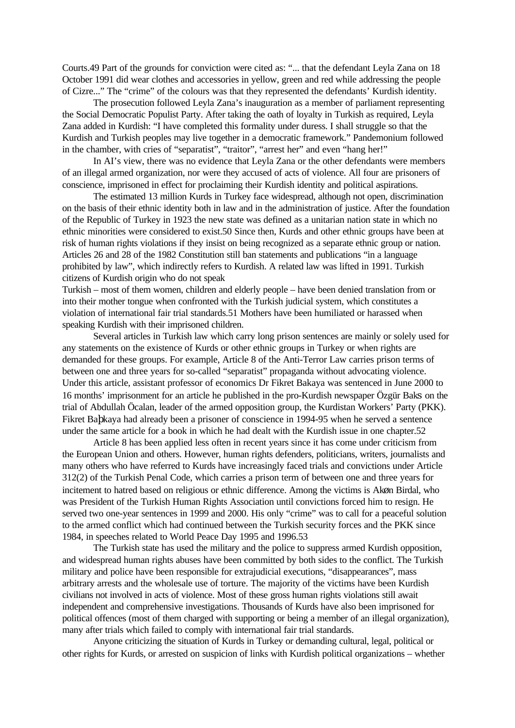Courts.49 Part of the grounds for conviction were cited as: "... that the defendant Leyla Zana on 18 October 1991 did wear clothes and accessories in yellow, green and red while addressing the people of Cizre..." The "crime" of the colours was that they represented the defendants' Kurdish identity.

The prosecution followed Leyla Zana's inauguration as a member of parliament representing the Social Democratic Populist Party. After taking the oath of loyalty in Turkish as required, Leyla Zana added in Kurdish: "I have completed this formality under duress. I shall struggle so that the Kurdish and Turkish peoples may live together in a democratic framework." Pandemonium followed in the chamber, with cries of "separatist", "traitor", "arrest her" and even "hang her!"

In AI's view, there was no evidence that Leyla Zana or the other defendants were members of an illegal armed organization, nor were they accused of acts of violence. All four are prisoners of conscience, imprisoned in effect for proclaiming their Kurdish identity and political aspirations.

The estimated 13 million Kurds in Turkey face widespread, although not open, discrimination on the basis of their ethnic identity both in law and in the administration of justice. After the foundation of the Republic of Turkey in 1923 the new state was defined as a unitarian nation state in which no ethnic minorities were considered to exist.50 Since then, Kurds and other ethnic groups have been at risk of human rights violations if they insist on being recognized as a separate ethnic group or nation. Articles 26 and 28 of the 1982 Constitution still ban statements and publications "in a language prohibited by law", which indirectly refers to Kurdish. A related law was lifted in 1991. Turkish citizens of Kurdish origin who do not speak Turkish – most of them women, children and elderly people – have been denied translation from or into their mother tongue when confronted with the Turkish judicial system, which constitutes a violation of international fair trial standards.51 Mothers have been humiliated or harassed when speaking Kurdish with their imprisoned children.

Several articles in Turkish law which carry long prison sentences are mainly or solely used for any statements on the existence of Kurds or other ethnic groups in Turkey or when rights are demanded for these groups. For example, Article 8 of the Anti-Terror Law carries prison terms of between one and three years for so-called "separatist" propaganda without advocating violence. Under this article, assistant professor of economics Dr Fikret Bakaya was sentenced in June 2000 to 16 months' imprisonment for an article he published in the pro-Kurdish newspaper Özgür Baks on the trial of Abdullah Öcalan, leader of the armed opposition group, the Kurdistan Workers' Party (PKK). Fikret Baþkaya had already been a prisoner of conscience in 1994-95 when he served a sentence under the same article for a book in which he had dealt with the Kurdish issue in one chapter.52

Article 8 has been applied less often in recent years since it has come under criticism from the European Union and others. However, human rights defenders, politicians, writers, journalists and many others who have referred to Kurds have increasingly faced trials and convictions under Article 312(2) of the Turkish Penal Code, which carries a prison term of between one and three years for incitement to hatred based on religious or ethnic difference. Among the victims is Akøn Birdal, who was President of the Turkish Human Rights Association until convictions forced him to resign. He served two one-year sentences in 1999 and 2000. His only "crime" was to call for a peaceful solution to the armed conflict which had continued between the Turkish security forces and the PKK since 1984, in speeches related to World Peace Day 1995 and 1996.53

The Turkish state has used the military and the police to suppress armed Kurdish opposition, and widespread human rights abuses have been committed by both sides to the conflict. The Turkish military and police have been responsible for extrajudicial executions, "disappearances", mass arbitrary arrests and the wholesale use of torture. The majority of the victims have been Kurdish civilians not involved in acts of violence. Most of these gross human rights violations still await independent and comprehensive investigations. Thousands of Kurds have also been imprisoned for political offences (most of them charged with supporting or being a member of an illegal organization), many after trials which failed to comply with international fair trial standards.

Anyone criticizing the situation of Kurds in Turkey or demanding cultural, legal, political or other rights for Kurds, or arrested on suspicion of links with Kurdish political organizations – whether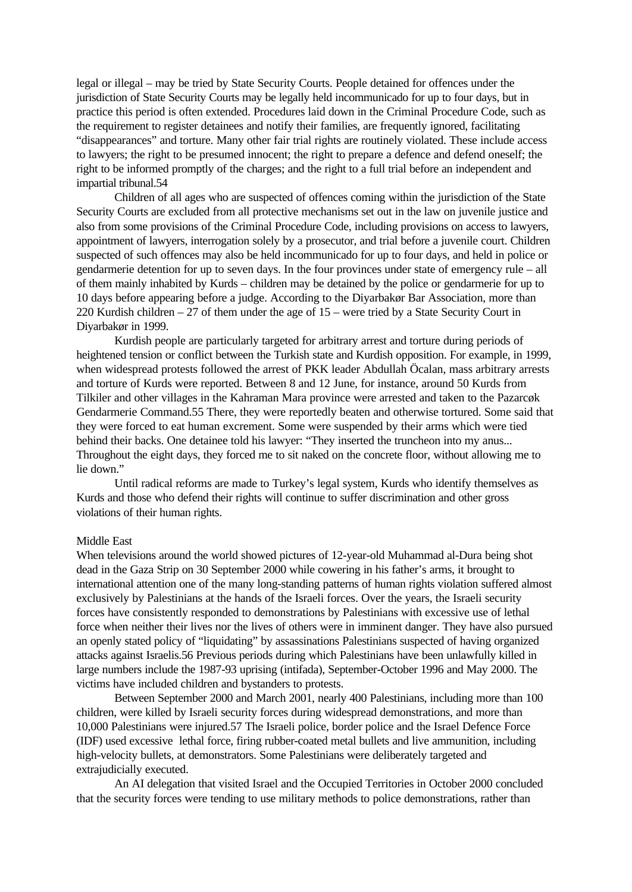legal or illegal – may be tried by State Security Courts. People detained for offences under the jurisdiction of State Security Courts may be legally held incommunicado for up to four days, but in practice this period is often extended. Procedures laid down in the Criminal Procedure Code, such as the requirement to register detainees and notify their families, are frequently ignored, facilitating "disappearances" and torture. Many other fair trial rights are routinely violated. These include access to lawyers; the right to be presumed innocent; the right to prepare a defence and defend oneself; the right to be informed promptly of the charges; and the right to a full trial before an independent and impartial tribunal.54

Children of all ages who are suspected of offences coming within the jurisdiction of the State Security Courts are excluded from all protective mechanisms set out in the law on juvenile justice and also from some provisions of the Criminal Procedure Code, including provisions on access to lawyers, appointment of lawyers, interrogation solely by a prosecutor, and trial before a juvenile court. Children suspected of such offences may also be held incommunicado for up to four days, and held in police or gendarmerie detention for up to seven days. In the four provinces under state of emergency rule – all of them mainly inhabited by Kurds – children may be detained by the police or gendarmerie for up to 10 days before appearing before a judge. According to the Diyarbakør Bar Association, more than 220 Kurdish children – 27 of them under the age of 15 – were tried by a State Security Court in Diyarbakør in 1999.

Kurdish people are particularly targeted for arbitrary arrest and torture during periods of heightened tension or conflict between the Turkish state and Kurdish opposition. For example, in 1999, when widespread protests followed the arrest of PKK leader Abdullah Öcalan, mass arbitrary arrests and torture of Kurds were reported. Between 8 and 12 June, for instance, around 50 Kurds from Tilkiler and other villages in the Kahraman Mara province were arrested and taken to the Pazarcøk Gendarmerie Command.55 There, they were reportedly beaten and otherwise tortured. Some said that they were forced to eat human excrement. Some were suspended by their arms which were tied behind their backs. One detainee told his lawyer: "They inserted the truncheon into my anus... Throughout the eight days, they forced me to sit naked on the concrete floor, without allowing me to lie down."

Until radical reforms are made to Turkey's legal system, Kurds who identify themselves as Kurds and those who defend their rights will continue to suffer discrimination and other gross violations of their human rights.

## Middle East

When televisions around the world showed pictures of 12-year-old Muhammad al-Dura being shot dead in the Gaza Strip on 30 September 2000 while cowering in his father's arms, it brought to international attention one of the many long-standing patterns of human rights violation suffered almost exclusively by Palestinians at the hands of the Israeli forces. Over the years, the Israeli security forces have consistently responded to demonstrations by Palestinians with excessive use of lethal force when neither their lives nor the lives of others were in imminent danger. They have also pursued an openly stated policy of "liquidating" by assassinations Palestinians suspected of having organized attacks against Israelis.56 Previous periods during which Palestinians have been unlawfully killed in large numbers include the 1987-93 uprising (intifada), September-October 1996 and May 2000. The victims have included children and bystanders to protests.

Between September 2000 and March 2001, nearly 400 Palestinians, including more than 100 children, were killed by Israeli security forces during widespread demonstrations, and more than 10,000 Palestinians were injured.57 The Israeli police, border police and the Israel Defence Force (IDF) used excessive lethal force, firing rubber-coated metal bullets and live ammunition, including high-velocity bullets, at demonstrators. Some Palestinians were deliberately targeted and extrajudicially executed.

An AI delegation that visited Israel and the Occupied Territories in October 2000 concluded that the security forces were tending to use military methods to police demonstrations, rather than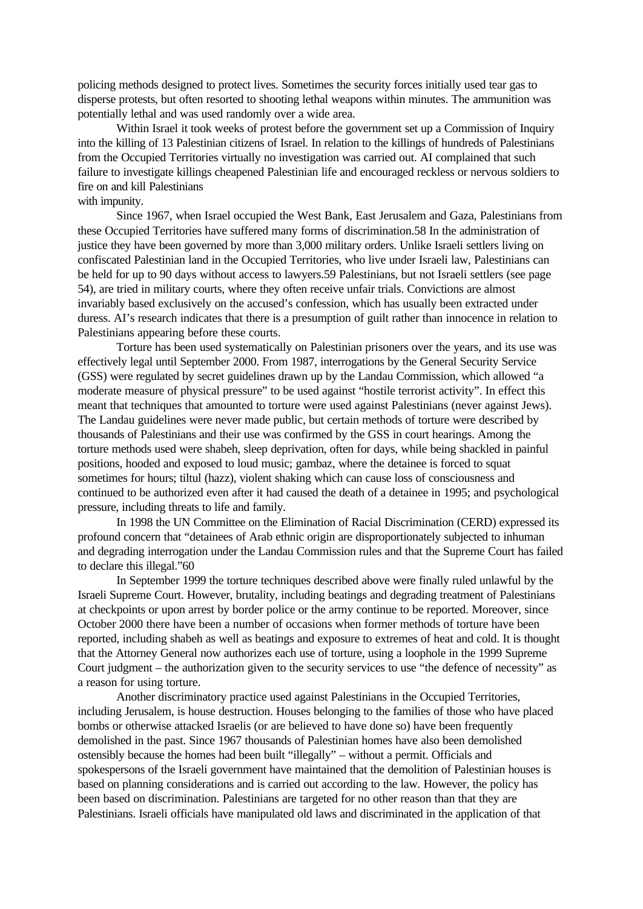policing methods designed to protect lives. Sometimes the security forces initially used tear gas to disperse protests, but often resorted to shooting lethal weapons within minutes. The ammunition was potentially lethal and was used randomly over a wide area.

Within Israel it took weeks of protest before the government set up a Commission of Inquiry into the killing of 13 Palestinian citizens of Israel. In relation to the killings of hundreds of Palestinians from the Occupied Territories virtually no investigation was carried out. AI complained that such failure to investigate killings cheapened Palestinian life and encouraged reckless or nervous soldiers to fire on and kill Palestinians
with impunity.

Since 1967, when Israel occupied the West Bank, East Jerusalem and Gaza, Palestinians from these Occupied Territories have suffered many forms of discrimination.58 In the administration of justice they have been governed by more than 3,000 military orders. Unlike Israeli settlers living on confiscated Palestinian land in the Occupied Territories, who live under Israeli law, Palestinians can be held for up to 90 days without access to lawyers.59 Palestinians, but not Israeli settlers (see page 54), are tried in military courts, where they often receive unfair trials. Convictions are almost invariably based exclusively on the accused's confession, which has usually been extracted under duress. AI's research indicates that there is a presumption of guilt rather than innocence in relation to Palestinians appearing before these courts.

Torture has been used systematically on Palestinian prisoners over the years, and its use was effectively legal until September 2000. From 1987, interrogations by the General Security Service (GSS) were regulated by secret guidelines drawn up by the Landau Commission, which allowed "a moderate measure of physical pressure" to be used against "hostile terrorist activity". In effect this meant that techniques that amounted to torture were used against Palestinians (never against Jews). The Landau guidelines were never made public, but certain methods of torture were described by thousands of Palestinians and their use was confirmed by the GSS in court hearings. Among the torture methods used were shabeh, sleep deprivation, often for days, while being shackled in painful positions, hooded and exposed to loud music; gambaz, where the detainee is forced to squat sometimes for hours; tiltul (hazz), violent shaking which can cause loss of consciousness and continued to be authorized even after it had caused the death of a detainee in 1995; and psychological pressure, including threats to life and family.

In 1998 the UN Committee on the Elimination of Racial Discrimination (CERD) expressed its profound concern that "detainees of Arab ethnic origin are disproportionately subjected to inhuman and degrading interrogation under the Landau Commission rules and that the Supreme Court has failed to declare this illegal."60

In September 1999 the torture techniques described above were finally ruled unlawful by the Israeli Supreme Court. However, brutality, including beatings and degrading treatment of Palestinians at checkpoints or upon arrest by border police or the army continue to be reported. Moreover, since October 2000 there have been a number of occasions when former methods of torture have been reported, including shabeh as well as beatings and exposure to extremes of heat and cold. It is thought that the Attorney General now authorizes each use of torture, using a loophole in the 1999 Supreme Court judgment – the authorization given to the security services to use "the defence of necessity" as a reason for using torture.

Another discriminatory practice used against Palestinians in the Occupied Territories, including Jerusalem, is house destruction. Houses belonging to the families of those who have placed bombs or otherwise attacked Israelis (or are believed to have done so) have been frequently demolished in the past. Since 1967 thousands of Palestinian homes have also been demolished ostensibly because the homes had been built "illegally" – without a permit. Officials and spokespersons of the Israeli government have maintained that the demolition of Palestinian houses is based on planning considerations and is carried out according to the law. However, the policy has been based on discrimination. Palestinians are targeted for no other reason than that they are Palestinians. Israeli officials have manipulated old laws and discriminated in the application of that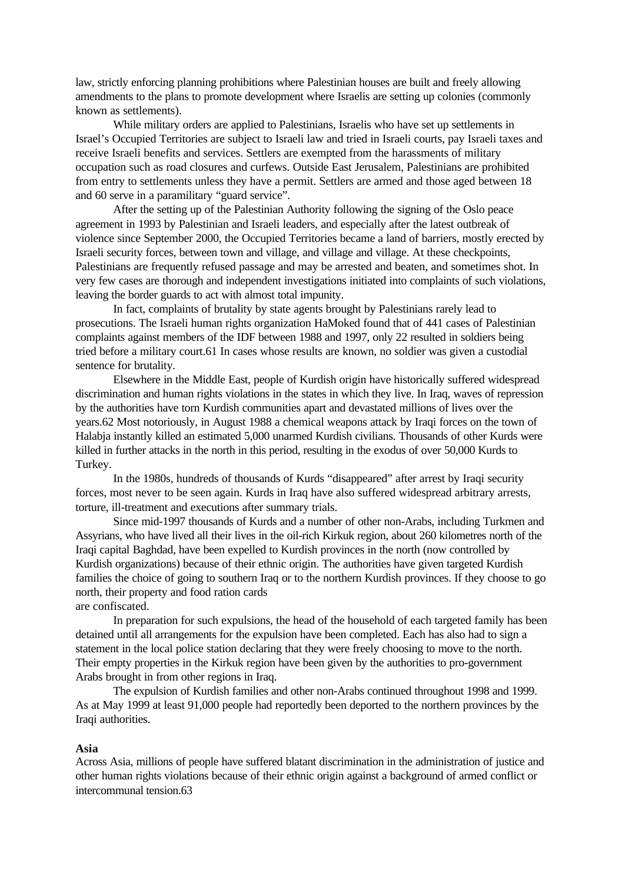law, strictly enforcing planning prohibitions where Palestinian houses are built and freely allowing amendments to the plans to promote development where Israelis are setting up colonies (commonly known as settlements).

While military orders are applied to Palestinians, Israelis who have set up settlements in Israel's Occupied Territories are subject to Israeli law and tried in Israeli courts, pay Israeli taxes and receive Israeli benefits and services. Settlers are exempted from the harassments of military occupation such as road closures and curfews. Outside East Jerusalem, Palestinians are prohibited from entry to settlements unless they have a permit. Settlers are armed and those aged between 18 and 60 serve in a paramilitary "guard service".

After the setting up of the Palestinian Authority following the signing of the Oslo peace agreement in 1993 by Palestinian and Israeli leaders, and especially after the latest outbreak of violence since September 2000, the Occupied Territories became a land of barriers, mostly erected by Israeli security forces, between town and village, and village and village. At these checkpoints, Palestinians are frequently refused passage and may be arrested and beaten, and sometimes shot. In very few cases are thorough and independent investigations initiated into complaints of such violations, leaving the border guards to act with almost total impunity.

In fact, complaints of brutality by state agents brought by Palestinians rarely lead to prosecutions. The Israeli human rights organization HaMoked found that of 441 cases of Palestinian complaints against members of the IDF between 1988 and 1997, only 22 resulted in soldiers being tried before a military court.[61] In cases whose results are known, no soldier was given a custodial sentence for brutality.

Elsewhere in the Middle East, people of Kurdish origin have historically suffered widespread discrimination and human rights violations in the states in which they live. In Iraq, waves of repression by the authorities have torn Kurdish communities apart and devastated millions of lives over the years.[62] Most notoriously, in August 1988 a chemical weapons attack by Iraqi forces on the town of Halabja instantly killed an estimated 5,000 unarmed Kurdish civilians. Thousands of other Kurds were killed in further attacks in the north in this period, resulting in the exodus of over 50,000 Kurds to Turkey.

In the 1980s, hundreds of thousands of Kurds "disappeared" after arrest by Iraqi security forces, most never to be seen again. Kurds in Iraq have also suffered widespread arbitrary arrests, torture, ill-treatment and executions after summary trials.

Since mid-1997 thousands of Kurds and a number of other non-Arabs, including Turkmen and Assyrians, who have lived all their lives in the oil-rich Kirkuk region, about 260 kilometres north of the Iraqi capital Baghdad, have been expelled to Kurdish provinces in the north (now controlled by Kurdish organizations) because of their ethnic origin. The authorities have given targeted Kurdish families the choice of going to southern Iraq or to the northern Kurdish provinces. If they choose to go north, their property and food ration cards are confiscated.

In preparation for such expulsions, the head of the household of each targeted family has been detained until all arrangements for the expulsion have been completed. Each has also had to sign a statement in the local police station declaring that they were freely choosing to move to the north. Their empty properties in the Kirkuk region have been given by the authorities to pro-government Arabs brought in from other regions in Iraq.

The expulsion of Kurdish families and other non-Arabs continued throughout 1998 and 1999. As at May 1999 at least 91,000 people had reportedly been deported to the northern provinces by the Iraqi authorities.

**Asia**

Across Asia, millions of people have suffered blatant discrimination in the administration of justice and other human rights violations because of their ethnic origin against a background of armed conflict or intercommunal tension.[63]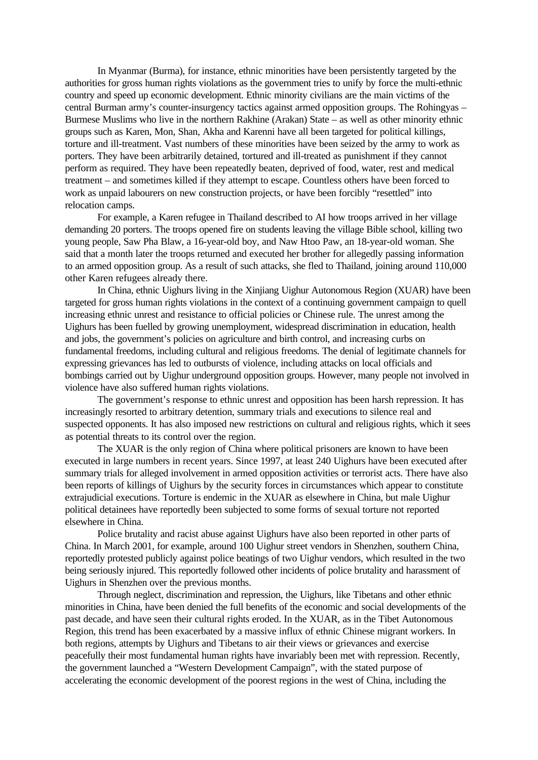In Myanmar (Burma), for instance, ethnic minorities have been persistently targeted by the authorities for gross human rights violations as the government tries to unify by force the multi-ethnic country and speed up economic development. Ethnic minority civilians are the main victims of the central Burman army's counter-insurgency tactics against armed opposition groups. The Rohingyas – Burmese Muslims who live in the northern Rakhine (Arakan) State – as well as other minority ethnic groups such as Karen, Mon, Shan, Akha and Karenni have all been targeted for political killings, torture and ill-treatment. Vast numbers of these minorities have been seized by the army to work as porters. They have been arbitrarily detained, tortured and ill-treated as punishment if they cannot perform as required. They have been repeatedly beaten, deprived of food, water, rest and medical treatment – and sometimes killed if they attempt to escape. Countless others have been forced to work as unpaid labourers on new construction projects, or have been forcibly "resettled" into relocation camps.

For example, a Karen refugee in Thailand described to AI how troops arrived in her village demanding 20 porters. The troops opened fire on students leaving the village Bible school, killing two young people, Saw Pha Blaw, a 16-year-old boy, and Naw Htoo Paw, an 18-year-old woman. She said that a month later the troops returned and executed her brother for allegedly passing information to an armed opposition group. As a result of such attacks, she fled to Thailand, joining around 110,000 other Karen refugees already there.

In China, ethnic Uighurs living in the Xinjiang Uighur Autonomous Region (XUAR) have been targeted for gross human rights violations in the context of a continuing government campaign to quell increasing ethnic unrest and resistance to official policies or Chinese rule. The unrest among the Uighurs has been fuelled by growing unemployment, widespread discrimination in education, health and jobs, the government's policies on agriculture and birth control, and increasing curbs on fundamental freedoms, including cultural and religious freedoms. The denial of legitimate channels for expressing grievances has led to outbursts of violence, including attacks on local officials and bombings carried out by Uighur underground opposition groups. However, many people not involved in violence have also suffered human rights violations.

The government's response to ethnic unrest and opposition has been harsh repression. It has increasingly resorted to arbitrary detention, summary trials and executions to silence real and suspected opponents. It has also imposed new restrictions on cultural and religious rights, which it sees as potential threats to its control over the region.

The XUAR is the only region of China where political prisoners are known to have been executed in large numbers in recent years. Since 1997, at least 240 Uighurs have been executed after summary trials for alleged involvement in armed opposition activities or terrorist acts. There have also been reports of killings of Uighurs by the security forces in circumstances which appear to constitute extrajudicial executions. Torture is endemic in the XUAR as elsewhere in China, but male Uighur political detainees have reportedly been subjected to some forms of sexual torture not reported elsewhere in China.

Police brutality and racist abuse against Uighurs have also been reported in other parts of China. In March 2001, for example, around 100 Uighur street vendors in Shenzhen, southern China, reportedly protested publicly against police beatings of two Uighur vendors, which resulted in the two being seriously injured. This reportedly followed other incidents of police brutality and harassment of Uighurs in Shenzhen over the previous months.

Through neglect, discrimination and repression, the Uighurs, like Tibetans and other ethnic minorities in China, have been denied the full benefits of the economic and social developments of the past decade, and have seen their cultural rights eroded. In the XUAR, as in the Tibet Autonomous Region, this trend has been exacerbated by a massive influx of ethnic Chinese migrant workers. In both regions, attempts by Uighurs and Tibetans to air their views or grievances and exercise peacefully their most fundamental human rights have invariably been met with repression. Recently, the government launched a "Western Development Campaign", with the stated purpose of accelerating the economic development of the poorest regions in the west of China, including the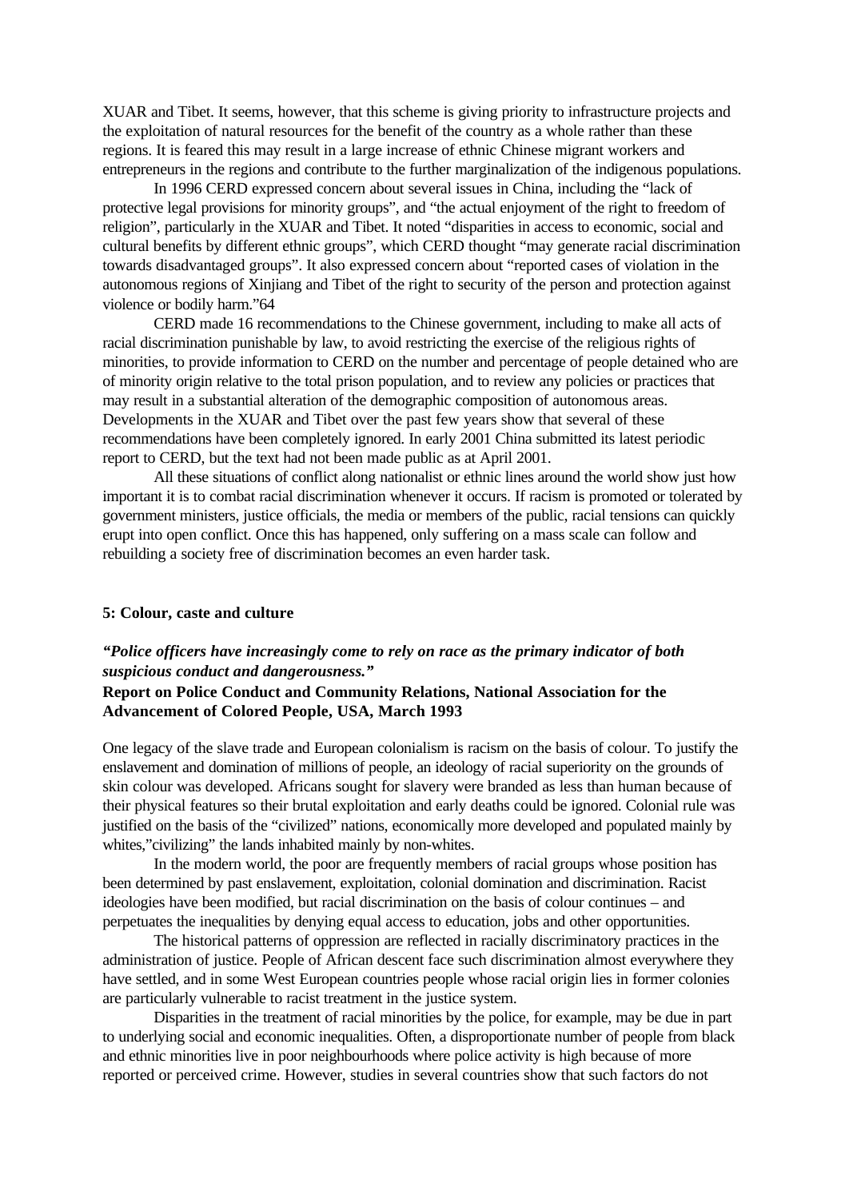XUAR and Tibet. It seems, however, that this scheme is giving priority to infrastructure projects and the exploitation of natural resources for the benefit of the country as a whole rather than these regions. It is feared this may result in a large increase of ethnic Chinese migrant workers and entrepreneurs in the regions and contribute to the further marginalization of the indigenous populations.

In 1996 CERD expressed concern about several issues in China, including the "lack of protective legal provisions for minority groups", and "the actual enjoyment of the right to freedom of religion", particularly in the XUAR and Tibet. It noted "disparities in access to economic, social and cultural benefits by different ethnic groups", which CERD thought "may generate racial discrimination towards disadvantaged groups". It also expressed concern about "reported cases of violation in the autonomous regions of Xinjiang and Tibet of the right to security of the person and protection against violence or bodily harm."64

CERD made 16 recommendations to the Chinese government, including to make all acts of racial discrimination punishable by law, to avoid restricting the exercise of the religious rights of minorities, to provide information to CERD on the number and percentage of people detained who are of minority origin relative to the total prison population, and to review any policies or practices that may result in a substantial alteration of the demographic composition of autonomous areas. Developments in the XUAR and Tibet over the past few years show that several of these recommendations have been completely ignored. In early 2001 China submitted its latest periodic report to CERD, but the text had not been made public as at April 2001.

All these situations of conflict along nationalist or ethnic lines around the world show just how important it is to combat racial discrimination whenever it occurs. If racism is promoted or tolerated by government ministers, justice officials, the media or members of the public, racial tensions can quickly erupt into open conflict. Once this has happened, only suffering on a mass scale can follow and rebuilding a society free of discrimination becomes an even harder task.

## 5: Colour, caste and culture

***"Police officers have increasingly come to rely on race as the primary indicator of both suspicious conduct and dangerousness."***
**Report on Police Conduct and Community Relations, National Association for the Advancement of Colored People, USA, March 1993**

One legacy of the slave trade and European colonialism is racism on the basis of colour. To justify the enslavement and domination of millions of people, an ideology of racial superiority on the grounds of skin colour was developed. Africans sought for slavery were branded as less than human because of their physical features so their brutal exploitation and early deaths could be ignored. Colonial rule was justified on the basis of the "civilized" nations, economically more developed and populated mainly by whites,"civilizing" the lands inhabited mainly by non-whites.

In the modern world, the poor are frequently members of racial groups whose position has been determined by past enslavement, exploitation, colonial domination and discrimination. Racist ideologies have been modified, but racial discrimination on the basis of colour continues – and perpetuates the inequalities by denying equal access to education, jobs and other opportunities.

The historical patterns of oppression are reflected in racially discriminatory practices in the administration of justice. People of African descent face such discrimination almost everywhere they have settled, and in some West European countries people whose racial origin lies in former colonies are particularly vulnerable to racist treatment in the justice system.

Disparities in the treatment of racial minorities by the police, for example, may be due in part to underlying social and economic inequalities. Often, a disproportionate number of people from black and ethnic minorities live in poor neighbourhoods where police activity is high because of more reported or perceived crime. However, studies in several countries show that such factors do not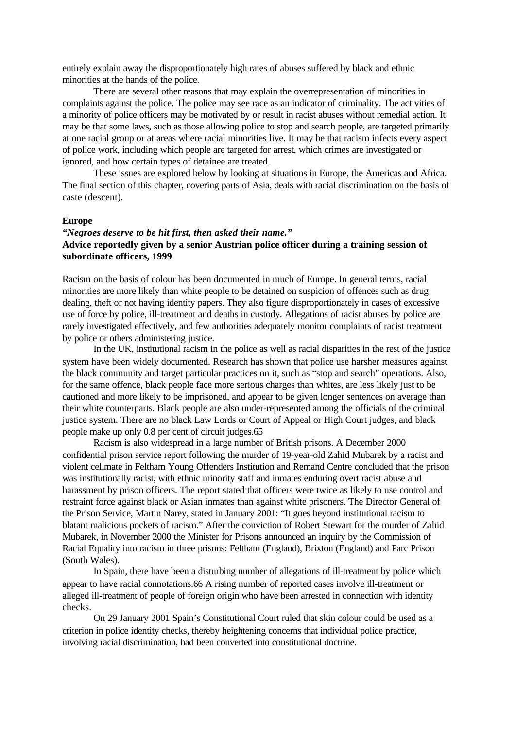entirely explain away the disproportionately high rates of abuses suffered by black and ethnic minorities at the hands of the police.

There are several other reasons that may explain the overrepresentation of minorities in complaints against the police. The police may see race as an indicator of criminality. The activities of a minority of police officers may be motivated by or result in racist abuses without remedial action. It may be that some laws, such as those allowing police to stop and search people, are targeted primarily at one racial group or at areas where racial minorities live. It may be that racism infects every aspect of police work, including which people are targeted for arrest, which crimes are investigated or ignored, and how certain types of detainee are treated.

These issues are explored below by looking at situations in Europe, the Americas and Africa. The final section of this chapter, covering parts of Asia, deals with racial discrimination on the basis of caste (descent).

**Europe**

***"Negroes deserve to be hit first, then asked their name."***
**Advice reportedly given by a senior Austrian police officer during a training session of subordinate officers, 1999**

Racism on the basis of colour has been documented in much of Europe. In general terms, racial minorities are more likely than white people to be detained on suspicion of offences such as drug dealing, theft or not having identity papers. They also figure disproportionately in cases of excessive use of force by police, ill-treatment and deaths in custody. Allegations of racist abuses by police are rarely investigated effectively, and few authorities adequately monitor complaints of racist treatment by police or others administering justice.

In the UK, institutional racism in the police as well as racial disparities in the rest of the justice system have been widely documented. Research has shown that police use harsher measures against the black community and target particular practices on it, such as "stop and search" operations. Also, for the same offence, black people face more serious charges than whites, are less likely just to be cautioned and more likely to be imprisoned, and appear to be given longer sentences on average than their white counterparts. Black people are also under-represented among the officials of the criminal justice system. There are no black Law Lords or Court of Appeal or High Court judges, and black people make up only 0.8 per cent of circuit judges.65

Racism is also widespread in a large number of British prisons. A December 2000 confidential prison service report following the murder of 19-year-old Zahid Mubarek by a racist and violent cellmate in Feltham Young Offenders Institution and Remand Centre concluded that the prison was institutionally racist, with ethnic minority staff and inmates enduring overt racist abuse and harassment by prison officers. The report stated that officers were twice as likely to use control and restraint force against black or Asian inmates than against white prisoners. The Director General of the Prison Service, Martin Narey, stated in January 2001: "It goes beyond institutional racism to blatant malicious pockets of racism." After the conviction of Robert Stewart for the murder of Zahid Mubarek, in November 2000 the Minister for Prisons announced an inquiry by the Commission of Racial Equality into racism in three prisons: Feltham (England), Brixton (England) and Parc Prison (South Wales).

In Spain, there have been a disturbing number of allegations of ill-treatment by police which appear to have racial connotations.66 A rising number of reported cases involve ill-treatment or alleged ill-treatment of people of foreign origin who have been arrested in connection with identity checks.

On 29 January 2001 Spain's Constitutional Court ruled that skin colour could be used as a criterion in police identity checks, thereby heightening concerns that individual police practice, involving racial discrimination, had been converted into constitutional doctrine.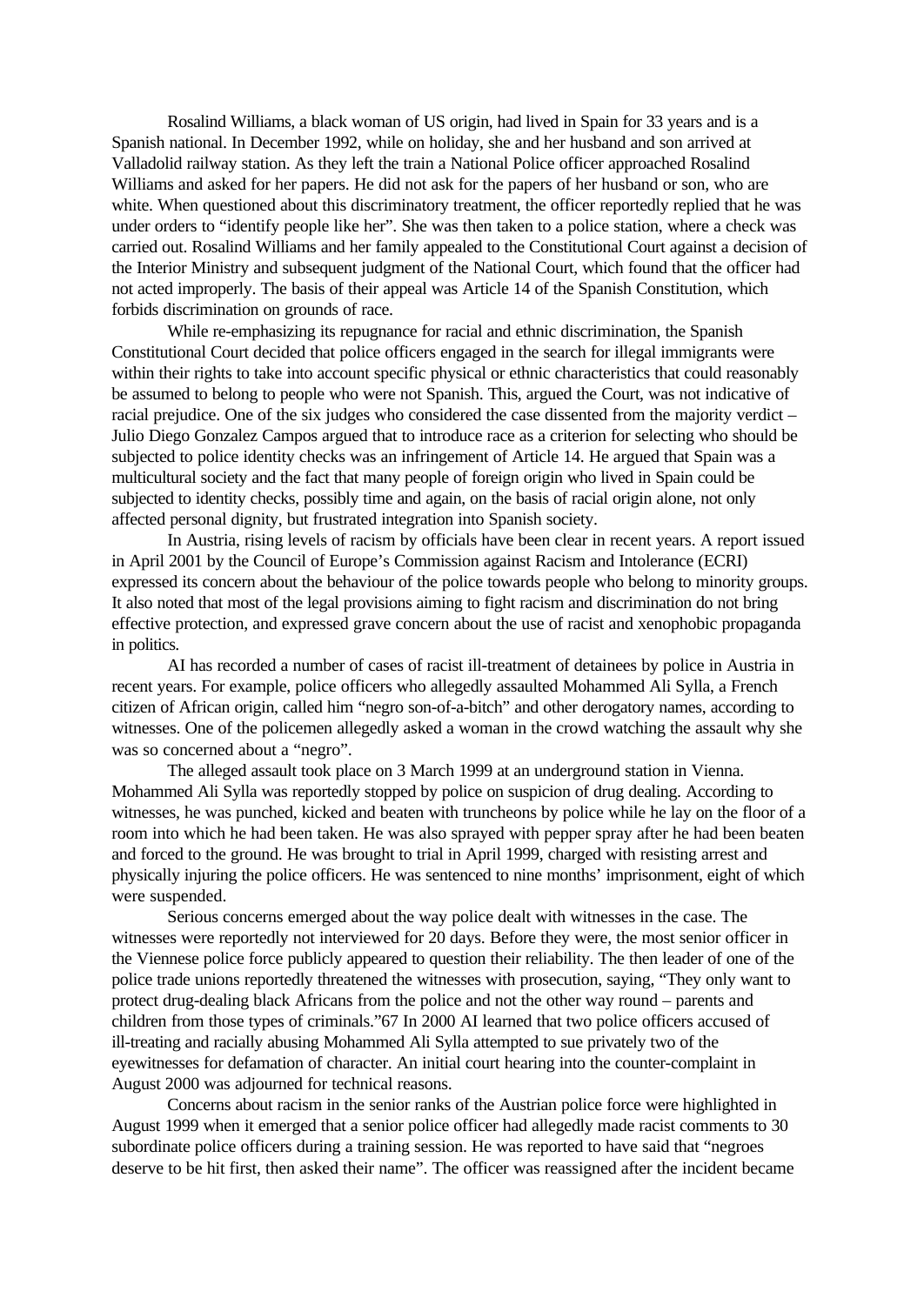Rosalind Williams, a black woman of US origin, had lived in Spain for 33 years and is a Spanish national. In December 1992, while on holiday, she and her husband and son arrived at Valladolid railway station. As they left the train a National Police officer approached Rosalind Williams and asked for her papers. He did not ask for the papers of her husband or son, who are white. When questioned about this discriminatory treatment, the officer reportedly replied that he was under orders to "identify people like her". She was then taken to a police station, where a check was carried out. Rosalind Williams and her family appealed to the Constitutional Court against a decision of the Interior Ministry and subsequent judgment of the National Court, which found that the officer had not acted improperly. The basis of their appeal was Article 14 of the Spanish Constitution, which forbids discrimination on grounds of race.

While re-emphasizing its repugnance for racial and ethnic discrimination, the Spanish Constitutional Court decided that police officers engaged in the search for illegal immigrants were within their rights to take into account specific physical or ethnic characteristics that could reasonably be assumed to belong to people who were not Spanish. This, argued the Court, was not indicative of racial prejudice. One of the six judges who considered the case dissented from the majority verdict – Julio Diego Gonzalez Campos argued that to introduce race as a criterion for selecting who should be subjected to police identity checks was an infringement of Article 14. He argued that Spain was a multicultural society and the fact that many people of foreign origin who lived in Spain could be subjected to identity checks, possibly time and again, on the basis of racial origin alone, not only affected personal dignity, but frustrated integration into Spanish society.

In Austria, rising levels of racism by officials have been clear in recent years. A report issued in April 2001 by the Council of Europe's Commission against Racism and Intolerance (ECRI) expressed its concern about the behaviour of the police towards people who belong to minority groups. It also noted that most of the legal provisions aiming to fight racism and discrimination do not bring effective protection, and expressed grave concern about the use of racist and xenophobic propaganda in politics.

AI has recorded a number of cases of racist ill-treatment of detainees by police in Austria in recent years. For example, police officers who allegedly assaulted Mohammed Ali Sylla, a French citizen of African origin, called him "negro son-of-a-bitch" and other derogatory names, according to witnesses. One of the policemen allegedly asked a woman in the crowd watching the assault why she was so concerned about a "negro".

The alleged assault took place on 3 March 1999 at an underground station in Vienna. Mohammed Ali Sylla was reportedly stopped by police on suspicion of drug dealing. According to witnesses, he was punched, kicked and beaten with truncheons by police while he lay on the floor of a room into which he had been taken. He was also sprayed with pepper spray after he had been beaten and forced to the ground. He was brought to trial in April 1999, charged with resisting arrest and physically injuring the police officers. He was sentenced to nine months' imprisonment, eight of which were suspended.

Serious concerns emerged about the way police dealt with witnesses in the case. The witnesses were reportedly not interviewed for 20 days. Before they were, the most senior officer in the Viennese police force publicly appeared to question their reliability. The then leader of one of the police trade unions reportedly threatened the witnesses with prosecution, saying, "They only want to protect drug-dealing black Africans from the police and not the other way round – parents and children from those types of criminals."[67] In 2000 AI learned that two police officers accused of ill-treating and racially abusing Mohammed Ali Sylla attempted to sue privately two of the eyewitnesses for defamation of character. An initial court hearing into the counter-complaint in August 2000 was adjourned for technical reasons.

Concerns about racism in the senior ranks of the Austrian police force were highlighted in August 1999 when it emerged that a senior police officer had allegedly made racist comments to 30 subordinate police officers during a training session. He was reported to have said that "negroes deserve to be hit first, then asked their name". The officer was reassigned after the incident became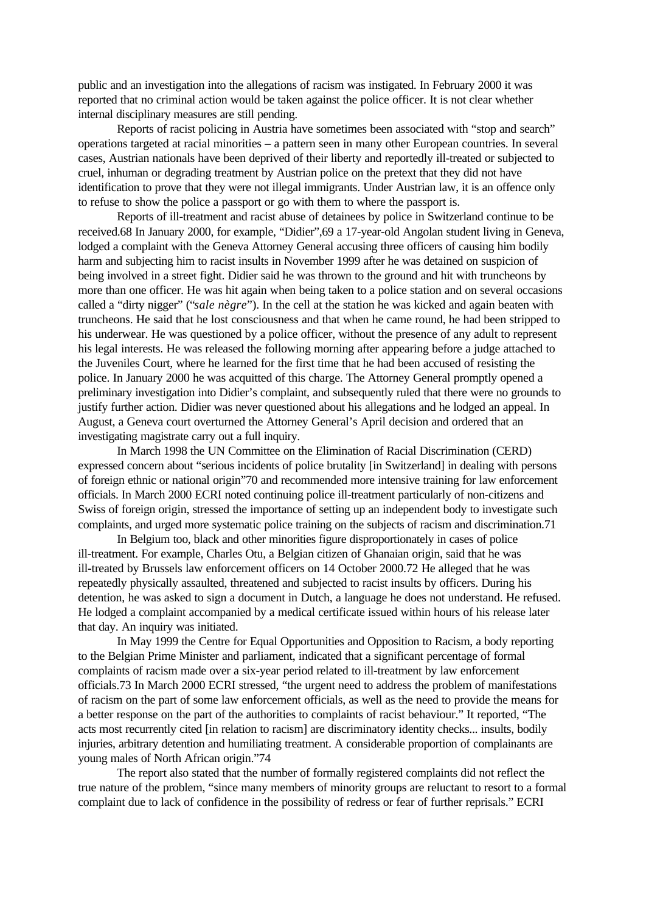public and an investigation into the allegations of racism was instigated. In February 2000 it was reported that no criminal action would be taken against the police officer. It is not clear whether internal disciplinary measures are still pending.

Reports of racist policing in Austria have sometimes been associated with "stop and search" operations targeted at racial minorities – a pattern seen in many other European countries. In several cases, Austrian nationals have been deprived of their liberty and reportedly ill-treated or subjected to cruel, inhuman or degrading treatment by Austrian police on the pretext that they did not have identification to prove that they were not illegal immigrants. Under Austrian law, it is an offence only to refuse to show the police a passport or go with them to where the passport is.

Reports of ill-treatment and racist abuse of detainees by police in Switzerland continue to be received.68 In January 2000, for example, "Didier",69 a 17-year-old Angolan student living in Geneva, lodged a complaint with the Geneva Attorney General accusing three officers of causing him bodily harm and subjecting him to racist insults in November 1999 after he was detained on suspicion of being involved in a street fight. Didier said he was thrown to the ground and hit with truncheons by more than one officer. He was hit again when being taken to a police station and on several occasions called a "dirty nigger" ("*sale nègre*"). In the cell at the station he was kicked and again beaten with truncheons. He said that he lost consciousness and that when he came round, he had been stripped to his underwear. He was questioned by a police officer, without the presence of any adult to represent his legal interests. He was released the following morning after appearing before a judge attached to the Juveniles Court, where he learned for the first time that he had been accused of resisting the police. In January 2000 he was acquitted of this charge. The Attorney General promptly opened a preliminary investigation into Didier's complaint, and subsequently ruled that there were no grounds to justify further action. Didier was never questioned about his allegations and he lodged an appeal. In August, a Geneva court overturned the Attorney General's April decision and ordered that an investigating magistrate carry out a full inquiry.

In March 1998 the UN Committee on the Elimination of Racial Discrimination (CERD) expressed concern about "serious incidents of police brutality [in Switzerland] in dealing with persons of foreign ethnic or national origin"70 and recommended more intensive training for law enforcement officials. In March 2000 ECRI noted continuing police ill-treatment particularly of non-citizens and Swiss of foreign origin, stressed the importance of setting up an independent body to investigate such complaints, and urged more systematic police training on the subjects of racism and discrimination.71

In Belgium too, black and other minorities figure disproportionately in cases of police ill-treatment. For example, Charles Otu, a Belgian citizen of Ghanaian origin, said that he was ill-treated by Brussels law enforcement officers on 14 October 2000.72 He alleged that he was repeatedly physically assaulted, threatened and subjected to racist insults by officers. During his detention, he was asked to sign a document in Dutch, a language he does not understand. He refused. He lodged a complaint accompanied by a medical certificate issued within hours of his release later that day. An inquiry was initiated.

In May 1999 the Centre for Equal Opportunities and Opposition to Racism, a body reporting to the Belgian Prime Minister and parliament, indicated that a significant percentage of formal complaints of racism made over a six-year period related to ill-treatment by law enforcement officials.73 In March 2000 ECRI stressed, "the urgent need to address the problem of manifestations of racism on the part of some law enforcement officials, as well as the need to provide the means for a better response on the part of the authorities to complaints of racist behaviour." It reported, "The acts most recurrently cited [in relation to racism] are discriminatory identity checks... insults, bodily injuries, arbitrary detention and humiliating treatment. A considerable proportion of complainants are young males of North African origin."74

The report also stated that the number of formally registered complaints did not reflect the true nature of the problem, "since many members of minority groups are reluctant to resort to a formal complaint due to lack of confidence in the possibility of redress or fear of further reprisals." ECRI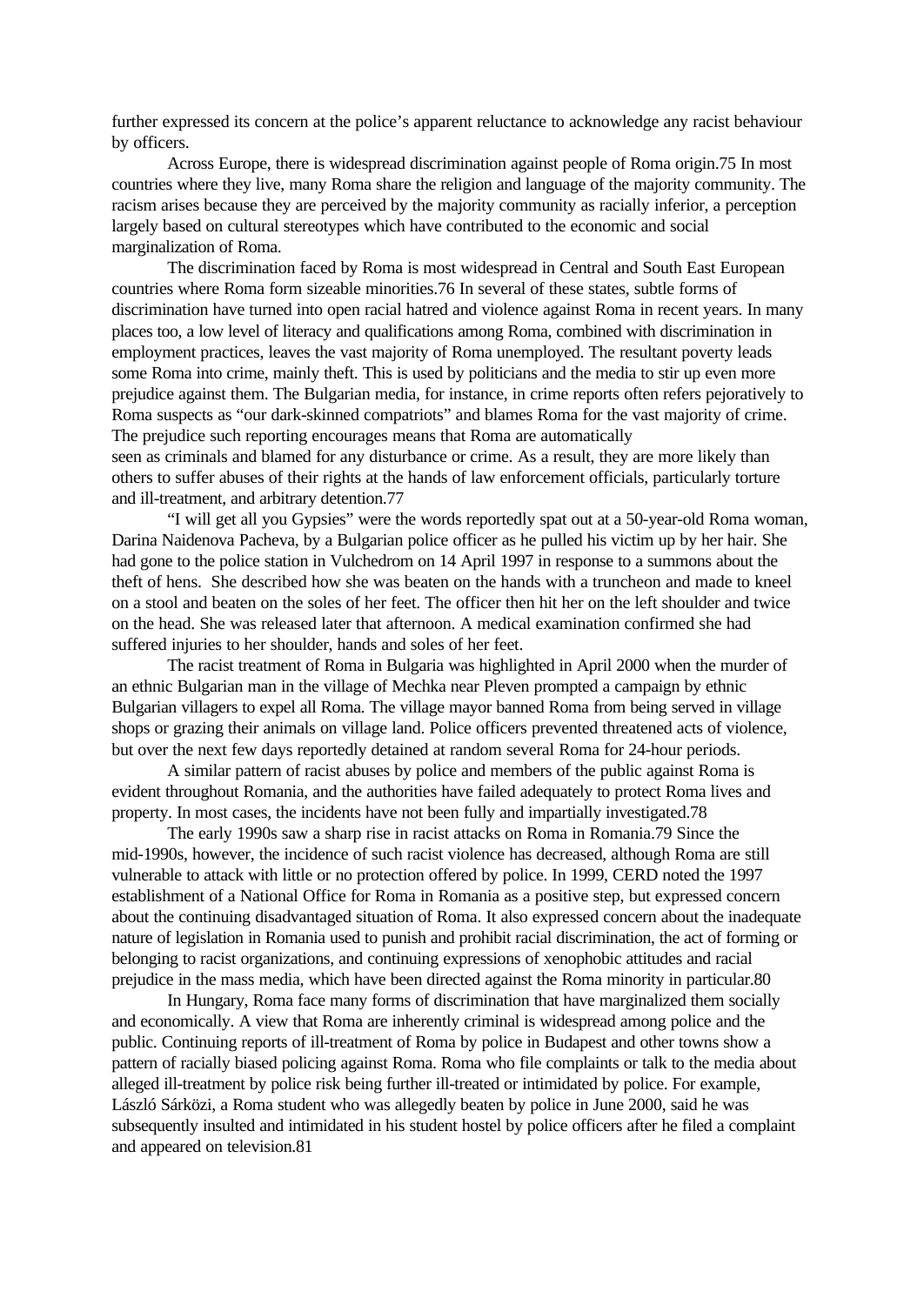further expressed its concern at the police's apparent reluctance to acknowledge any racist behaviour by officers.

Across Europe, there is widespread discrimination against people of Roma origin.75 In most countries where they live, many Roma share the religion and language of the majority community. The racism arises because they are perceived by the majority community as racially inferior, a perception largely based on cultural stereotypes which have contributed to the economic and social marginalization of Roma.

The discrimination faced by Roma is most widespread in Central and South East European countries where Roma form sizeable minorities.76 In several of these states, subtle forms of discrimination have turned into open racial hatred and violence against Roma in recent years. In many places too, a low level of literacy and qualifications among Roma, combined with discrimination in employment practices, leaves the vast majority of Roma unemployed. The resultant poverty leads some Roma into crime, mainly theft. This is used by politicians and the media to stir up even more prejudice against them. The Bulgarian media, for instance, in crime reports often refers pejoratively to Roma suspects as "our dark-skinned compatriots" and blames Roma for the vast majority of crime. The prejudice such reporting encourages means that Roma are automatically seen as criminals and blamed for any disturbance or crime. As a result, they are more likely than others to suffer abuses of their rights at the hands of law enforcement officials, particularly torture and ill-treatment, and arbitrary detention.77

"I will get all you Gypsies" were the words reportedly spat out at a 50-year-old Roma woman, Darina Naidenova Pacheva, by a Bulgarian police officer as he pulled his victim up by her hair. She had gone to the police station in Vulchedrom on 14 April 1997 in response to a summons about the theft of hens. She described how she was beaten on the hands with a truncheon and made to kneel on a stool and beaten on the soles of her feet. The officer then hit her on the left shoulder and twice on the head. She was released later that afternoon. A medical examination confirmed she had suffered injuries to her shoulder, hands and soles of her feet.

The racist treatment of Roma in Bulgaria was highlighted in April 2000 when the murder of an ethnic Bulgarian man in the village of Mechka near Pleven prompted a campaign by ethnic Bulgarian villagers to expel all Roma. The village mayor banned Roma from being served in village shops or grazing their animals on village land. Police officers prevented threatened acts of violence, but over the next few days reportedly detained at random several Roma for 24-hour periods.

A similar pattern of racist abuses by police and members of the public against Roma is evident throughout Romania, and the authorities have failed adequately to protect Roma lives and property. In most cases, the incidents have not been fully and impartially investigated.78

The early 1990s saw a sharp rise in racist attacks on Roma in Romania.79 Since the mid-1990s, however, the incidence of such racist violence has decreased, although Roma are still vulnerable to attack with little or no protection offered by police. In 1999, CERD noted the 1997 establishment of a National Office for Roma in Romania as a positive step, but expressed concern about the continuing disadvantaged situation of Roma. It also expressed concern about the inadequate nature of legislation in Romania used to punish and prohibit racial discrimination, the act of forming or belonging to racist organizations, and continuing expressions of xenophobic attitudes and racial prejudice in the mass media, which have been directed against the Roma minority in particular.80

In Hungary, Roma face many forms of discrimination that have marginalized them socially and economically. A view that Roma are inherently criminal is widespread among police and the public. Continuing reports of ill-treatment of Roma by police in Budapest and other towns show a pattern of racially biased policing against Roma. Roma who file complaints or talk to the media about alleged ill-treatment by police risk being further ill-treated or intimidated by police. For example, László Sárközi, a Roma student who was allegedly beaten by police in June 2000, said he was subsequently insulted and intimidated in his student hostel by police officers after he filed a complaint and appeared on television.81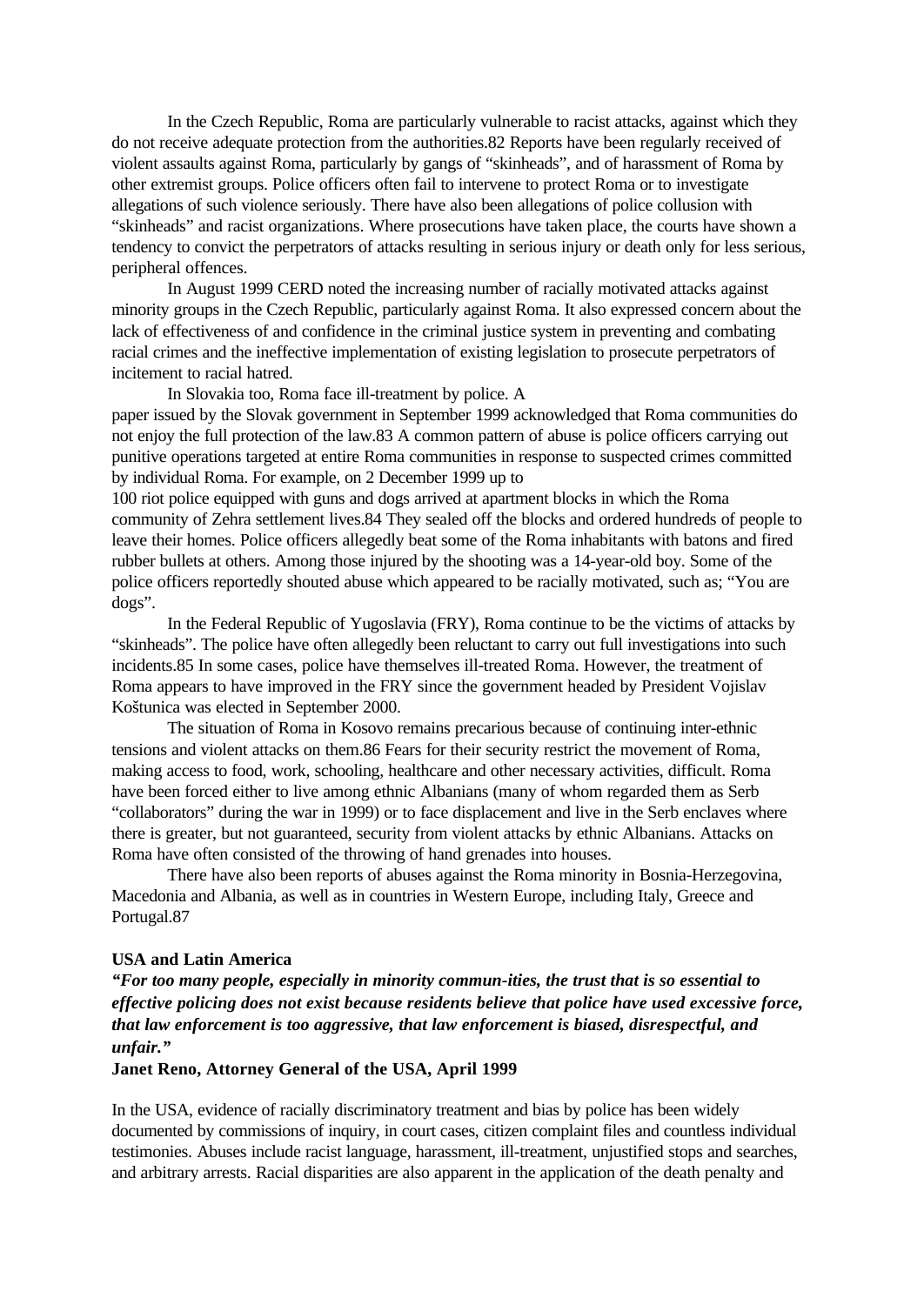In the Czech Republic, Roma are particularly vulnerable to racist attacks, against which they do not receive adequate protection from the authorities.82 Reports have been regularly received of violent assaults against Roma, particularly by gangs of "skinheads", and of harassment of Roma by other extremist groups. Police officers often fail to intervene to protect Roma or to investigate allegations of such violence seriously. There have also been allegations of police collusion with "skinheads" and racist organizations. Where prosecutions have taken place, the courts have shown a tendency to convict the perpetrators of attacks resulting in serious injury or death only for less serious, peripheral offences.

In August 1999 CERD noted the increasing number of racially motivated attacks against minority groups in the Czech Republic, particularly against Roma. It also expressed concern about the lack of effectiveness of and confidence in the criminal justice system in preventing and combating racial crimes and the ineffective implementation of existing legislation to prosecute perpetrators of incitement to racial hatred.

In Slovakia too, Roma face ill-treatment by police. A paper issued by the Slovak government in September 1999 acknowledged that Roma communities do not enjoy the full protection of the law.83 A common pattern of abuse is police officers carrying out punitive operations targeted at entire Roma communities in response to suspected crimes committed by individual Roma. For example, on 2 December 1999 up to 100 riot police equipped with guns and dogs arrived at apartment blocks in which the Roma community of Zehra settlement lives.84 They sealed off the blocks and ordered hundreds of people to leave their homes. Police officers allegedly beat some of the Roma inhabitants with batons and fired rubber bullets at others. Among those injured by the shooting was a 14-year-old boy. Some of the police officers reportedly shouted abuse which appeared to be racially motivated, such as; "You are dogs".

In the Federal Republic of Yugoslavia (FRY), Roma continue to be the victims of attacks by "skinheads". The police have often allegedly been reluctant to carry out full investigations into such incidents.85 In some cases, police have themselves ill-treated Roma. However, the treatment of Roma appears to have improved in the FRY since the government headed by President Vojislav Koštunica was elected in September 2000.

The situation of Roma in Kosovo remains precarious because of continuing inter-ethnic tensions and violent attacks on them.86 Fears for their security restrict the movement of Roma, making access to food, work, schooling, healthcare and other necessary activities, difficult. Roma have been forced either to live among ethnic Albanians (many of whom regarded them as Serb "collaborators" during the war in 1999) or to face displacement and live in the Serb enclaves where there is greater, but not guaranteed, security from violent attacks by ethnic Albanians. Attacks on Roma have often consisted of the throwing of hand grenades into houses.

There have also been reports of abuses against the Roma minority in Bosnia-Herzegovina, Macedonia and Albania, as well as in countries in Western Europe, including Italy, Greece and Portugal.87

**USA and Latin America**

***"For too many people, especially in minority commun-ities, the trust that is so essential to effective policing does not exist because residents believe that police have used excessive force, that law enforcement is too aggressive, that law enforcement is biased, disrespectful, and unfair."***

**Janet Reno, Attorney General of the USA, April 1999**

In the USA, evidence of racially discriminatory treatment and bias by police has been widely documented by commissions of inquiry, in court cases, citizen complaint files and countless individual testimonies. Abuses include racist language, harassment, ill-treatment, unjustified stops and searches, and arbitrary arrests. Racial disparities are also apparent in the application of the death penalty and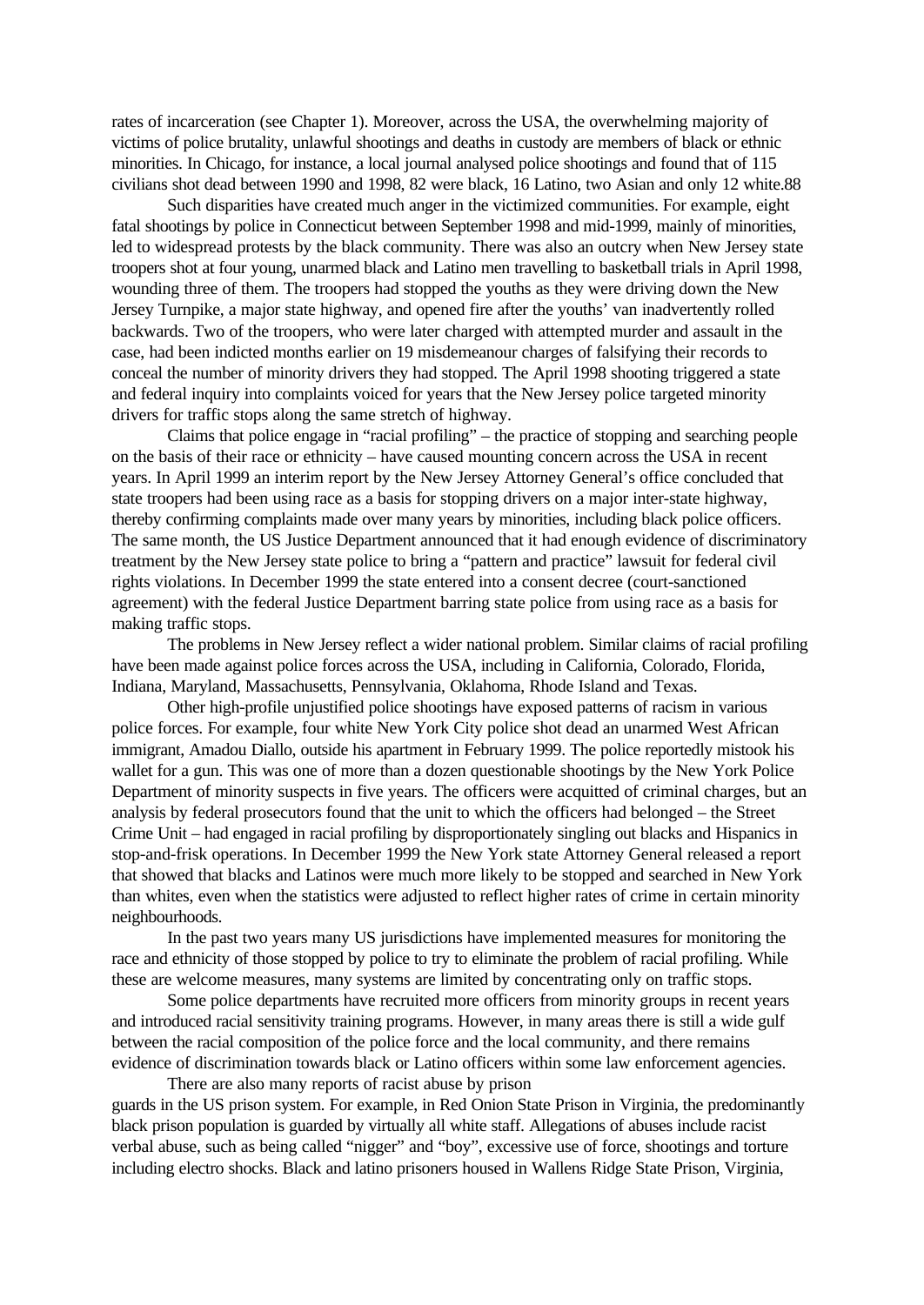rates of incarceration (see Chapter 1). Moreover, across the USA, the overwhelming majority of victims of police brutality, unlawful shootings and deaths in custody are members of black or ethnic minorities. In Chicago, for instance, a local journal analysed police shootings and found that of 115 civilians shot dead between 1990 and 1998, 82 were black, 16 Latino, two Asian and only 12 white.88

Such disparities have created much anger in the victimized communities. For example, eight fatal shootings by police in Connecticut between September 1998 and mid-1999, mainly of minorities, led to widespread protests by the black community. There was also an outcry when New Jersey state troopers shot at four young, unarmed black and Latino men travelling to basketball trials in April 1998, wounding three of them. The troopers had stopped the youths as they were driving down the New Jersey Turnpike, a major state highway, and opened fire after the youths' van inadvertently rolled backwards. Two of the troopers, who were later charged with attempted murder and assault in the case, had been indicted months earlier on 19 misdemeanour charges of falsifying their records to conceal the number of minority drivers they had stopped. The April 1998 shooting triggered a state and federal inquiry into complaints voiced for years that the New Jersey police targeted minority drivers for traffic stops along the same stretch of highway.

Claims that police engage in "racial profiling" – the practice of stopping and searching people on the basis of their race or ethnicity – have caused mounting concern across the USA in recent years. In April 1999 an interim report by the New Jersey Attorney General's office concluded that state troopers had been using race as a basis for stopping drivers on a major inter-state highway, thereby confirming complaints made over many years by minorities, including black police officers. The same month, the US Justice Department announced that it had enough evidence of discriminatory treatment by the New Jersey state police to bring a "pattern and practice" lawsuit for federal civil rights violations. In December 1999 the state entered into a consent decree (court-sanctioned agreement) with the federal Justice Department barring state police from using race as a basis for making traffic stops.

The problems in New Jersey reflect a wider national problem. Similar claims of racial profiling have been made against police forces across the USA, including in California, Colorado, Florida, Indiana, Maryland, Massachusetts, Pennsylvania, Oklahoma, Rhode Island and Texas.

Other high-profile unjustified police shootings have exposed patterns of racism in various police forces. For example, four white New York City police shot dead an unarmed West African immigrant, Amadou Diallo, outside his apartment in February 1999. The police reportedly mistook his wallet for a gun. This was one of more than a dozen questionable shootings by the New York Police Department of minority suspects in five years. The officers were acquitted of criminal charges, but an analysis by federal prosecutors found that the unit to which the officers had belonged – the Street Crime Unit – had engaged in racial profiling by disproportionately singling out blacks and Hispanics in stop-and-frisk operations. In December 1999 the New York state Attorney General released a report that showed that blacks and Latinos were much more likely to be stopped and searched in New York than whites, even when the statistics were adjusted to reflect higher rates of crime in certain minority neighbourhoods.

In the past two years many US jurisdictions have implemented measures for monitoring the race and ethnicity of those stopped by police to try to eliminate the problem of racial profiling. While these are welcome measures, many systems are limited by concentrating only on traffic stops.

Some police departments have recruited more officers from minority groups in recent years and introduced racial sensitivity training programs. However, in many areas there is still a wide gulf between the racial composition of the police force and the local community, and there remains evidence of discrimination towards black or Latino officers within some law enforcement agencies.

There are also many reports of racist abuse by prison guards in the US prison system. For example, in Red Onion State Prison in Virginia, the predominantly black prison population is guarded by virtually all white staff. Allegations of abuses include racist verbal abuse, such as being called "nigger" and "boy", excessive use of force, shootings and torture including electro shocks. Black and latino prisoners housed in Wallens Ridge State Prison, Virginia,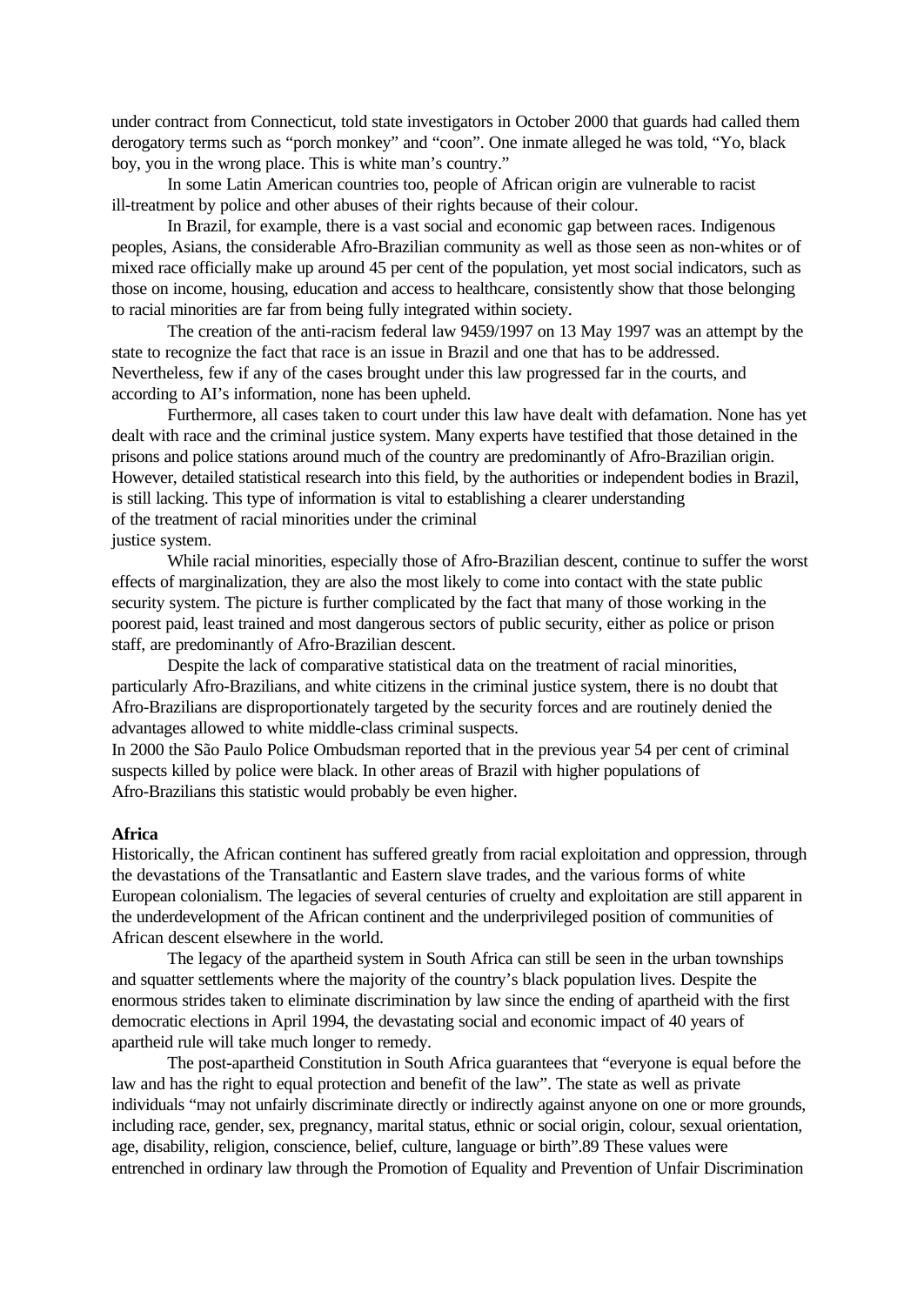under contract from Connecticut, told state investigators in October 2000 that guards had called them derogatory terms such as "porch monkey" and "coon". One inmate alleged he was told, "Yo, black boy, you in the wrong place. This is white man's country."

In some Latin American countries too, people of African origin are vulnerable to racist ill-treatment by police and other abuses of their rights because of their colour.

In Brazil, for example, there is a vast social and economic gap between races. Indigenous peoples, Asians, the considerable Afro-Brazilian community as well as those seen as non-whites or of mixed race officially make up around 45 per cent of the population, yet most social indicators, such as those on income, housing, education and access to healthcare, consistently show that those belonging to racial minorities are far from being fully integrated within society.

The creation of the anti-racism federal law 9459/1997 on 13 May 1997 was an attempt by the state to recognize the fact that race is an issue in Brazil and one that has to be addressed. Nevertheless, few if any of the cases brought under this law progressed far in the courts, and according to AI's information, none has been upheld.

Furthermore, all cases taken to court under this law have dealt with defamation. None has yet dealt with race and the criminal justice system. Many experts have testified that those detained in the prisons and police stations around much of the country are predominantly of Afro-Brazilian origin. However, detailed statistical research into this field, by the authorities or independent bodies in Brazil, is still lacking. This type of information is vital to establishing a clearer understanding of the treatment of racial minorities under the criminal justice system.

While racial minorities, especially those of Afro-Brazilian descent, continue to suffer the worst effects of marginalization, they are also the most likely to come into contact with the state public security system. The picture is further complicated by the fact that many of those working in the poorest paid, least trained and most dangerous sectors of public security, either as police or prison staff, are predominantly of Afro-Brazilian descent.

Despite the lack of comparative statistical data on the treatment of racial minorities, particularly Afro-Brazilians, and white citizens in the criminal justice system, there is no doubt that Afro-Brazilians are disproportionately targeted by the security forces and are routinely denied the advantages allowed to white middle-class criminal suspects.

In 2000 the São Paulo Police Ombudsman reported that in the previous year 54 per cent of criminal suspects killed by police were black. In other areas of Brazil with higher populations of Afro-Brazilians this statistic would probably be even higher.

**Africa**

Historically, the African continent has suffered greatly from racial exploitation and oppression, through the devastations of the Transatlantic and Eastern slave trades, and the various forms of white European colonialism. The legacies of several centuries of cruelty and exploitation are still apparent in the underdevelopment of the African continent and the underprivileged position of communities of African descent elsewhere in the world.

The legacy of the apartheid system in South Africa can still be seen in the urban townships and squatter settlements where the majority of the country's black population lives. Despite the enormous strides taken to eliminate discrimination by law since the ending of apartheid with the first democratic elections in April 1994, the devastating social and economic impact of 40 years of apartheid rule will take much longer to remedy.

The post-apartheid Constitution in South Africa guarantees that "everyone is equal before the law and has the right to equal protection and benefit of the law". The state as well as private individuals "may not unfairly discriminate directly or indirectly against anyone on one or more grounds, including race, gender, sex, pregnancy, marital status, ethnic or social origin, colour, sexual orientation, age, disability, religion, conscience, belief, culture, language or birth".[89] These values were entrenched in ordinary law through the Promotion of Equality and Prevention of Unfair Discrimination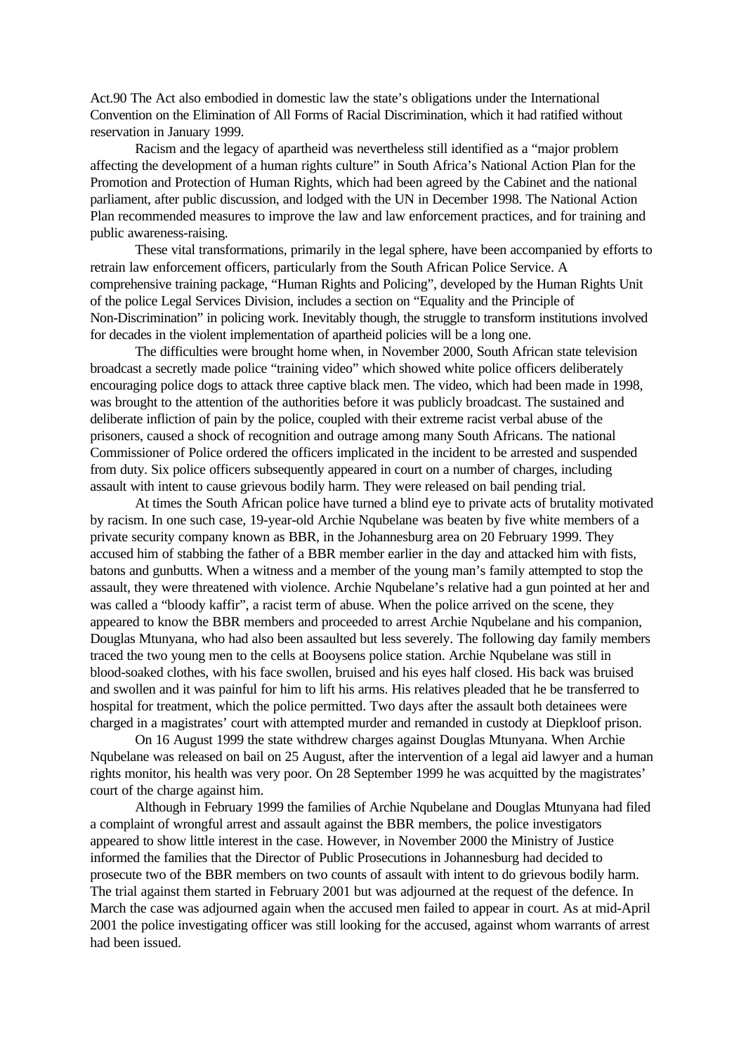Act.90 The Act also embodied in domestic law the state's obligations under the International Convention on the Elimination of All Forms of Racial Discrimination, which it had ratified without reservation in January 1999.

Racism and the legacy of apartheid was nevertheless still identified as a "major problem affecting the development of a human rights culture" in South Africa's National Action Plan for the Promotion and Protection of Human Rights, which had been agreed by the Cabinet and the national parliament, after public discussion, and lodged with the UN in December 1998. The National Action Plan recommended measures to improve the law and law enforcement practices, and for training and public awareness-raising.

These vital transformations, primarily in the legal sphere, have been accompanied by efforts to retrain law enforcement officers, particularly from the South African Police Service. A comprehensive training package, "Human Rights and Policing", developed by the Human Rights Unit of the police Legal Services Division, includes a section on "Equality and the Principle of Non-Discrimination" in policing work. Inevitably though, the struggle to transform institutions involved for decades in the violent implementation of apartheid policies will be a long one.

The difficulties were brought home when, in November 2000, South African state television broadcast a secretly made police "training video" which showed white police officers deliberately encouraging police dogs to attack three captive black men. The video, which had been made in 1998, was brought to the attention of the authorities before it was publicly broadcast. The sustained and deliberate infliction of pain by the police, coupled with their extreme racist verbal abuse of the prisoners, caused a shock of recognition and outrage among many South Africans. The national Commissioner of Police ordered the officers implicated in the incident to be arrested and suspended from duty. Six police officers subsequently appeared in court on a number of charges, including assault with intent to cause grievous bodily harm. They were released on bail pending trial.

At times the South African police have turned a blind eye to private acts of brutality motivated by racism. In one such case, 19-year-old Archie Nqubelane was beaten by five white members of a private security company known as BBR, in the Johannesburg area on 20 February 1999. They accused him of stabbing the father of a BBR member earlier in the day and attacked him with fists, batons and gunbutts. When a witness and a member of the young man's family attempted to stop the assault, they were threatened with violence. Archie Nqubelane's relative had a gun pointed at her and was called a "bloody kaffir", a racist term of abuse. When the police arrived on the scene, they appeared to know the BBR members and proceeded to arrest Archie Nqubelane and his companion, Douglas Mtunyana, who had also been assaulted but less severely. The following day family members traced the two young men to the cells at Booysens police station. Archie Nqubelane was still in blood-soaked clothes, with his face swollen, bruised and his eyes half closed. His back was bruised and swollen and it was painful for him to lift his arms. His relatives pleaded that he be transferred to hospital for treatment, which the police permitted. Two days after the assault both detainees were charged in a magistrates' court with attempted murder and remanded in custody at Diepkloof prison.

On 16 August 1999 the state withdrew charges against Douglas Mtunyana. When Archie Nqubelane was released on bail on 25 August, after the intervention of a legal aid lawyer and a human rights monitor, his health was very poor. On 28 September 1999 he was acquitted by the magistrates' court of the charge against him.

Although in February 1999 the families of Archie Nqubelane and Douglas Mtunyana had filed a complaint of wrongful arrest and assault against the BBR members, the police investigators appeared to show little interest in the case. However, in November 2000 the Ministry of Justice informed the families that the Director of Public Prosecutions in Johannesburg had decided to prosecute two of the BBR members on two counts of assault with intent to do grievous bodily harm. The trial against them started in February 2001 but was adjourned at the request of the defence. In March the case was adjourned again when the accused men failed to appear in court. As at mid-April 2001 the police investigating officer was still looking for the accused, against whom warrants of arrest had been issued.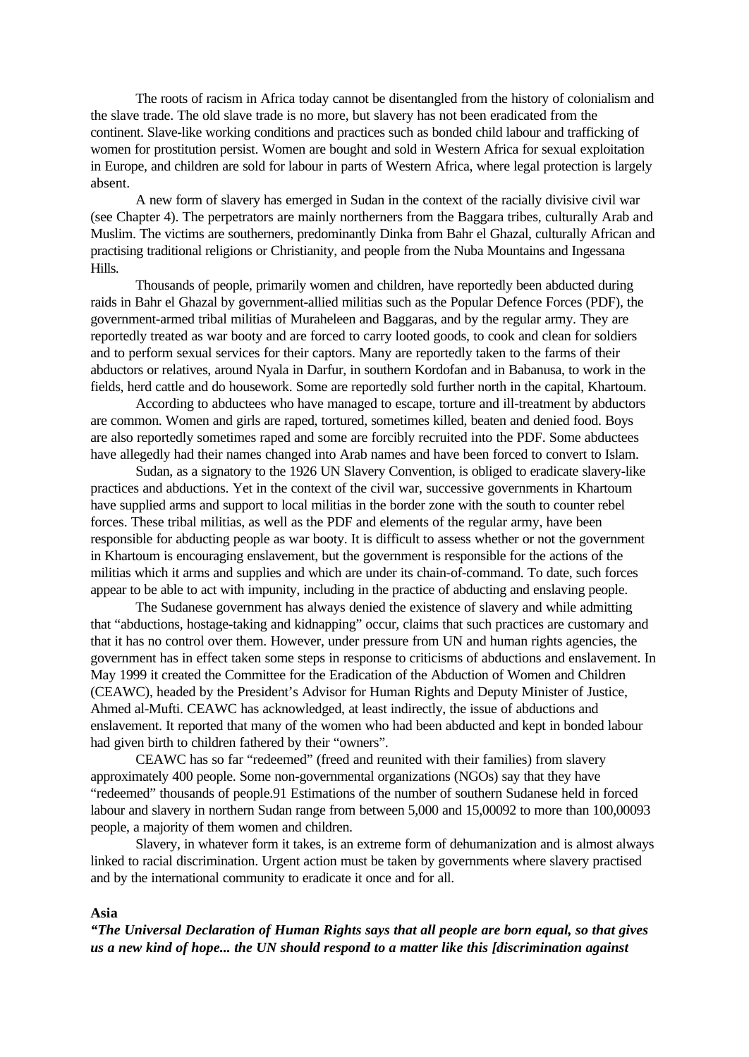The roots of racism in Africa today cannot be disentangled from the history of colonialism and the slave trade. The old slave trade is no more, but slavery has not been eradicated from the continent. Slave-like working conditions and practices such as bonded child labour and trafficking of women for prostitution persist. Women are bought and sold in Western Africa for sexual exploitation in Europe, and children are sold for labour in parts of Western Africa, where legal protection is largely absent.

A new form of slavery has emerged in Sudan in the context of the racially divisive civil war (see Chapter 4). The perpetrators are mainly northerners from the Baggara tribes, culturally Arab and Muslim. The victims are southerners, predominantly Dinka from Bahr el Ghazal, culturally African and practising traditional religions or Christianity, and people from the Nuba Mountains and Ingessana Hills.

Thousands of people, primarily women and children, have reportedly been abducted during raids in Bahr el Ghazal by government-allied militias such as the Popular Defence Forces (PDF), the government-armed tribal militias of Muraheleen and Baggaras, and by the regular army. They are reportedly treated as war booty and are forced to carry looted goods, to cook and clean for soldiers and to perform sexual services for their captors. Many are reportedly taken to the farms of their abductors or relatives, around Nyala in Darfur, in southern Kordofan and in Babanusa, to work in the fields, herd cattle and do housework. Some are reportedly sold further north in the capital, Khartoum.

According to abductees who have managed to escape, torture and ill-treatment by abductors are common. Women and girls are raped, tortured, sometimes killed, beaten and denied food. Boys are also reportedly sometimes raped and some are forcibly recruited into the PDF. Some abductees have allegedly had their names changed into Arab names and have been forced to convert to Islam.

Sudan, as a signatory to the 1926 UN Slavery Convention, is obliged to eradicate slavery-like practices and abductions. Yet in the context of the civil war, successive governments in Khartoum have supplied arms and support to local militias in the border zone with the south to counter rebel forces. These tribal militias, as well as the PDF and elements of the regular army, have been responsible for abducting people as war booty. It is difficult to assess whether or not the government in Khartoum is encouraging enslavement, but the government is responsible for the actions of the militias which it arms and supplies and which are under its chain-of-command. To date, such forces appear to be able to act with impunity, including in the practice of abducting and enslaving people.

The Sudanese government has always denied the existence of slavery and while admitting that "abductions, hostage-taking and kidnapping" occur, claims that such practices are customary and that it has no control over them. However, under pressure from UN and human rights agencies, the government has in effect taken some steps in response to criticisms of abductions and enslavement. In May 1999 it created the Committee for the Eradication of the Abduction of Women and Children (CEAWC), headed by the President's Advisor for Human Rights and Deputy Minister of Justice, Ahmed al-Mufti. CEAWC has acknowledged, at least indirectly, the issue of abductions and enslavement. It reported that many of the women who had been abducted and kept in bonded labour had given birth to children fathered by their "owners".

CEAWC has so far "redeemed" (freed and reunited with their families) from slavery approximately 400 people. Some non-governmental organizations (NGOs) say that they have "redeemed" thousands of people.[91] Estimations of the number of southern Sudanese held in forced labour and slavery in northern Sudan range from between 5,000 and 15,000[92] to more than 100,000[93] people, a majority of them women and children.

Slavery, in whatever form it takes, is an extreme form of dehumanization and is almost always linked to racial discrimination. Urgent action must be taken by governments where slavery practised and by the international community to eradicate it once and for all.

**Asia**

***"The Universal Declaration of Human Rights says that all people are born equal, so that gives us a new kind of hope... the UN should respond to a matter like this [discrimination against***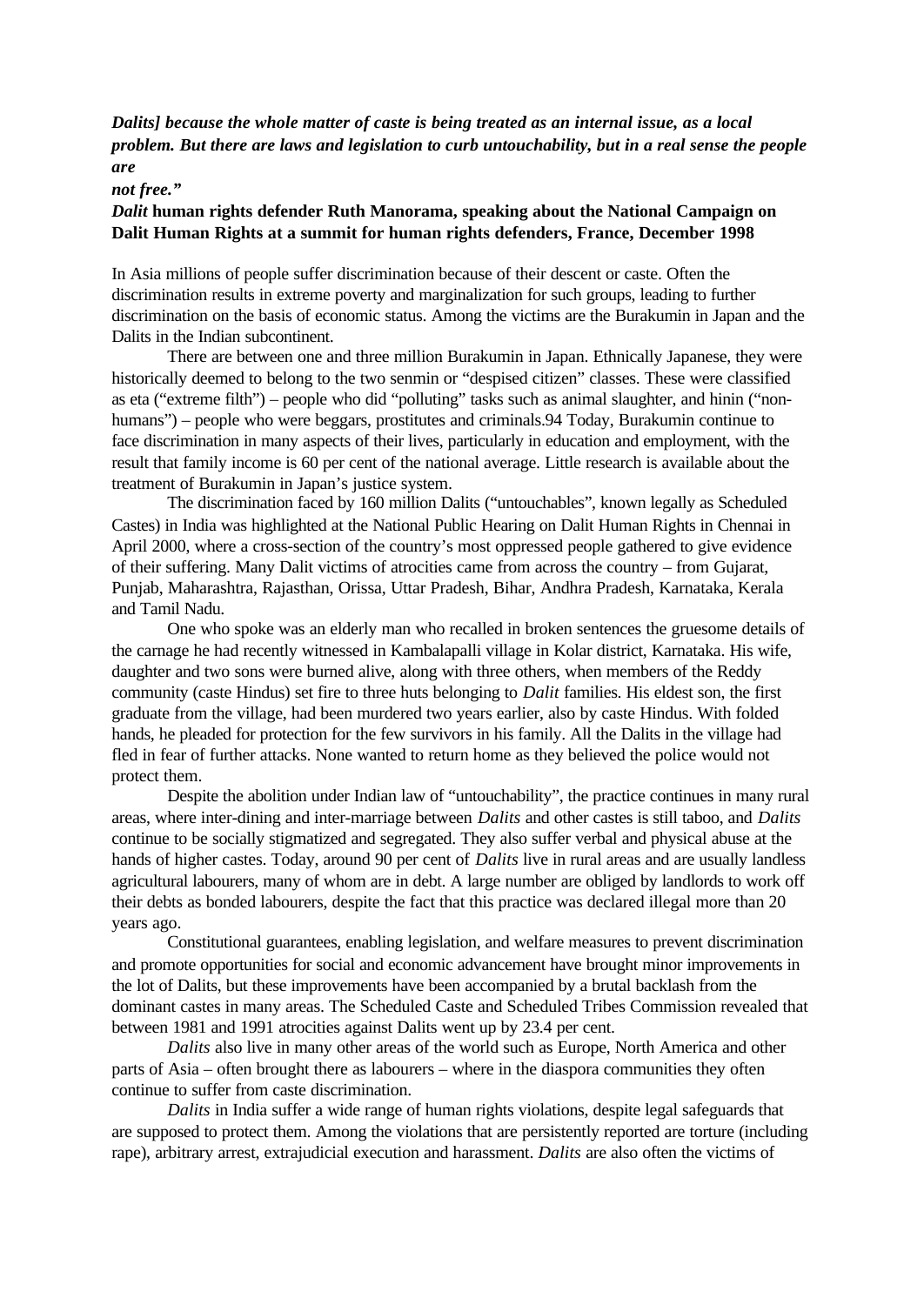***Dalits] because the whole matter of caste is being treated as an internal issue, as a local problem. But there are laws and legislation to curb untouchability, but in a real sense the people are not free."***

***Dalit* human rights defender Ruth Manorama, speaking about the National Campaign on Dalit Human Rights at a summit for human rights defenders, France, December 1998**

In Asia millions of people suffer discrimination because of their descent or caste. Often the discrimination results in extreme poverty and marginalization for such groups, leading to further discrimination on the basis of economic status. Among the victims are the Burakumin in Japan and the Dalits in the Indian subcontinent.

There are between one and three million Burakumin in Japan. Ethnically Japanese, they were historically deemed to belong to the two senmin or "despised citizen" classes. These were classified as eta ("extreme filth") – people who did "polluting" tasks such as animal slaughter, and hinin ("non-humans") – people who were beggars, prostitutes and criminals.94 Today, Burakumin continue to face discrimination in many aspects of their lives, particularly in education and employment, with the result that family income is 60 per cent of the national average. Little research is available about the treatment of Burakumin in Japan's justice system.

The discrimination faced by 160 million Dalits ("untouchables", known legally as Scheduled Castes) in India was highlighted at the National Public Hearing on Dalit Human Rights in Chennai in April 2000, where a cross-section of the country's most oppressed people gathered to give evidence of their suffering. Many Dalit victims of atrocities came from across the country – from Gujarat, Punjab, Maharashtra, Rajasthan, Orissa, Uttar Pradesh, Bihar, Andhra Pradesh, Karnataka, Kerala and Tamil Nadu.

One who spoke was an elderly man who recalled in broken sentences the gruesome details of the carnage he had recently witnessed in Kambalapalli village in Kolar district, Karnataka. His wife, daughter and two sons were burned alive, along with three others, when members of the Reddy community (caste Hindus) set fire to three huts belonging to *Dalit* families. His eldest son, the first graduate from the village, had been murdered two years earlier, also by caste Hindus. With folded hands, he pleaded for protection for the few survivors in his family. All the Dalits in the village had fled in fear of further attacks. None wanted to return home as they believed the police would not protect them.

Despite the abolition under Indian law of "untouchability", the practice continues in many rural areas, where inter-dining and inter-marriage between *Dalits* and other castes is still taboo, and *Dalits* continue to be socially stigmatized and segregated. They also suffer verbal and physical abuse at the hands of higher castes. Today, around 90 per cent of *Dalits* live in rural areas and are usually landless agricultural labourers, many of whom are in debt. A large number are obliged by landlords to work off their debts as bonded labourers, despite the fact that this practice was declared illegal more than 20 years ago.

Constitutional guarantees, enabling legislation, and welfare measures to prevent discrimination and promote opportunities for social and economic advancement have brought minor improvements in the lot of Dalits, but these improvements have been accompanied by a brutal backlash from the dominant castes in many areas. The Scheduled Caste and Scheduled Tribes Commission revealed that between 1981 and 1991 atrocities against Dalits went up by 23.4 per cent.

*Dalits* also live in many other areas of the world such as Europe, North America and other parts of Asia – often brought there as labourers – where in the diaspora communities they often continue to suffer from caste discrimination.

*Dalits* in India suffer a wide range of human rights violations, despite legal safeguards that are supposed to protect them. Among the violations that are persistently reported are torture (including rape), arbitrary arrest, extrajudicial execution and harassment. *Dalits* are also often the victims of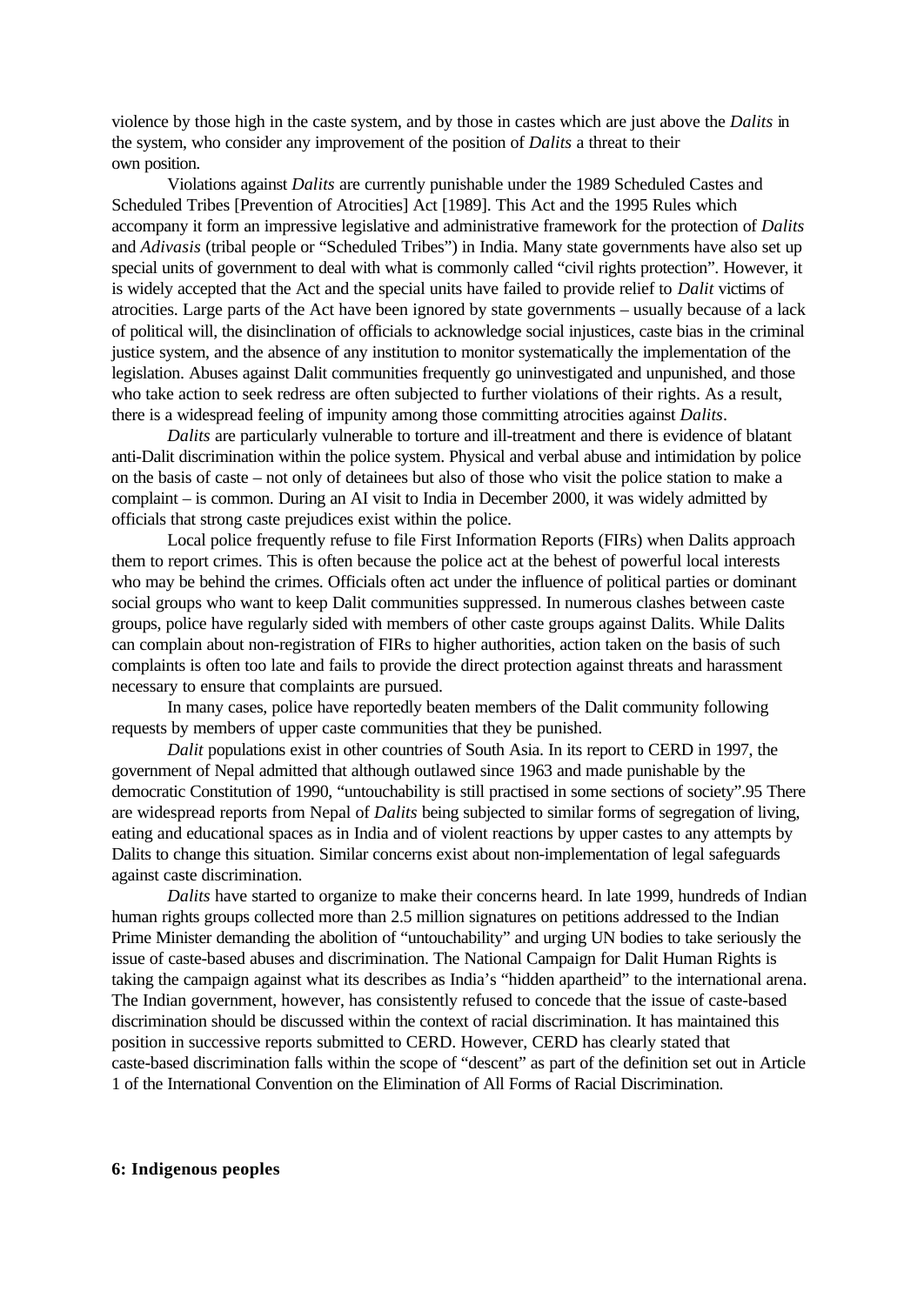violence by those high in the caste system, and by those in castes which are just above the *Dalits* in the system, who consider any improvement of the position of *Dalits* a threat to their own position.

Violations against *Dalits* are currently punishable under the 1989 Scheduled Castes and Scheduled Tribes [Prevention of Atrocities] Act [1989]. This Act and the 1995 Rules which accompany it form an impressive legislative and administrative framework for the protection of *Dalits* and *Adivasis* (tribal people or "Scheduled Tribes") in India. Many state governments have also set up special units of government to deal with what is commonly called "civil rights protection". However, it is widely accepted that the Act and the special units have failed to provide relief to *Dalit* victims of atrocities. Large parts of the Act have been ignored by state governments – usually because of a lack of political will, the disinclination of officials to acknowledge social injustices, caste bias in the criminal justice system, and the absence of any institution to monitor systematically the implementation of the legislation. Abuses against Dalit communities frequently go uninvestigated and unpunished, and those who take action to seek redress are often subjected to further violations of their rights. As a result, there is a widespread feeling of impunity among those committing atrocities against *Dalits*.

*Dalits* are particularly vulnerable to torture and ill-treatment and there is evidence of blatant anti-Dalit discrimination within the police system. Physical and verbal abuse and intimidation by police on the basis of caste – not only of detainees but also of those who visit the police station to make a complaint – is common. During an AI visit to India in December 2000, it was widely admitted by officials that strong caste prejudices exist within the police.

Local police frequently refuse to file First Information Reports (FIRs) when Dalits approach them to report crimes. This is often because the police act at the behest of powerful local interests who may be behind the crimes. Officials often act under the influence of political parties or dominant social groups who want to keep Dalit communities suppressed. In numerous clashes between caste groups, police have regularly sided with members of other caste groups against Dalits. While Dalits can complain about non-registration of FIRs to higher authorities, action taken on the basis of such complaints is often too late and fails to provide the direct protection against threats and harassment necessary to ensure that complaints are pursued.

In many cases, police have reportedly beaten members of the Dalit community following requests by members of upper caste communities that they be punished.

*Dalit* populations exist in other countries of South Asia. In its report to CERD in 1997, the government of Nepal admitted that although outlawed since 1963 and made punishable by the democratic Constitution of 1990, "untouchability is still practised in some sections of society".95 There are widespread reports from Nepal of *Dalits* being subjected to similar forms of segregation of living, eating and educational spaces as in India and of violent reactions by upper castes to any attempts by Dalits to change this situation. Similar concerns exist about non-implementation of legal safeguards against caste discrimination.

*Dalits* have started to organize to make their concerns heard. In late 1999, hundreds of Indian human rights groups collected more than 2.5 million signatures on petitions addressed to the Indian Prime Minister demanding the abolition of "untouchability" and urging UN bodies to take seriously the issue of caste-based abuses and discrimination. The National Campaign for Dalit Human Rights is taking the campaign against what its describes as India's "hidden apartheid" to the international arena. The Indian government, however, has consistently refused to concede that the issue of caste-based discrimination should be discussed within the context of racial discrimination. It has maintained this position in successive reports submitted to CERD. However, CERD has clearly stated that caste-based discrimination falls within the scope of "descent" as part of the definition set out in Article 1 of the International Convention on the Elimination of All Forms of Racial Discrimination.

## 6: Indigenous peoples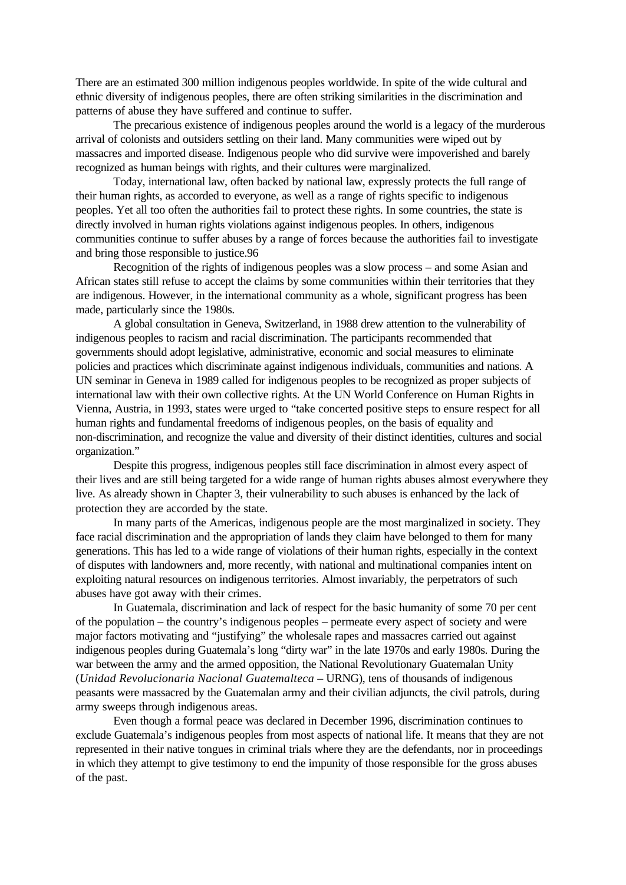There are an estimated 300 million indigenous peoples worldwide. In spite of the wide cultural and ethnic diversity of indigenous peoples, there are often striking similarities in the discrimination and patterns of abuse they have suffered and continue to suffer.

The precarious existence of indigenous peoples around the world is a legacy of the murderous arrival of colonists and outsiders settling on their land. Many communities were wiped out by massacres and imported disease. Indigenous people who did survive were impoverished and barely recognized as human beings with rights, and their cultures were marginalized.

Today, international law, often backed by national law, expressly protects the full range of their human rights, as accorded to everyone, as well as a range of rights specific to indigenous peoples. Yet all too often the authorities fail to protect these rights. In some countries, the state is directly involved in human rights violations against indigenous peoples. In others, indigenous communities continue to suffer abuses by a range of forces because the authorities fail to investigate and bring those responsible to justice.96

Recognition of the rights of indigenous peoples was a slow process – and some Asian and African states still refuse to accept the claims by some communities within their territories that they are indigenous. However, in the international community as a whole, significant progress has been made, particularly since the 1980s.

A global consultation in Geneva, Switzerland, in 1988 drew attention to the vulnerability of indigenous peoples to racism and racial discrimination. The participants recommended that governments should adopt legislative, administrative, economic and social measures to eliminate policies and practices which discriminate against indigenous individuals, communities and nations. A UN seminar in Geneva in 1989 called for indigenous peoples to be recognized as proper subjects of international law with their own collective rights. At the UN World Conference on Human Rights in Vienna, Austria, in 1993, states were urged to "take concerted positive steps to ensure respect for all human rights and fundamental freedoms of indigenous peoples, on the basis of equality and non-discrimination, and recognize the value and diversity of their distinct identities, cultures and social organization."

Despite this progress, indigenous peoples still face discrimination in almost every aspect of their lives and are still being targeted for a wide range of human rights abuses almost everywhere they live. As already shown in Chapter 3, their vulnerability to such abuses is enhanced by the lack of protection they are accorded by the state.

In many parts of the Americas, indigenous people are the most marginalized in society. They face racial discrimination and the appropriation of lands they claim have belonged to them for many generations. This has led to a wide range of violations of their human rights, especially in the context of disputes with landowners and, more recently, with national and multinational companies intent on exploiting natural resources on indigenous territories. Almost invariably, the perpetrators of such abuses have got away with their crimes.

In Guatemala, discrimination and lack of respect for the basic humanity of some 70 per cent of the population – the country's indigenous peoples – permeate every aspect of society and were major factors motivating and "justifying" the wholesale rapes and massacres carried out against indigenous peoples during Guatemala's long "dirty war" in the late 1970s and early 1980s. During the war between the army and the armed opposition, the National Revolutionary Guatemalan Unity (*Unidad Revolucionaria Nacional Guatemalteca* – URNG), tens of thousands of indigenous peasants were massacred by the Guatemalan army and their civilian adjuncts, the civil patrols, during army sweeps through indigenous areas.

Even though a formal peace was declared in December 1996, discrimination continues to exclude Guatemala's indigenous peoples from most aspects of national life. It means that they are not represented in their native tongues in criminal trials where they are the defendants, nor in proceedings in which they attempt to give testimony to end the impunity of those responsible for the gross abuses of the past.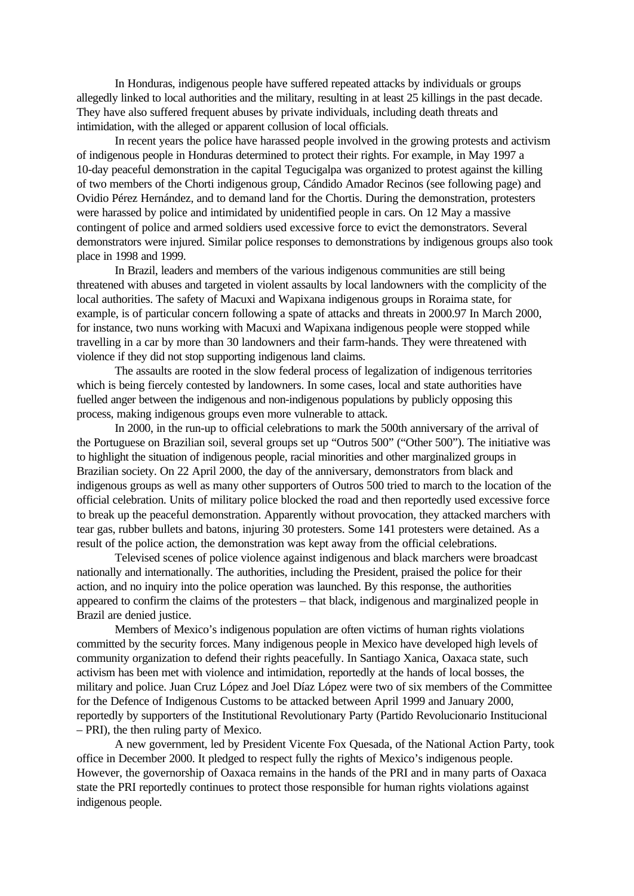In Honduras, indigenous people have suffered repeated attacks by individuals or groups allegedly linked to local authorities and the military, resulting in at least 25 killings in the past decade. They have also suffered frequent abuses by private individuals, including death threats and intimidation, with the alleged or apparent collusion of local officials.

In recent years the police have harassed people involved in the growing protests and activism of indigenous people in Honduras determined to protect their rights. For example, in May 1997 a 10-day peaceful demonstration in the capital Tegucigalpa was organized to protest against the killing of two members of the Chorti indigenous group, Cándido Amador Recinos (see following page) and Ovidio Pérez Hernández, and to demand land for the Chortis. During the demonstration, protesters were harassed by police and intimidated by unidentified people in cars. On 12 May a massive contingent of police and armed soldiers used excessive force to evict the demonstrators. Several demonstrators were injured. Similar police responses to demonstrations by indigenous groups also took place in 1998 and 1999.

In Brazil, leaders and members of the various indigenous communities are still being threatened with abuses and targeted in violent assaults by local landowners with the complicity of the local authorities. The safety of Macuxi and Wapixana indigenous groups in Roraima state, for example, is of particular concern following a spate of attacks and threats in 2000.97 In March 2000, for instance, two nuns working with Macuxi and Wapixana indigenous people were stopped while travelling in a car by more than 30 landowners and their farm-hands. They were threatened with violence if they did not stop supporting indigenous land claims.

The assaults are rooted in the slow federal process of legalization of indigenous territories which is being fiercely contested by landowners. In some cases, local and state authorities have fuelled anger between the indigenous and non-indigenous populations by publicly opposing this process, making indigenous groups even more vulnerable to attack.

In 2000, in the run-up to official celebrations to mark the 500th anniversary of the arrival of the Portuguese on Brazilian soil, several groups set up "Outros 500" ("Other 500"). The initiative was to highlight the situation of indigenous people, racial minorities and other marginalized groups in Brazilian society. On 22 April 2000, the day of the anniversary, demonstrators from black and indigenous groups as well as many other supporters of Outros 500 tried to march to the location of the official celebration. Units of military police blocked the road and then reportedly used excessive force to break up the peaceful demonstration. Apparently without provocation, they attacked marchers with tear gas, rubber bullets and batons, injuring 30 protesters. Some 141 protesters were detained. As a result of the police action, the demonstration was kept away from the official celebrations.

Televised scenes of police violence against indigenous and black marchers were broadcast nationally and internationally. The authorities, including the President, praised the police for their action, and no inquiry into the police operation was launched. By this response, the authorities appeared to confirm the claims of the protesters – that black, indigenous and marginalized people in Brazil are denied justice.

Members of Mexico's indigenous population are often victims of human rights violations committed by the security forces. Many indigenous people in Mexico have developed high levels of community organization to defend their rights peacefully. In Santiago Xanica, Oaxaca state, such activism has been met with violence and intimidation, reportedly at the hands of local bosses, the military and police. Juan Cruz López and Joel Díaz López were two of six members of the Committee for the Defence of Indigenous Customs to be attacked between April 1999 and January 2000, reportedly by supporters of the Institutional Revolutionary Party (Partido Revolucionario Institucional – PRI), the then ruling party of Mexico.

A new government, led by President Vicente Fox Quesada, of the National Action Party, took office in December 2000. It pledged to respect fully the rights of Mexico's indigenous people. However, the governorship of Oaxaca remains in the hands of the PRI and in many parts of Oaxaca state the PRI reportedly continues to protect those responsible for human rights violations against indigenous people.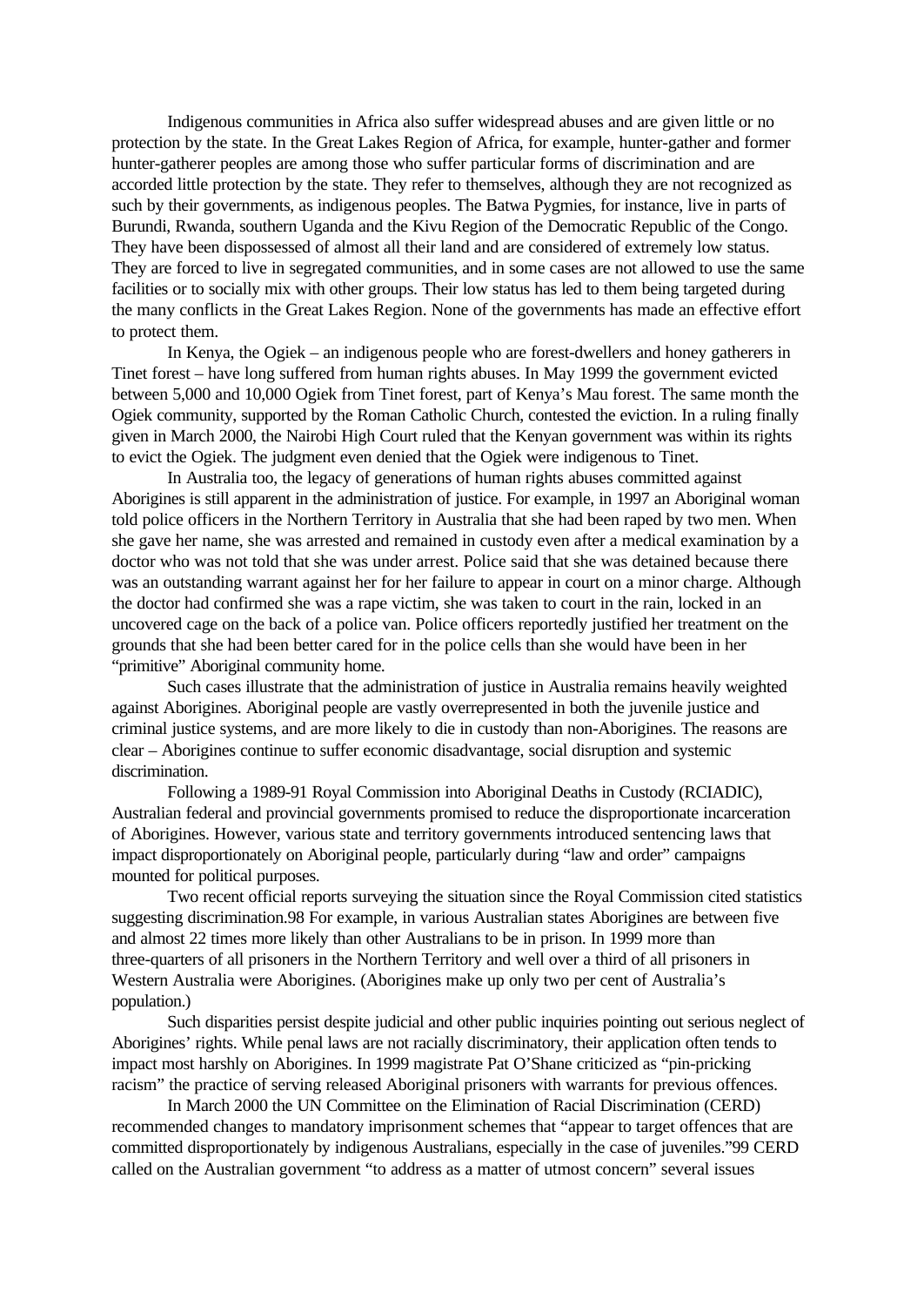Indigenous communities in Africa also suffer widespread abuses and are given little or no protection by the state. In the Great Lakes Region of Africa, for example, hunter-gather and former hunter-gatherer peoples are among those who suffer particular forms of discrimination and are accorded little protection by the state. They refer to themselves, although they are not recognized as such by their governments, as indigenous peoples. The Batwa Pygmies, for instance, live in parts of Burundi, Rwanda, southern Uganda and the Kivu Region of the Democratic Republic of the Congo. They have been dispossessed of almost all their land and are considered of extremely low status. They are forced to live in segregated communities, and in some cases are not allowed to use the same facilities or to socially mix with other groups. Their low status has led to them being targeted during the many conflicts in the Great Lakes Region. None of the governments has made an effective effort to protect them.

In Kenya, the Ogiek – an indigenous people who are forest-dwellers and honey gatherers in Tinet forest – have long suffered from human rights abuses. In May 1999 the government evicted between 5,000 and 10,000 Ogiek from Tinet forest, part of Kenya's Mau forest. The same month the Ogiek community, supported by the Roman Catholic Church, contested the eviction. In a ruling finally given in March 2000, the Nairobi High Court ruled that the Kenyan government was within its rights to evict the Ogiek. The judgment even denied that the Ogiek were indigenous to Tinet.

In Australia too, the legacy of generations of human rights abuses committed against Aborigines is still apparent in the administration of justice. For example, in 1997 an Aboriginal woman told police officers in the Northern Territory in Australia that she had been raped by two men. When she gave her name, she was arrested and remained in custody even after a medical examination by a doctor who was not told that she was under arrest. Police said that she was detained because there was an outstanding warrant against her for her failure to appear in court on a minor charge. Although the doctor had confirmed she was a rape victim, she was taken to court in the rain, locked in an uncovered cage on the back of a police van. Police officers reportedly justified her treatment on the grounds that she had been better cared for in the police cells than she would have been in her "primitive" Aboriginal community home.

Such cases illustrate that the administration of justice in Australia remains heavily weighted against Aborigines. Aboriginal people are vastly overrepresented in both the juvenile justice and criminal justice systems, and are more likely to die in custody than non-Aborigines. The reasons are clear – Aborigines continue to suffer economic disadvantage, social disruption and systemic discrimination.

Following a 1989-91 Royal Commission into Aboriginal Deaths in Custody (RCIADIC), Australian federal and provincial governments promised to reduce the disproportionate incarceration of Aborigines. However, various state and territory governments introduced sentencing laws that impact disproportionately on Aboriginal people, particularly during "law and order" campaigns mounted for political purposes.

Two recent official reports surveying the situation since the Royal Commission cited statistics suggesting discrimination.[98] For example, in various Australian states Aborigines are between five and almost 22 times more likely than other Australians to be in prison. In 1999 more than three-quarters of all prisoners in the Northern Territory and well over a third of all prisoners in Western Australia were Aborigines. (Aborigines make up only two per cent of Australia's population.)

Such disparities persist despite judicial and other public inquiries pointing out serious neglect of Aborigines' rights. While penal laws are not racially discriminatory, their application often tends to impact most harshly on Aborigines. In 1999 magistrate Pat O'Shane criticized as "pin-pricking racism" the practice of serving released Aboriginal prisoners with warrants for previous offences.

In March 2000 the UN Committee on the Elimination of Racial Discrimination (CERD) recommended changes to mandatory imprisonment schemes that "appear to target offences that are committed disproportionately by indigenous Australians, especially in the case of juveniles."[99] CERD called on the Australian government "to address as a matter of utmost concern" several issues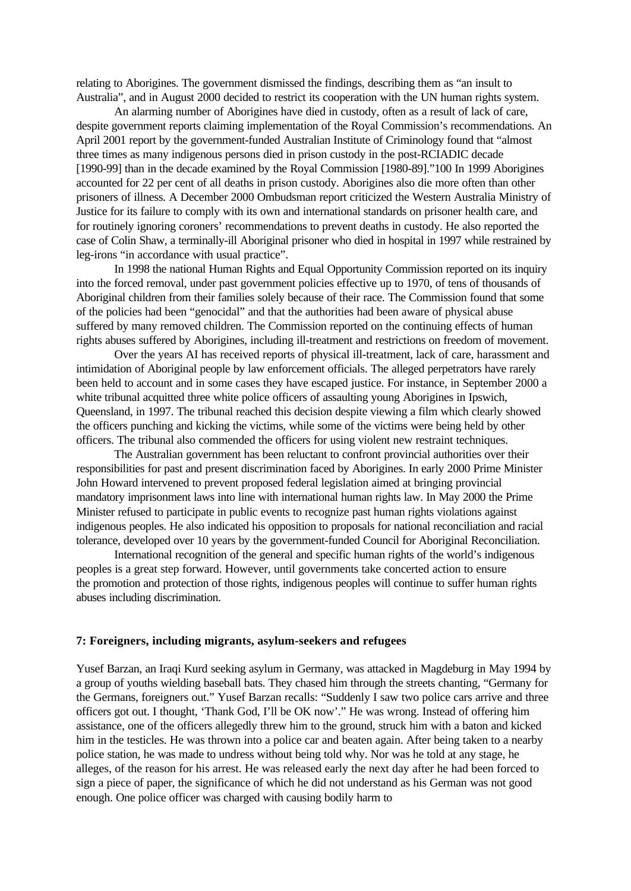relating to Aborigines. The government dismissed the findings, describing them as "an insult to Australia", and in August 2000 decided to restrict its cooperation with the UN human rights system.

An alarming number of Aborigines have died in custody, often as a result of lack of care, despite government reports claiming implementation of the Royal Commission's recommendations. An April 2001 report by the government-funded Australian Institute of Criminology found that "almost three times as many indigenous persons died in prison custody in the post-RCIADIC decade [1990-99] than in the decade examined by the Royal Commission [1980-89]."100 In 1999 Aborigines accounted for 22 per cent of all deaths in prison custody. Aborigines also die more often than other prisoners of illness. A December 2000 Ombudsman report criticized the Western Australia Ministry of Justice for its failure to comply with its own and international standards on prisoner health care, and for routinely ignoring coroners' recommendations to prevent deaths in custody. He also reported the case of Colin Shaw, a terminally-ill Aboriginal prisoner who died in hospital in 1997 while restrained by leg-irons "in accordance with usual practice".

In 1998 the national Human Rights and Equal Opportunity Commission reported on its inquiry into the forced removal, under past government policies effective up to 1970, of tens of thousands of Aboriginal children from their families solely because of their race. The Commission found that some of the policies had been "genocidal" and that the authorities had been aware of physical abuse suffered by many removed children. The Commission reported on the continuing effects of human rights abuses suffered by Aborigines, including ill-treatment and restrictions on freedom of movement.

Over the years AI has received reports of physical ill-treatment, lack of care, harassment and intimidation of Aboriginal people by law enforcement officials. The alleged perpetrators have rarely been held to account and in some cases they have escaped justice. For instance, in September 2000 a white tribunal acquitted three white police officers of assaulting young Aborigines in Ipswich, Queensland, in 1997. The tribunal reached this decision despite viewing a film which clearly showed the officers punching and kicking the victims, while some of the victims were being held by other officers. The tribunal also commended the officers for using violent new restraint techniques.

The Australian government has been reluctant to confront provincial authorities over their responsibilities for past and present discrimination faced by Aborigines. In early 2000 Prime Minister John Howard intervened to prevent proposed federal legislation aimed at bringing provincial mandatory imprisonment laws into line with international human rights law. In May 2000 the Prime Minister refused to participate in public events to recognize past human rights violations against indigenous peoples. He also indicated his opposition to proposals for national reconciliation and racial tolerance, developed over 10 years by the government-funded Council for Aboriginal Reconciliation.

International recognition of the general and specific human rights of the world's indigenous peoples is a great step forward. However, until governments take concerted action to ensure the promotion and protection of those rights, indigenous peoples will continue to suffer human rights abuses including discrimination.

## 7: Foreigners, including migrants, asylum-seekers and refugees

Yusef Barzan, an Iraqi Kurd seeking asylum in Germany, was attacked in Magdeburg in May 1994 by a group of youths wielding baseball bats. They chased him through the streets chanting, "Germany for the Germans, foreigners out." Yusef Barzan recalls: "Suddenly I saw two police cars arrive and three officers got out. I thought, 'Thank God, I'll be OK now'." He was wrong. Instead of offering him assistance, one of the officers allegedly threw him to the ground, struck him with a baton and kicked him in the testicles. He was thrown into a police car and beaten again. After being taken to a nearby police station, he was made to undress without being told why. Nor was he told at any stage, he alleges, of the reason for his arrest. He was released early the next day after he had been forced to sign a piece of paper, the significance of which he did not understand as his German was not good enough. One police officer was charged with causing bodily harm to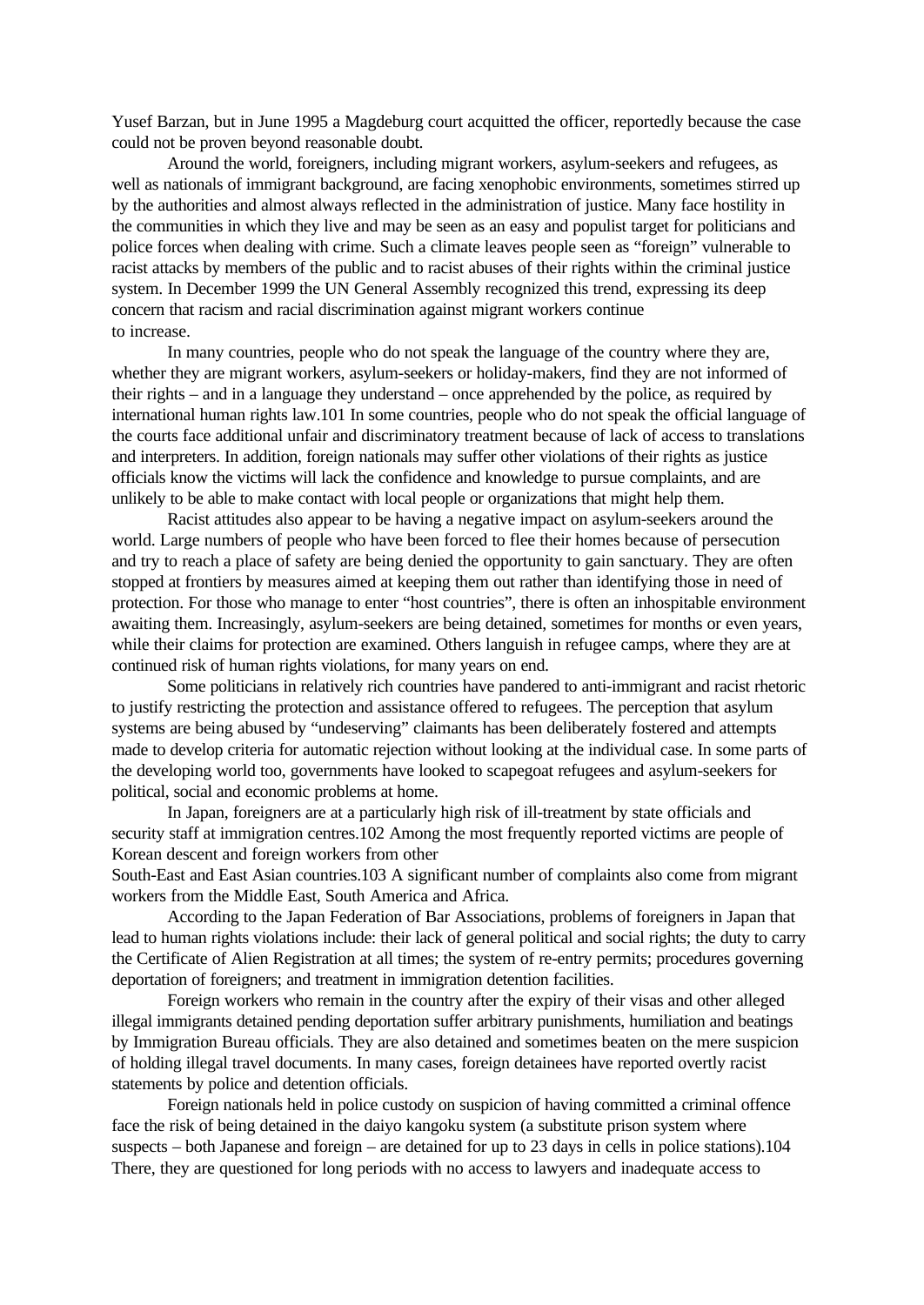Yusef Barzan, but in June 1995 a Magdeburg court acquitted the officer, reportedly because the case could not be proven beyond reasonable doubt.

Around the world, foreigners, including migrant workers, asylum-seekers and refugees, as well as nationals of immigrant background, are facing xenophobic environments, sometimes stirred up by the authorities and almost always reflected in the administration of justice. Many face hostility in the communities in which they live and may be seen as an easy and populist target for politicians and police forces when dealing with crime. Such a climate leaves people seen as "foreign" vulnerable to racist attacks by members of the public and to racist abuses of their rights within the criminal justice system. In December 1999 the UN General Assembly recognized this trend, expressing its deep concern that racism and racial discrimination against migrant workers continue to increase.

In many countries, people who do not speak the language of the country where they are, whether they are migrant workers, asylum-seekers or holiday-makers, find they are not informed of their rights – and in a language they understand – once apprehended by the police, as required by international human rights law.101 In some countries, people who do not speak the official language of the courts face additional unfair and discriminatory treatment because of lack of access to translations and interpreters. In addition, foreign nationals may suffer other violations of their rights as justice officials know the victims will lack the confidence and knowledge to pursue complaints, and are unlikely to be able to make contact with local people or organizations that might help them.

Racist attitudes also appear to be having a negative impact on asylum-seekers around the world. Large numbers of people who have been forced to flee their homes because of persecution and try to reach a place of safety are being denied the opportunity to gain sanctuary. They are often stopped at frontiers by measures aimed at keeping them out rather than identifying those in need of protection. For those who manage to enter "host countries", there is often an inhospitable environment awaiting them. Increasingly, asylum-seekers are being detained, sometimes for months or even years, while their claims for protection are examined. Others languish in refugee camps, where they are at continued risk of human rights violations, for many years on end.

Some politicians in relatively rich countries have pandered to anti-immigrant and racist rhetoric to justify restricting the protection and assistance offered to refugees. The perception that asylum systems are being abused by "undeserving" claimants has been deliberately fostered and attempts made to develop criteria for automatic rejection without looking at the individual case. In some parts of the developing world too, governments have looked to scapegoat refugees and asylum-seekers for political, social and economic problems at home.

In Japan, foreigners are at a particularly high risk of ill-treatment by state officials and security staff at immigration centres.102 Among the most frequently reported victims are people of Korean descent and foreign workers from other South-East and East Asian countries.103 A significant number of complaints also come from migrant workers from the Middle East, South America and Africa.

According to the Japan Federation of Bar Associations, problems of foreigners in Japan that lead to human rights violations include: their lack of general political and social rights; the duty to carry the Certificate of Alien Registration at all times; the system of re-entry permits; procedures governing deportation of foreigners; and treatment in immigration detention facilities.

Foreign workers who remain in the country after the expiry of their visas and other alleged illegal immigrants detained pending deportation suffer arbitrary punishments, humiliation and beatings by Immigration Bureau officials. They are also detained and sometimes beaten on the mere suspicion of holding illegal travel documents. In many cases, foreign detainees have reported overtly racist statements by police and detention officials.

Foreign nationals held in police custody on suspicion of having committed a criminal offence face the risk of being detained in the daiyo kangoku system (a substitute prison system where suspects – both Japanese and foreign – are detained for up to 23 days in cells in police stations).104 There, they are questioned for long periods with no access to lawyers and inadequate access to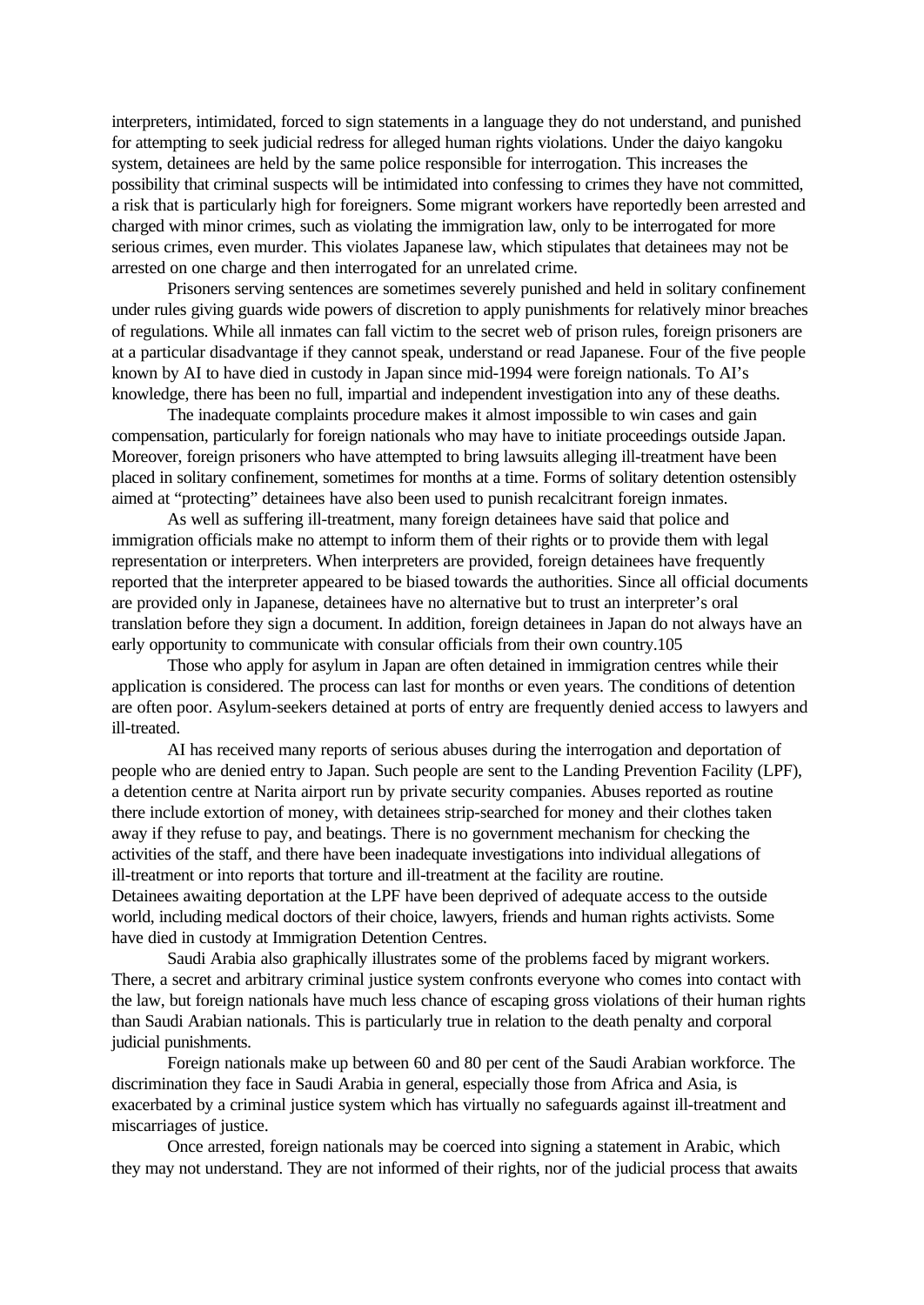interpreters, intimidated, forced to sign statements in a language they do not understand, and punished for attempting to seek judicial redress for alleged human rights violations. Under the daiyo kangoku system, detainees are held by the same police responsible for interrogation. This increases the possibility that criminal suspects will be intimidated into confessing to crimes they have not committed, a risk that is particularly high for foreigners. Some migrant workers have reportedly been arrested and charged with minor crimes, such as violating the immigration law, only to be interrogated for more serious crimes, even murder. This violates Japanese law, which stipulates that detainees may not be arrested on one charge and then interrogated for an unrelated crime.

Prisoners serving sentences are sometimes severely punished and held in solitary confinement under rules giving guards wide powers of discretion to apply punishments for relatively minor breaches of regulations. While all inmates can fall victim to the secret web of prison rules, foreign prisoners are at a particular disadvantage if they cannot speak, understand or read Japanese. Four of the five people known by AI to have died in custody in Japan since mid-1994 were foreign nationals. To AI's knowledge, there has been no full, impartial and independent investigation into any of these deaths.

The inadequate complaints procedure makes it almost impossible to win cases and gain compensation, particularly for foreign nationals who may have to initiate proceedings outside Japan. Moreover, foreign prisoners who have attempted to bring lawsuits alleging ill-treatment have been placed in solitary confinement, sometimes for months at a time. Forms of solitary detention ostensibly aimed at "protecting" detainees have also been used to punish recalcitrant foreign inmates.

As well as suffering ill-treatment, many foreign detainees have said that police and immigration officials make no attempt to inform them of their rights or to provide them with legal representation or interpreters. When interpreters are provided, foreign detainees have frequently reported that the interpreter appeared to be biased towards the authorities. Since all official documents are provided only in Japanese, detainees have no alternative but to trust an interpreter's oral translation before they sign a document. In addition, foreign detainees in Japan do not always have an early opportunity to communicate with consular officials from their own country.105

Those who apply for asylum in Japan are often detained in immigration centres while their application is considered. The process can last for months or even years. The conditions of detention are often poor. Asylum-seekers detained at ports of entry are frequently denied access to lawyers and ill-treated.

AI has received many reports of serious abuses during the interrogation and deportation of people who are denied entry to Japan. Such people are sent to the Landing Prevention Facility (LPF), a detention centre at Narita airport run by private security companies. Abuses reported as routine there include extortion of money, with detainees strip-searched for money and their clothes taken away if they refuse to pay, and beatings. There is no government mechanism for checking the activities of the staff, and there have been inadequate investigations into individual allegations of ill-treatment or into reports that torture and ill-treatment at the facility are routine.
Detainees awaiting deportation at the LPF have been deprived of adequate access to the outside world, including medical doctors of their choice, lawyers, friends and human rights activists. Some have died in custody at Immigration Detention Centres.

Saudi Arabia also graphically illustrates some of the problems faced by migrant workers. There, a secret and arbitrary criminal justice system confronts everyone who comes into contact with the law, but foreign nationals have much less chance of escaping gross violations of their human rights than Saudi Arabian nationals. This is particularly true in relation to the death penalty and corporal judicial punishments.

Foreign nationals make up between 60 and 80 per cent of the Saudi Arabian workforce. The discrimination they face in Saudi Arabia in general, especially those from Africa and Asia, is exacerbated by a criminal justice system which has virtually no safeguards against ill-treatment and miscarriages of justice.

Once arrested, foreign nationals may be coerced into signing a statement in Arabic, which they may not understand. They are not informed of their rights, nor of the judicial process that awaits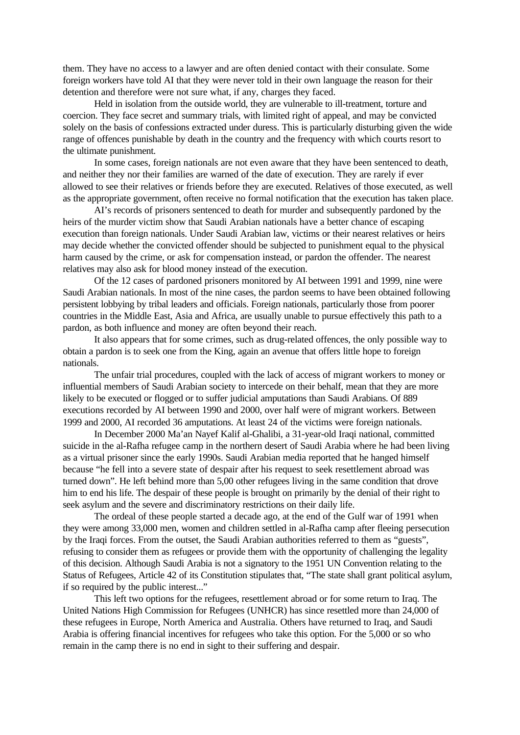them. They have no access to a lawyer and are often denied contact with their consulate. Some foreign workers have told AI that they were never told in their own language the reason for their detention and therefore were not sure what, if any, charges they faced.

Held in isolation from the outside world, they are vulnerable to ill-treatment, torture and coercion. They face secret and summary trials, with limited right of appeal, and may be convicted solely on the basis of confessions extracted under duress. This is particularly disturbing given the wide range of offences punishable by death in the country and the frequency with which courts resort to the ultimate punishment.

In some cases, foreign nationals are not even aware that they have been sentenced to death, and neither they nor their families are warned of the date of execution. They are rarely if ever allowed to see their relatives or friends before they are executed. Relatives of those executed, as well as the appropriate government, often receive no formal notification that the execution has taken place.

AI's records of prisoners sentenced to death for murder and subsequently pardoned by the heirs of the murder victim show that Saudi Arabian nationals have a better chance of escaping execution than foreign nationals. Under Saudi Arabian law, victims or their nearest relatives or heirs may decide whether the convicted offender should be subjected to punishment equal to the physical harm caused by the crime, or ask for compensation instead, or pardon the offender. The nearest relatives may also ask for blood money instead of the execution.

Of the 12 cases of pardoned prisoners monitored by AI between 1991 and 1999, nine were Saudi Arabian nationals. In most of the nine cases, the pardon seems to have been obtained following persistent lobbying by tribal leaders and officials. Foreign nationals, particularly those from poorer countries in the Middle East, Asia and Africa, are usually unable to pursue effectively this path to a pardon, as both influence and money are often beyond their reach.

It also appears that for some crimes, such as drug-related offences, the only possible way to obtain a pardon is to seek one from the King, again an avenue that offers little hope to foreign nationals.

The unfair trial procedures, coupled with the lack of access of migrant workers to money or influential members of Saudi Arabian society to intercede on their behalf, mean that they are more likely to be executed or flogged or to suffer judicial amputations than Saudi Arabians. Of 889 executions recorded by AI between 1990 and 2000, over half were of migrant workers. Between 1999 and 2000, AI recorded 36 amputations. At least 24 of the victims were foreign nationals.

In December 2000 Ma'an Nayef Kalif al-Ghalibi, a 31-year-old Iraqi national, committed suicide in the al-Rafha refugee camp in the northern desert of Saudi Arabia where he had been living as a virtual prisoner since the early 1990s. Saudi Arabian media reported that he hanged himself because "he fell into a severe state of despair after his request to seek resettlement abroad was turned down". He left behind more than 5,00 other refugees living in the same condition that drove him to end his life. The despair of these people is brought on primarily by the denial of their right to seek asylum and the severe and discriminatory restrictions on their daily life.

The ordeal of these people started a decade ago, at the end of the Gulf war of 1991 when they were among 33,000 men, women and children settled in al-Rafha camp after fleeing persecution by the Iraqi forces. From the outset, the Saudi Arabian authorities referred to them as "guests", refusing to consider them as refugees or provide them with the opportunity of challenging the legality of this decision. Although Saudi Arabia is not a signatory to the 1951 UN Convention relating to the Status of Refugees, Article 42 of its Constitution stipulates that, "The state shall grant political asylum, if so required by the public interest..."

This left two options for the refugees, resettlement abroad or for some return to Iraq. The United Nations High Commission for Refugees (UNHCR) has since resettled more than 24,000 of these refugees in Europe, North America and Australia. Others have returned to Iraq, and Saudi Arabia is offering financial incentives for refugees who take this option. For the 5,000 or so who remain in the camp there is no end in sight to their suffering and despair.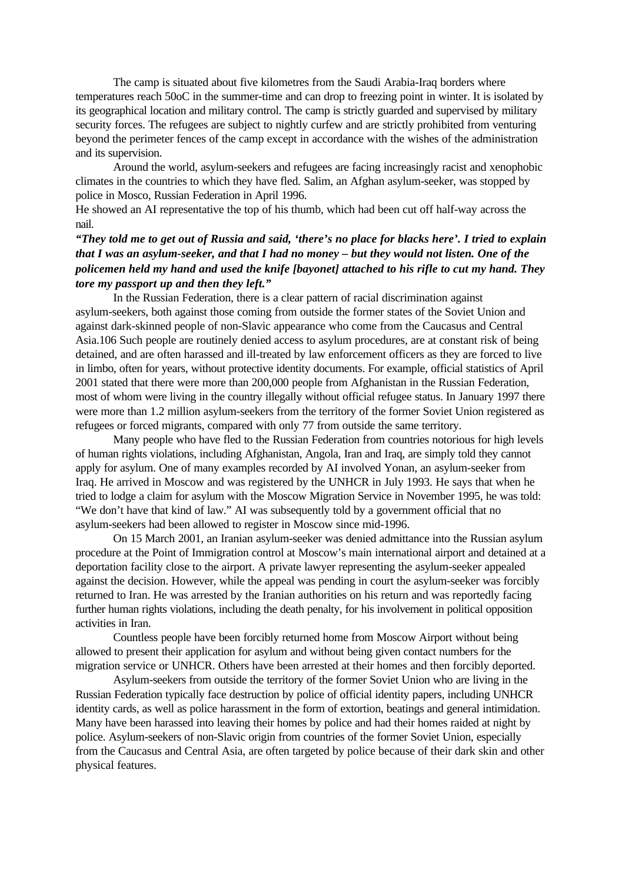The camp is situated about five kilometres from the Saudi Arabia-Iraq borders where temperatures reach 50oC in the summer-time and can drop to freezing point in winter. It is isolated by its geographical location and military control. The camp is strictly guarded and supervised by military security forces. The refugees are subject to nightly curfew and are strictly prohibited from venturing beyond the perimeter fences of the camp except in accordance with the wishes of the administration and its supervision.

Around the world, asylum-seekers and refugees are facing increasingly racist and xenophobic climates in the countries to which they have fled. Salim, an Afghan asylum-seeker, was stopped by police in Mosco, Russian Federation in April 1996.

He showed an AI representative the top of his thumb, which had been cut off half-way across the nail.

***"They told me to get out of Russia and said, 'there's no place for blacks here'. I tried to explain that I was an asylum-seeker, and that I had no money – but they would not listen. One of the policemen held my hand and used the knife [bayonet] attached to his rifle to cut my hand. They tore my passport up and then they left."***

In the Russian Federation, there is a clear pattern of racial discrimination against asylum-seekers, both against those coming from outside the former states of the Soviet Union and against dark-skinned people of non-Slavic appearance who come from the Caucasus and Central Asia.106 Such people are routinely denied access to asylum procedures, are at constant risk of being detained, and are often harassed and ill-treated by law enforcement officers as they are forced to live in limbo, often for years, without protective identity documents. For example, official statistics of April 2001 stated that there were more than 200,000 people from Afghanistan in the Russian Federation, most of whom were living in the country illegally without official refugee status. In January 1997 there were more than 1.2 million asylum-seekers from the territory of the former Soviet Union registered as refugees or forced migrants, compared with only 77 from outside the same territory.

Many people who have fled to the Russian Federation from countries notorious for high levels of human rights violations, including Afghanistan, Angola, Iran and Iraq, are simply told they cannot apply for asylum. One of many examples recorded by AI involved Yonan, an asylum-seeker from Iraq. He arrived in Moscow and was registered by the UNHCR in July 1993. He says that when he tried to lodge a claim for asylum with the Moscow Migration Service in November 1995, he was told: "We don't have that kind of law." AI was subsequently told by a government official that no asylum-seekers had been allowed to register in Moscow since mid-1996.

On 15 March 2001, an Iranian asylum-seeker was denied admittance into the Russian asylum procedure at the Point of Immigration control at Moscow's main international airport and detained at a deportation facility close to the airport. A private lawyer representing the asylum-seeker appealed against the decision. However, while the appeal was pending in court the asylum-seeker was forcibly returned to Iran. He was arrested by the Iranian authorities on his return and was reportedly facing further human rights violations, including the death penalty, for his involvement in political opposition activities in Iran.

Countless people have been forcibly returned home from Moscow Airport without being allowed to present their application for asylum and without being given contact numbers for the migration service or UNHCR. Others have been arrested at their homes and then forcibly deported.

Asylum-seekers from outside the territory of the former Soviet Union who are living in the Russian Federation typically face destruction by police of official identity papers, including UNHCR identity cards, as well as police harassment in the form of extortion, beatings and general intimidation. Many have been harassed into leaving their homes by police and had their homes raided at night by police. Asylum-seekers of non-Slavic origin from countries of the former Soviet Union, especially from the Caucasus and Central Asia, are often targeted by police because of their dark skin and other physical features.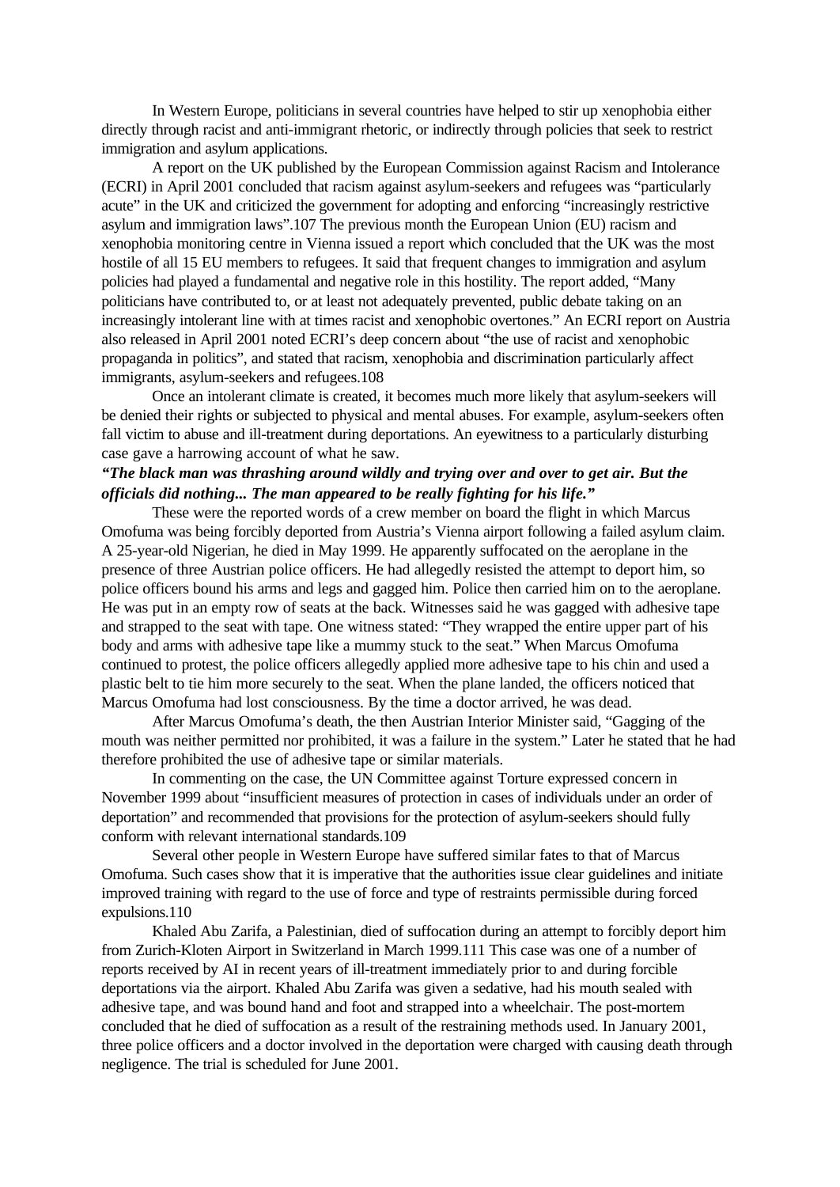In Western Europe, politicians in several countries have helped to stir up xenophobia either directly through racist and anti-immigrant rhetoric, or indirectly through policies that seek to restrict immigration and asylum applications.

A report on the UK published by the European Commission against Racism and Intolerance (ECRI) in April 2001 concluded that racism against asylum-seekers and refugees was "particularly acute" in the UK and criticized the government for adopting and enforcing "increasingly restrictive asylum and immigration laws".107 The previous month the European Union (EU) racism and xenophobia monitoring centre in Vienna issued a report which concluded that the UK was the most hostile of all 15 EU members to refugees. It said that frequent changes to immigration and asylum policies had played a fundamental and negative role in this hostility. The report added, "Many politicians have contributed to, or at least not adequately prevented, public debate taking on an increasingly intolerant line with at times racist and xenophobic overtones." An ECRI report on Austria also released in April 2001 noted ECRI's deep concern about "the use of racist and xenophobic propaganda in politics", and stated that racism, xenophobia and discrimination particularly affect immigrants, asylum-seekers and refugees.108

Once an intolerant climate is created, it becomes much more likely that asylum-seekers will be denied their rights or subjected to physical and mental abuses. For example, asylum-seekers often fall victim to abuse and ill-treatment during deportations. An eyewitness to a particularly disturbing case gave a harrowing account of what he saw.

***"The black man was thrashing around wildly and trying over and over to get air. But the officials did nothing... The man appeared to be really fighting for his life."***

These were the reported words of a crew member on board the flight in which Marcus Omofuma was being forcibly deported from Austria's Vienna airport following a failed asylum claim. A 25-year-old Nigerian, he died in May 1999. He apparently suffocated on the aeroplane in the presence of three Austrian police officers. He had allegedly resisted the attempt to deport him, so police officers bound his arms and legs and gagged him. Police then carried him on to the aeroplane. He was put in an empty row of seats at the back. Witnesses said he was gagged with adhesive tape and strapped to the seat with tape. One witness stated: "They wrapped the entire upper part of his body and arms with adhesive tape like a mummy stuck to the seat." When Marcus Omofuma continued to protest, the police officers allegedly applied more adhesive tape to his chin and used a plastic belt to tie him more securely to the seat. When the plane landed, the officers noticed that Marcus Omofuma had lost consciousness. By the time a doctor arrived, he was dead.

After Marcus Omofuma's death, the then Austrian Interior Minister said, "Gagging of the mouth was neither permitted nor prohibited, it was a failure in the system." Later he stated that he had therefore prohibited the use of adhesive tape or similar materials.

In commenting on the case, the UN Committee against Torture expressed concern in November 1999 about "insufficient measures of protection in cases of individuals under an order of deportation" and recommended that provisions for the protection of asylum-seekers should fully conform with relevant international standards.109

Several other people in Western Europe have suffered similar fates to that of Marcus Omofuma. Such cases show that it is imperative that the authorities issue clear guidelines and initiate improved training with regard to the use of force and type of restraints permissible during forced expulsions.110

Khaled Abu Zarifa, a Palestinian, died of suffocation during an attempt to forcibly deport him from Zurich-Kloten Airport in Switzerland in March 1999.111 This case was one of a number of reports received by AI in recent years of ill-treatment immediately prior to and during forcible deportations via the airport. Khaled Abu Zarifa was given a sedative, had his mouth sealed with adhesive tape, and was bound hand and foot and strapped into a wheelchair. The post-mortem concluded that he died of suffocation as a result of the restraining methods used. In January 2001, three police officers and a doctor involved in the deportation were charged with causing death through negligence. The trial is scheduled for June 2001.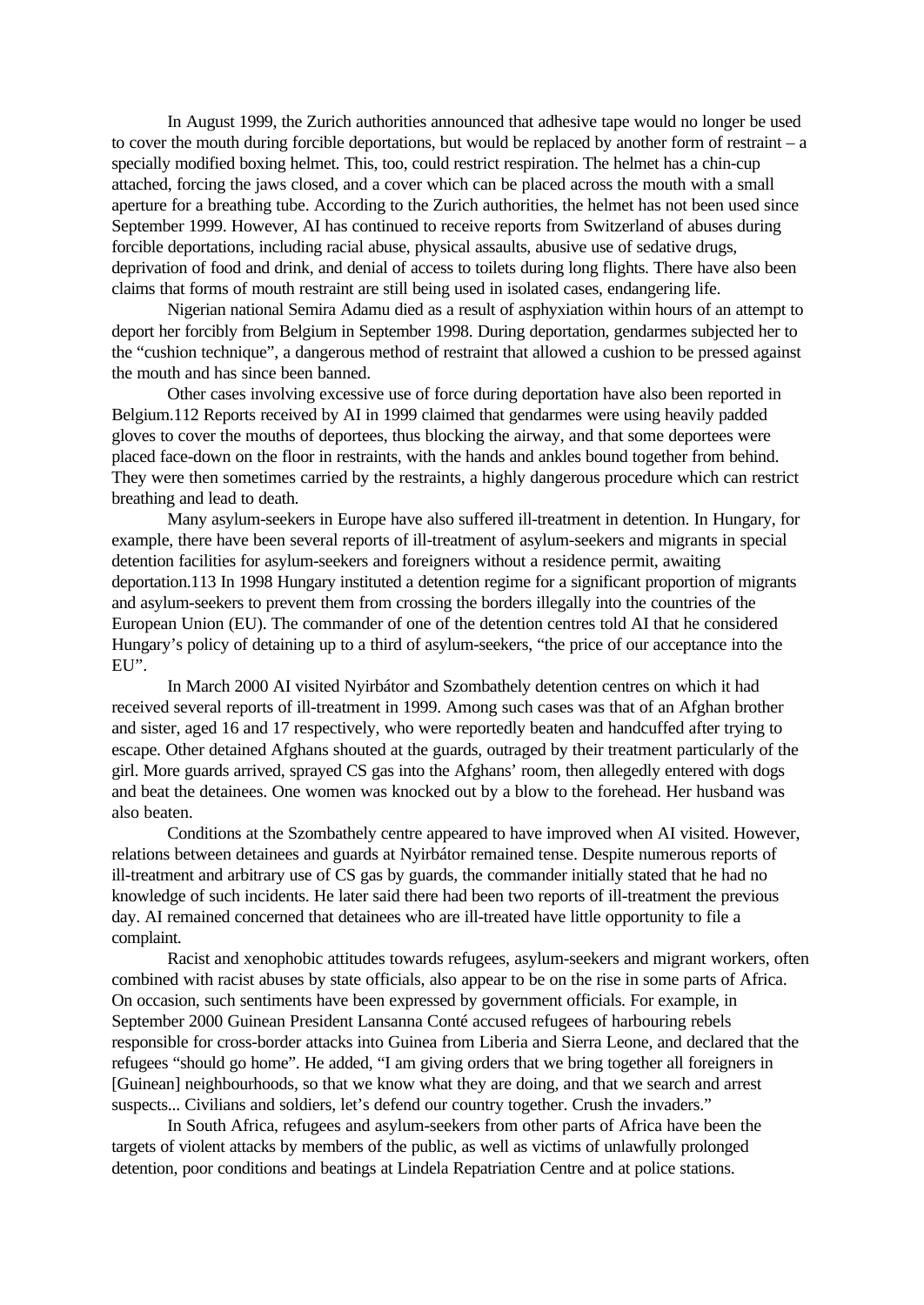In August 1999, the Zurich authorities announced that adhesive tape would no longer be used to cover the mouth during forcible deportations, but would be replaced by another form of restraint – a specially modified boxing helmet. This, too, could restrict respiration. The helmet has a chin-cup attached, forcing the jaws closed, and a cover which can be placed across the mouth with a small aperture for a breathing tube. According to the Zurich authorities, the helmet has not been used since September 1999. However, AI has continued to receive reports from Switzerland of abuses during forcible deportations, including racial abuse, physical assaults, abusive use of sedative drugs, deprivation of food and drink, and denial of access to toilets during long flights. There have also been claims that forms of mouth restraint are still being used in isolated cases, endangering life.

Nigerian national Semira Adamu died as a result of asphyxiation within hours of an attempt to deport her forcibly from Belgium in September 1998. During deportation, gendarmes subjected her to the "cushion technique", a dangerous method of restraint that allowed a cushion to be pressed against the mouth and has since been banned.

Other cases involving excessive use of force during deportation have also been reported in Belgium.112 Reports received by AI in 1999 claimed that gendarmes were using heavily padded gloves to cover the mouths of deportees, thus blocking the airway, and that some deportees were placed face-down on the floor in restraints, with the hands and ankles bound together from behind. They were then sometimes carried by the restraints, a highly dangerous procedure which can restrict breathing and lead to death.

Many asylum-seekers in Europe have also suffered ill-treatment in detention. In Hungary, for example, there have been several reports of ill-treatment of asylum-seekers and migrants in special detention facilities for asylum-seekers and foreigners without a residence permit, awaiting deportation.113 In 1998 Hungary instituted a detention regime for a significant proportion of migrants and asylum-seekers to prevent them from crossing the borders illegally into the countries of the European Union (EU). The commander of one of the detention centres told AI that he considered Hungary's policy of detaining up to a third of asylum-seekers, "the price of our acceptance into the EU".

In March 2000 AI visited Nyirbátor and Szombathely detention centres on which it had received several reports of ill-treatment in 1999. Among such cases was that of an Afghan brother and sister, aged 16 and 17 respectively, who were reportedly beaten and handcuffed after trying to escape. Other detained Afghans shouted at the guards, outraged by their treatment particularly of the girl. More guards arrived, sprayed CS gas into the Afghans' room, then allegedly entered with dogs and beat the detainees. One women was knocked out by a blow to the forehead. Her husband was also beaten.

Conditions at the Szombathely centre appeared to have improved when AI visited. However, relations between detainees and guards at Nyirbátor remained tense. Despite numerous reports of ill-treatment and arbitrary use of CS gas by guards, the commander initially stated that he had no knowledge of such incidents. He later said there had been two reports of ill-treatment the previous day. AI remained concerned that detainees who are ill-treated have little opportunity to file a complaint.

Racist and xenophobic attitudes towards refugees, asylum-seekers and migrant workers, often combined with racist abuses by state officials, also appear to be on the rise in some parts of Africa. On occasion, such sentiments have been expressed by government officials. For example, in September 2000 Guinean President Lansanna Conté accused refugees of harbouring rebels responsible for cross-border attacks into Guinea from Liberia and Sierra Leone, and declared that the refugees "should go home". He added, "I am giving orders that we bring together all foreigners in [Guinean] neighbourhoods, so that we know what they are doing, and that we search and arrest suspects... Civilians and soldiers, let's defend our country together. Crush the invaders."

In South Africa, refugees and asylum-seekers from other parts of Africa have been the targets of violent attacks by members of the public, as well as victims of unlawfully prolonged detention, poor conditions and beatings at Lindela Repatriation Centre and at police stations.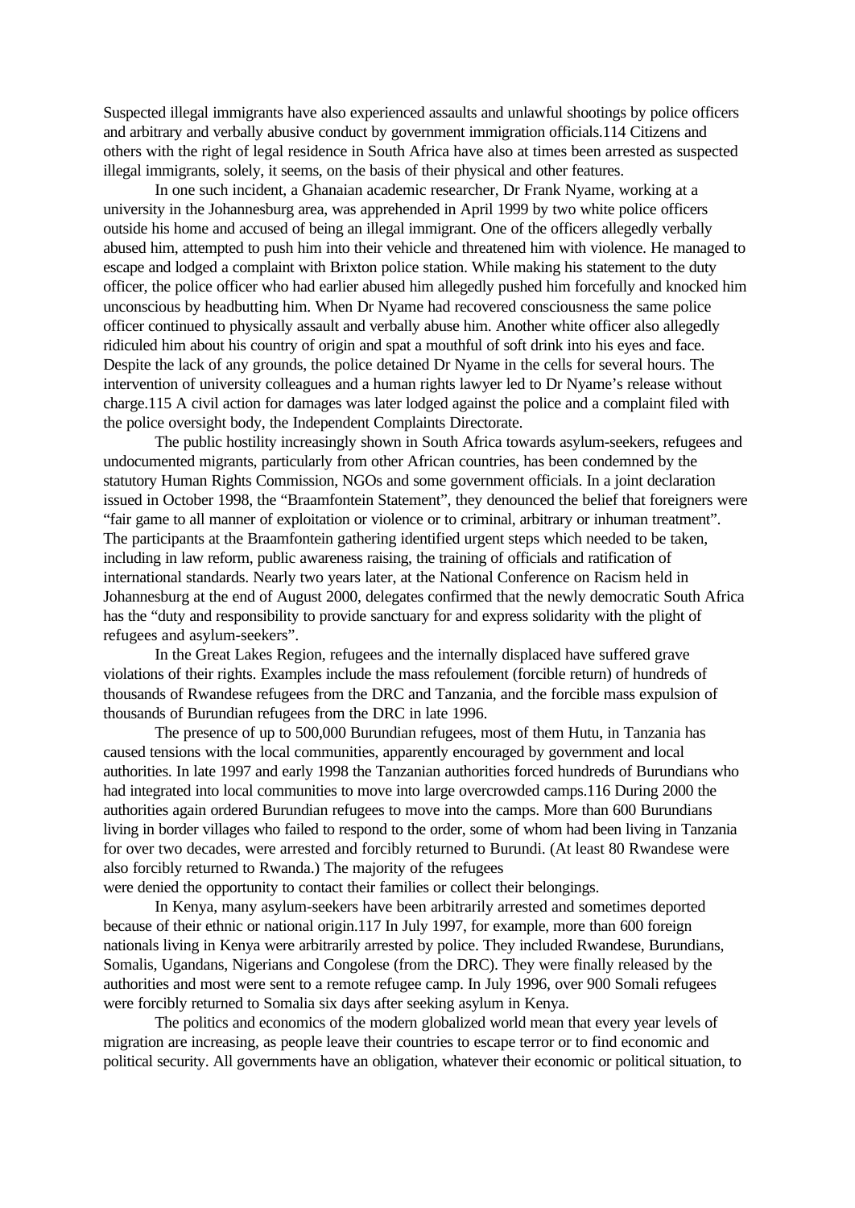Suspected illegal immigrants have also experienced assaults and unlawful shootings by police officers and arbitrary and verbally abusive conduct by government immigration officials.114 Citizens and others with the right of legal residence in South Africa have also at times been arrested as suspected illegal immigrants, solely, it seems, on the basis of their physical and other features.

In one such incident, a Ghanaian academic researcher, Dr Frank Nyame, working at a university in the Johannesburg area, was apprehended in April 1999 by two white police officers outside his home and accused of being an illegal immigrant. One of the officers allegedly verbally abused him, attempted to push him into their vehicle and threatened him with violence. He managed to escape and lodged a complaint with Brixton police station. While making his statement to the duty officer, the police officer who had earlier abused him allegedly pushed him forcefully and knocked him unconscious by headbutting him. When Dr Nyame had recovered consciousness the same police officer continued to physically assault and verbally abuse him. Another white officer also allegedly ridiculed him about his country of origin and spat a mouthful of soft drink into his eyes and face. Despite the lack of any grounds, the police detained Dr Nyame in the cells for several hours. The intervention of university colleagues and a human rights lawyer led to Dr Nyame's release without charge.115 A civil action for damages was later lodged against the police and a complaint filed with the police oversight body, the Independent Complaints Directorate.

The public hostility increasingly shown in South Africa towards asylum-seekers, refugees and undocumented migrants, particularly from other African countries, has been condemned by the statutory Human Rights Commission, NGOs and some government officials. In a joint declaration issued in October 1998, the "Braamfontein Statement", they denounced the belief that foreigners were "fair game to all manner of exploitation or violence or to criminal, arbitrary or inhuman treatment". The participants at the Braamfontein gathering identified urgent steps which needed to be taken, including in law reform, public awareness raising, the training of officials and ratification of international standards. Nearly two years later, at the National Conference on Racism held in Johannesburg at the end of August 2000, delegates confirmed that the newly democratic South Africa has the "duty and responsibility to provide sanctuary for and express solidarity with the plight of refugees and asylum-seekers".

In the Great Lakes Region, refugees and the internally displaced have suffered grave violations of their rights. Examples include the mass refoulement (forcible return) of hundreds of thousands of Rwandese refugees from the DRC and Tanzania, and the forcible mass expulsion of thousands of Burundian refugees from the DRC in late 1996.

The presence of up to 500,000 Burundian refugees, most of them Hutu, in Tanzania has caused tensions with the local communities, apparently encouraged by government and local authorities. In late 1997 and early 1998 the Tanzanian authorities forced hundreds of Burundians who had integrated into local communities to move into large overcrowded camps.116 During 2000 the authorities again ordered Burundian refugees to move into the camps. More than 600 Burundians living in border villages who failed to respond to the order, some of whom had been living in Tanzania for over two decades, were arrested and forcibly returned to Burundi. (At least 80 Rwandese were also forcibly returned to Rwanda.) The majority of the refugees were denied the opportunity to contact their families or collect their belongings.

In Kenya, many asylum-seekers have been arbitrarily arrested and sometimes deported because of their ethnic or national origin.117 In July 1997, for example, more than 600 foreign nationals living in Kenya were arbitrarily arrested by police. They included Rwandese, Burundians, Somalis, Ugandans, Nigerians and Congolese (from the DRC). They were finally released by the authorities and most were sent to a remote refugee camp. In July 1996, over 900 Somali refugees were forcibly returned to Somalia six days after seeking asylum in Kenya.

The politics and economics of the modern globalized world mean that every year levels of migration are increasing, as people leave their countries to escape terror or to find economic and political security. All governments have an obligation, whatever their economic or political situation, to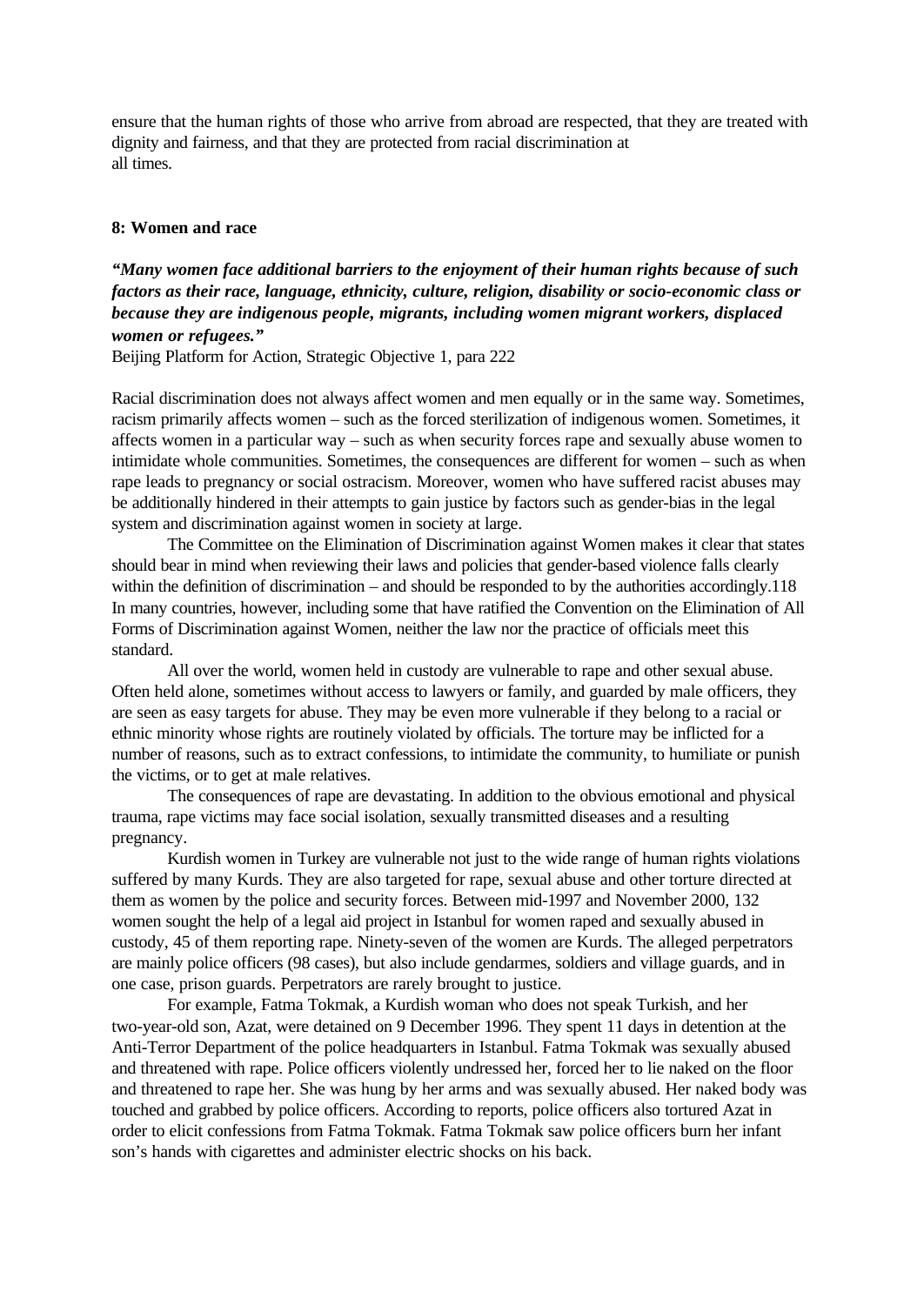ensure that the human rights of those who arrive from abroad are respected, that they are treated with dignity and fairness, and that they are protected from racial discrimination at all times.

## 8: Women and race

***"Many women face additional barriers to the enjoyment of their human rights because of such factors as their race, language, ethnicity, culture, religion, disability or socio-economic class or because they are indigenous people, migrants, including women migrant workers, displaced women or refugees."***

Beijing Platform for Action, Strategic Objective 1, para 222

Racial discrimination does not always affect women and men equally or in the same way. Sometimes, racism primarily affects women – such as the forced sterilization of indigenous women. Sometimes, it affects women in a particular way – such as when security forces rape and sexually abuse women to intimidate whole communities. Sometimes, the consequences are different for women – such as when rape leads to pregnancy or social ostracism. Moreover, women who have suffered racist abuses may be additionally hindered in their attempts to gain justice by factors such as gender-bias in the legal system and discrimination against women in society at large.

The Committee on the Elimination of Discrimination against Women makes it clear that states should bear in mind when reviewing their laws and policies that gender-based violence falls clearly within the definition of discrimination – and should be responded to by the authorities accordingly.118 In many countries, however, including some that have ratified the Convention on the Elimination of All Forms of Discrimination against Women, neither the law nor the practice of officials meet this standard.

All over the world, women held in custody are vulnerable to rape and other sexual abuse. Often held alone, sometimes without access to lawyers or family, and guarded by male officers, they are seen as easy targets for abuse. They may be even more vulnerable if they belong to a racial or ethnic minority whose rights are routinely violated by officials. The torture may be inflicted for a number of reasons, such as to extract confessions, to intimidate the community, to humiliate or punish the victims, or to get at male relatives.

The consequences of rape are devastating. In addition to the obvious emotional and physical trauma, rape victims may face social isolation, sexually transmitted diseases and a resulting pregnancy.

Kurdish women in Turkey are vulnerable not just to the wide range of human rights violations suffered by many Kurds. They are also targeted for rape, sexual abuse and other torture directed at them as women by the police and security forces. Between mid-1997 and November 2000, 132 women sought the help of a legal aid project in Istanbul for women raped and sexually abused in custody, 45 of them reporting rape. Ninety-seven of the women are Kurds. The alleged perpetrators are mainly police officers (98 cases), but also include gendarmes, soldiers and village guards, and in one case, prison guards. Perpetrators are rarely brought to justice.

For example, Fatma Tokmak, a Kurdish woman who does not speak Turkish, and her two-year-old son, Azat, were detained on 9 December 1996. They spent 11 days in detention at the Anti-Terror Department of the police headquarters in Istanbul. Fatma Tokmak was sexually abused and threatened with rape. Police officers violently undressed her, forced her to lie naked on the floor and threatened to rape her. She was hung by her arms and was sexually abused. Her naked body was touched and grabbed by police officers. According to reports, police officers also tortured Azat in order to elicit confessions from Fatma Tokmak. Fatma Tokmak saw police officers burn her infant son's hands with cigarettes and administer electric shocks on his back.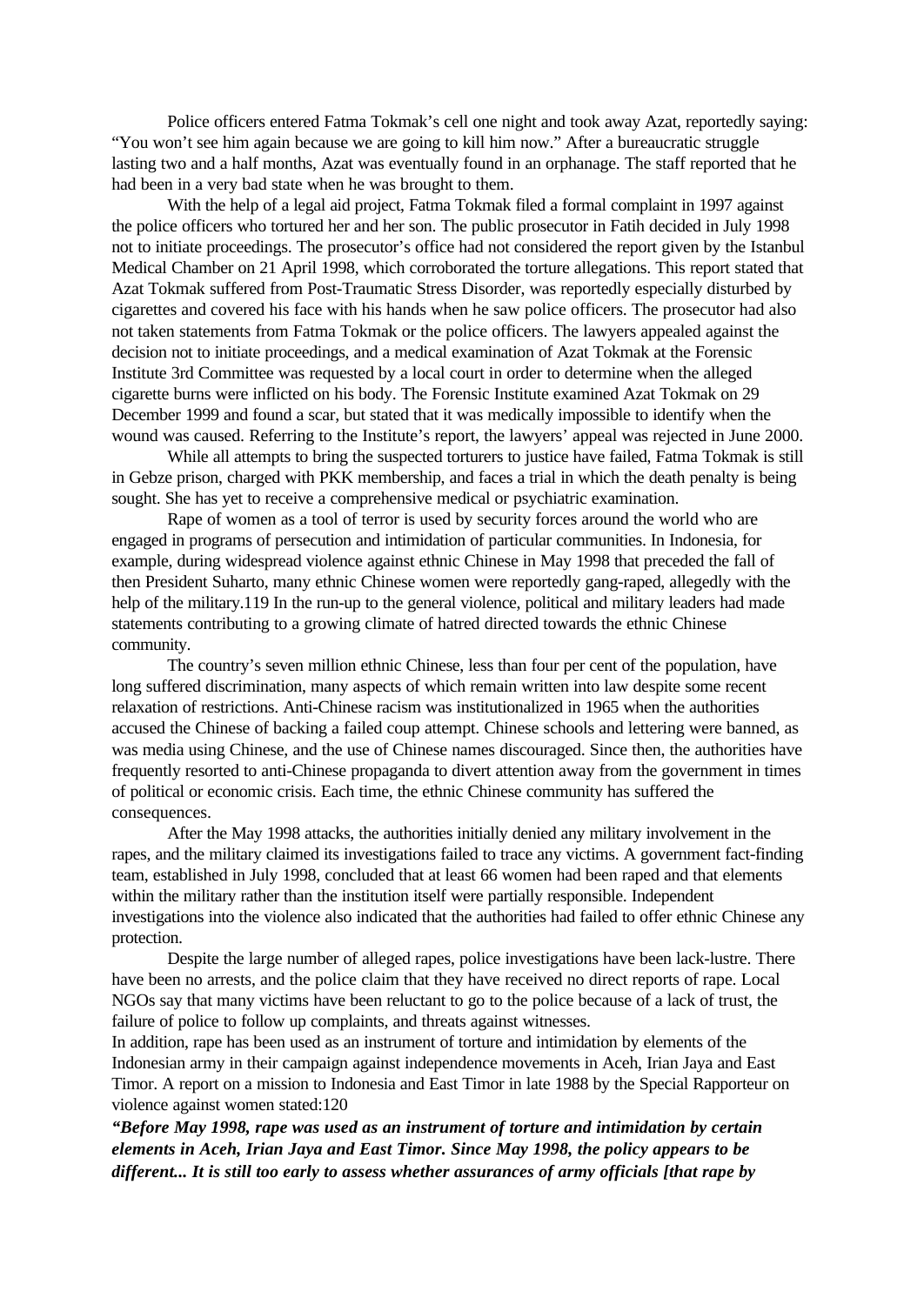Police officers entered Fatma Tokmak's cell one night and took away Azat, reportedly saying: "You won't see him again because we are going to kill him now." After a bureaucratic struggle lasting two and a half months, Azat was eventually found in an orphanage. The staff reported that he had been in a very bad state when he was brought to them.

With the help of a legal aid project, Fatma Tokmak filed a formal complaint in 1997 against the police officers who tortured her and her son. The public prosecutor in Fatih decided in July 1998 not to initiate proceedings. The prosecutor's office had not considered the report given by the Istanbul Medical Chamber on 21 April 1998, which corroborated the torture allegations. This report stated that Azat Tokmak suffered from Post-Traumatic Stress Disorder, was reportedly especially disturbed by cigarettes and covered his face with his hands when he saw police officers. The prosecutor had also not taken statements from Fatma Tokmak or the police officers. The lawyers appealed against the decision not to initiate proceedings, and a medical examination of Azat Tokmak at the Forensic Institute 3rd Committee was requested by a local court in order to determine when the alleged cigarette burns were inflicted on his body. The Forensic Institute examined Azat Tokmak on 29 December 1999 and found a scar, but stated that it was medically impossible to identify when the wound was caused. Referring to the Institute's report, the lawyers' appeal was rejected in June 2000.

While all attempts to bring the suspected torturers to justice have failed, Fatma Tokmak is still in Gebze prison, charged with PKK membership, and faces a trial in which the death penalty is being sought. She has yet to receive a comprehensive medical or psychiatric examination.

Rape of women as a tool of terror is used by security forces around the world who are engaged in programs of persecution and intimidation of particular communities. In Indonesia, for example, during widespread violence against ethnic Chinese in May 1998 that preceded the fall of then President Suharto, many ethnic Chinese women were reportedly gang-raped, allegedly with the help of the military.[119] In the run-up to the general violence, political and military leaders had made statements contributing to a growing climate of hatred directed towards the ethnic Chinese community.

The country's seven million ethnic Chinese, less than four per cent of the population, have long suffered discrimination, many aspects of which remain written into law despite some recent relaxation of restrictions. Anti-Chinese racism was institutionalized in 1965 when the authorities accused the Chinese of backing a failed coup attempt. Chinese schools and lettering were banned, as was media using Chinese, and the use of Chinese names discouraged. Since then, the authorities have frequently resorted to anti-Chinese propaganda to divert attention away from the government in times of political or economic crisis. Each time, the ethnic Chinese community has suffered the consequences.

After the May 1998 attacks, the authorities initially denied any military involvement in the rapes, and the military claimed its investigations failed to trace any victims. A government fact-finding team, established in July 1998, concluded that at least 66 women had been raped and that elements within the military rather than the institution itself were partially responsible. Independent investigations into the violence also indicated that the authorities had failed to offer ethnic Chinese any protection.

Despite the large number of alleged rapes, police investigations have been lack-lustre. There have been no arrests, and the police claim that they have received no direct reports of rape. Local NGOs say that many victims have been reluctant to go to the police because of a lack of trust, the failure of police to follow up complaints, and threats against witnesses.

In addition, rape has been used as an instrument of torture and intimidation by elements of the Indonesian army in their campaign against independence movements in Aceh, Irian Jaya and East Timor. A report on a mission to Indonesia and East Timor in late 1988 by the Special Rapporteur on violence against women stated:[120]

***"Before May 1998, rape was used as an instrument of torture and intimidation by certain elements in Aceh, Irian Jaya and East Timor. Since May 1998, the policy appears to be different... It is still too early to assess whether assurances of army officials [that rape by***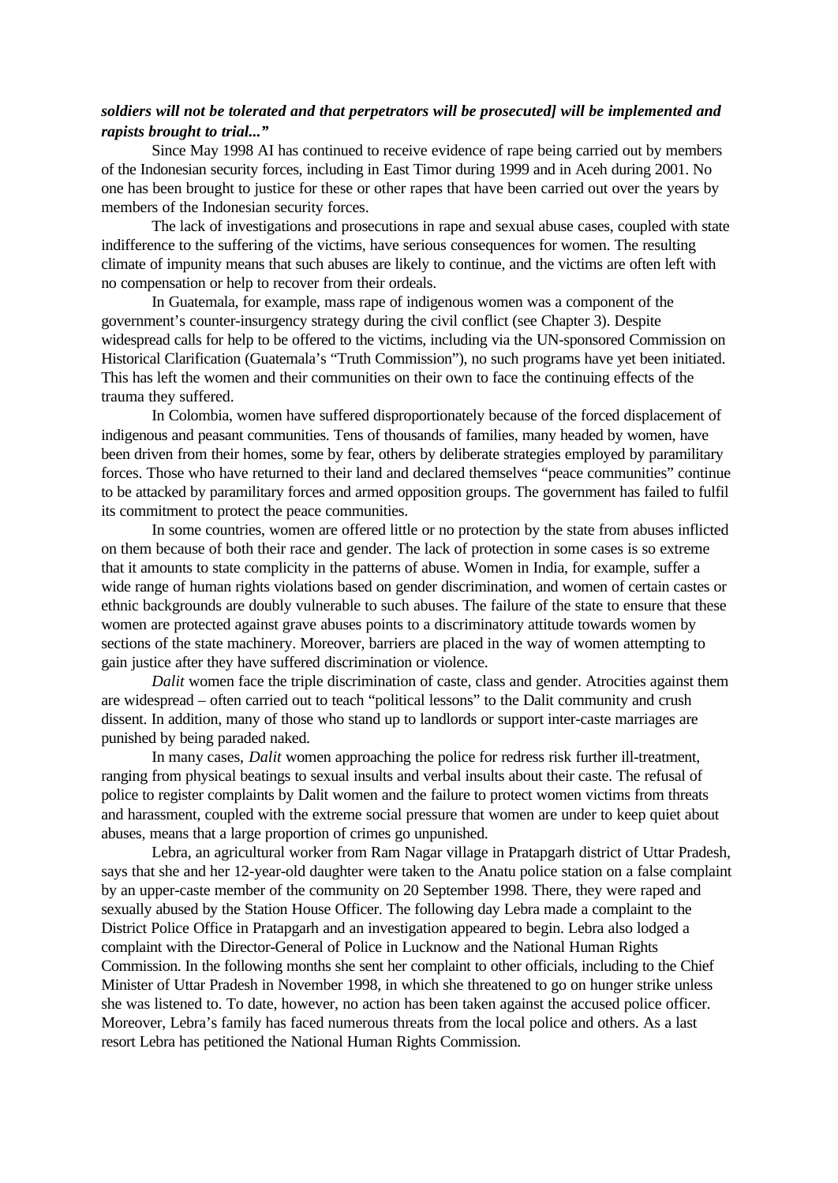***soldiers will not be tolerated and that perpetrators will be prosecuted] will be implemented and rapists brought to trial..."***

Since May 1998 AI has continued to receive evidence of rape being carried out by members of the Indonesian security forces, including in East Timor during 1999 and in Aceh during 2001. No one has been brought to justice for these or other rapes that have been carried out over the years by members of the Indonesian security forces.

The lack of investigations and prosecutions in rape and sexual abuse cases, coupled with state indifference to the suffering of the victims, have serious consequences for women. The resulting climate of impunity means that such abuses are likely to continue, and the victims are often left with no compensation or help to recover from their ordeals.

In Guatemala, for example, mass rape of indigenous women was a component of the government's counter-insurgency strategy during the civil conflict (see Chapter 3). Despite widespread calls for help to be offered to the victims, including via the UN-sponsored Commission on Historical Clarification (Guatemala's "Truth Commission"), no such programs have yet been initiated. This has left the women and their communities on their own to face the continuing effects of the trauma they suffered.

In Colombia, women have suffered disproportionately because of the forced displacement of indigenous and peasant communities. Tens of thousands of families, many headed by women, have been driven from their homes, some by fear, others by deliberate strategies employed by paramilitary forces. Those who have returned to their land and declared themselves "peace communities" continue to be attacked by paramilitary forces and armed opposition groups. The government has failed to fulfil its commitment to protect the peace communities.

In some countries, women are offered little or no protection by the state from abuses inflicted on them because of both their race and gender. The lack of protection in some cases is so extreme that it amounts to state complicity in the patterns of abuse. Women in India, for example, suffer a wide range of human rights violations based on gender discrimination, and women of certain castes or ethnic backgrounds are doubly vulnerable to such abuses. The failure of the state to ensure that these women are protected against grave abuses points to a discriminatory attitude towards women by sections of the state machinery. Moreover, barriers are placed in the way of women attempting to gain justice after they have suffered discrimination or violence.

*Dalit* women face the triple discrimination of caste, class and gender. Atrocities against them are widespread – often carried out to teach "political lessons" to the Dalit community and crush dissent. In addition, many of those who stand up to landlords or support inter-caste marriages are punished by being paraded naked.

In many cases, *Dalit* women approaching the police for redress risk further ill-treatment, ranging from physical beatings to sexual insults and verbal insults about their caste. The refusal of police to register complaints by Dalit women and the failure to protect women victims from threats and harassment, coupled with the extreme social pressure that women are under to keep quiet about abuses, means that a large proportion of crimes go unpunished.

Lebra, an agricultural worker from Ram Nagar village in Pratapgarh district of Uttar Pradesh, says that she and her 12-year-old daughter were taken to the Anatu police station on a false complaint by an upper-caste member of the community on 20 September 1998. There, they were raped and sexually abused by the Station House Officer. The following day Lebra made a complaint to the District Police Office in Pratapgarh and an investigation appeared to begin. Lebra also lodged a complaint with the Director-General of Police in Lucknow and the National Human Rights Commission. In the following months she sent her complaint to other officials, including to the Chief Minister of Uttar Pradesh in November 1998, in which she threatened to go on hunger strike unless she was listened to. To date, however, no action has been taken against the accused police officer. Moreover, Lebra's family has faced numerous threats from the local police and others. As a last resort Lebra has petitioned the National Human Rights Commission.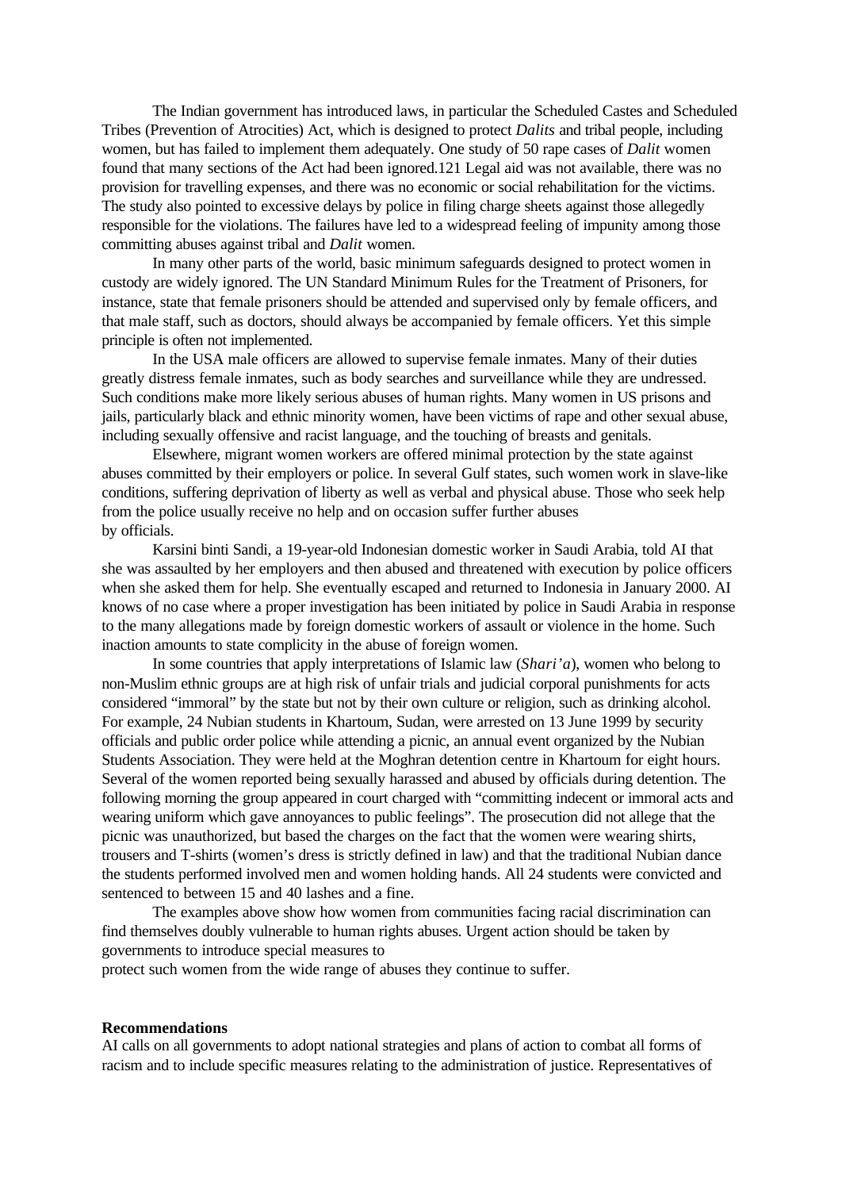The Indian government has introduced laws, in particular the Scheduled Castes and Scheduled Tribes (Prevention of Atrocities) Act, which is designed to protect *Dalits* and tribal people, including women, but has failed to implement them adequately. One study of 50 rape cases of *Dalit* women found that many sections of the Act had been ignored.121 Legal aid was not available, there was no provision for travelling expenses, and there was no economic or social rehabilitation for the victims. The study also pointed to excessive delays by police in filing charge sheets against those allegedly responsible for the violations. The failures have led to a widespread feeling of impunity among those committing abuses against tribal and *Dalit* women.

In many other parts of the world, basic minimum safeguards designed to protect women in custody are widely ignored. The UN Standard Minimum Rules for the Treatment of Prisoners, for instance, state that female prisoners should be attended and supervised only by female officers, and that male staff, such as doctors, should always be accompanied by female officers. Yet this simple principle is often not implemented.

In the USA male officers are allowed to supervise female inmates. Many of their duties greatly distress female inmates, such as body searches and surveillance while they are undressed. Such conditions make more likely serious abuses of human rights. Many women in US prisons and jails, particularly black and ethnic minority women, have been victims of rape and other sexual abuse, including sexually offensive and racist language, and the touching of breasts and genitals.

Elsewhere, migrant women workers are offered minimal protection by the state against abuses committed by their employers or police. In several Gulf states, such women work in slave-like conditions, suffering deprivation of liberty as well as verbal and physical abuse. Those who seek help from the police usually receive no help and on occasion suffer further abuses by officials.

Karsini binti Sandi, a 19-year-old Indonesian domestic worker in Saudi Arabia, told AI that she was assaulted by her employers and then abused and threatened with execution by police officers when she asked them for help. She eventually escaped and returned to Indonesia in January 2000. AI knows of no case where a proper investigation has been initiated by police in Saudi Arabia in response to the many allegations made by foreign domestic workers of assault or violence in the home. Such inaction amounts to state complicity in the abuse of foreign women.

In some countries that apply interpretations of Islamic law (*Shari'a*), women who belong to non-Muslim ethnic groups are at high risk of unfair trials and judicial corporal punishments for acts considered "immoral" by the state but not by their own culture or religion, such as drinking alcohol. For example, 24 Nubian students in Khartoum, Sudan, were arrested on 13 June 1999 by security officials and public order police while attending a picnic, an annual event organized by the Nubian Students Association. They were held at the Moghran detention centre in Khartoum for eight hours. Several of the women reported being sexually harassed and abused by officials during detention. The following morning the group appeared in court charged with "committing indecent or immoral acts and wearing uniform which gave annoyances to public feelings". The prosecution did not allege that the picnic was unauthorized, but based the charges on the fact that the women were wearing shirts, trousers and T-shirts (women's dress is strictly defined in law) and that the traditional Nubian dance the students performed involved men and women holding hands. All 24 students were convicted and sentenced to between 15 and 40 lashes and a fine.

The examples above show how women from communities facing racial discrimination can find themselves doubly vulnerable to human rights abuses. Urgent action should be taken by governments to introduce special measures to protect such women from the wide range of abuses they continue to suffer.

**Recommendations**

AI calls on all governments to adopt national strategies and plans of action to combat all forms of racism and to include specific measures relating to the administration of justice. Representatives of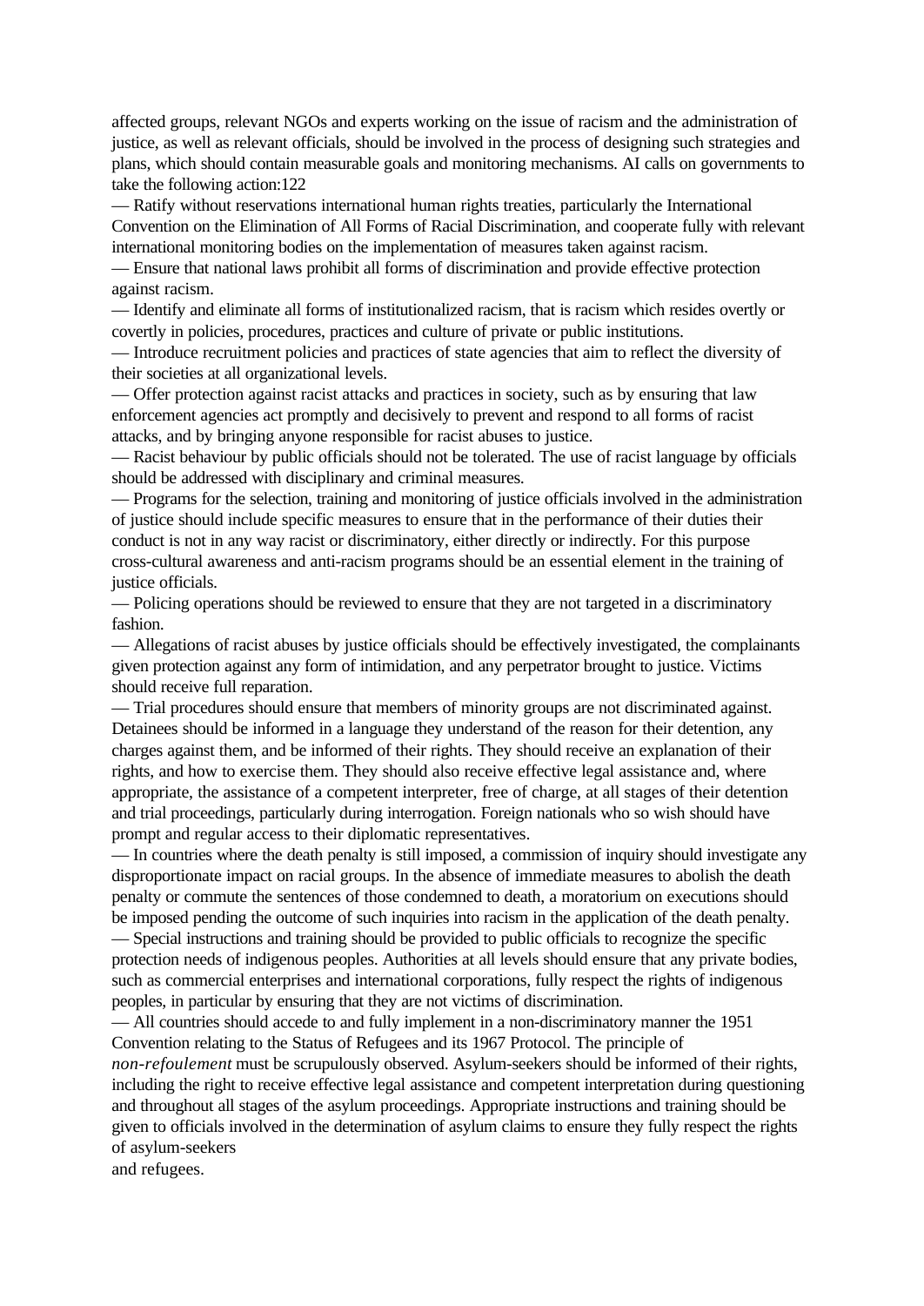affected groups, relevant NGOs and experts working on the issue of racism and the administration of justice, as well as relevant officials, should be involved in the process of designing such strategies and plans, which should contain measurable goals and monitoring mechanisms. AI calls on governments to take the following action:122

— Ratify without reservations international human rights treaties, particularly the International Convention on the Elimination of All Forms of Racial Discrimination, and cooperate fully with relevant international monitoring bodies on the implementation of measures taken against racism.

— Ensure that national laws prohibit all forms of discrimination and provide effective protection against racism.

— Identify and eliminate all forms of institutionalized racism, that is racism which resides overtly or covertly in policies, procedures, practices and culture of private or public institutions.

— Introduce recruitment policies and practices of state agencies that aim to reflect the diversity of their societies at all organizational levels.

— Offer protection against racist attacks and practices in society, such as by ensuring that law enforcement agencies act promptly and decisively to prevent and respond to all forms of racist attacks, and by bringing anyone responsible for racist abuses to justice.

— Racist behaviour by public officials should not be tolerated. The use of racist language by officials should be addressed with disciplinary and criminal measures.

— Programs for the selection, training and monitoring of justice officials involved in the administration of justice should include specific measures to ensure that in the performance of their duties their conduct is not in any way racist or discriminatory, either directly or indirectly. For this purpose cross-cultural awareness and anti-racism programs should be an essential element in the training of justice officials.

— Policing operations should be reviewed to ensure that they are not targeted in a discriminatory fashion.

— Allegations of racist abuses by justice officials should be effectively investigated, the complainants given protection against any form of intimidation, and any perpetrator brought to justice. Victims should receive full reparation.

— Trial procedures should ensure that members of minority groups are not discriminated against. Detainees should be informed in a language they understand of the reason for their detention, any charges against them, and be informed of their rights. They should receive an explanation of their rights, and how to exercise them. They should also receive effective legal assistance and, where appropriate, the assistance of a competent interpreter, free of charge, at all stages of their detention and trial proceedings, particularly during interrogation. Foreign nationals who so wish should have prompt and regular access to their diplomatic representatives.

— In countries where the death penalty is still imposed, a commission of inquiry should investigate any disproportionate impact on racial groups. In the absence of immediate measures to abolish the death penalty or commute the sentences of those condemned to death, a moratorium on executions should be imposed pending the outcome of such inquiries into racism in the application of the death penalty.

— Special instructions and training should be provided to public officials to recognize the specific protection needs of indigenous peoples. Authorities at all levels should ensure that any private bodies, such as commercial enterprises and international corporations, fully respect the rights of indigenous peoples, in particular by ensuring that they are not victims of discrimination.

— All countries should accede to and fully implement in a non-discriminatory manner the 1951 Convention relating to the Status of Refugees and its 1967 Protocol. The principle of *non-refoulement* must be scrupulously observed. Asylum-seekers should be informed of their rights, including the right to receive effective legal assistance and competent interpretation during questioning and throughout all stages of the asylum proceedings. Appropriate instructions and training should be given to officials involved in the determination of asylum claims to ensure they fully respect the rights of asylum-seekers and refugees.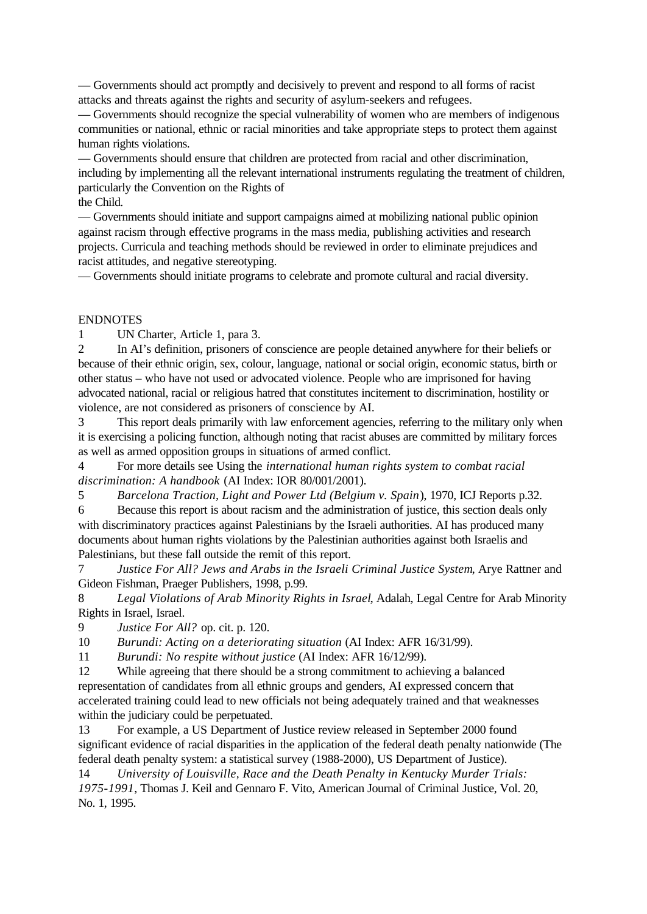— Governments should act promptly and decisively to prevent and respond to all forms of racist attacks and threats against the rights and security of asylum-seekers and refugees.

— Governments should recognize the special vulnerability of women who are members of indigenous communities or national, ethnic or racial minorities and take appropriate steps to protect them against human rights violations.

— Governments should ensure that children are protected from racial and other discrimination, including by implementing all the relevant international instruments regulating the treatment of children, particularly the Convention on the Rights of the Child.

— Governments should initiate and support campaigns aimed at mobilizing national public opinion against racism through effective programs in the mass media, publishing activities and research projects. Curricula and teaching methods should be reviewed in order to eliminate prejudices and racist attitudes, and negative stereotyping.

— Governments should initiate programs to celebrate and promote cultural and racial diversity.

ENDNOTES

1 UN Charter, Article 1, para 3.

2 In AI's definition, prisoners of conscience are people detained anywhere for their beliefs or because of their ethnic origin, sex, colour, language, national or social origin, economic status, birth or other status – who have not used or advocated violence. People who are imprisoned for having advocated national, racial or religious hatred that constitutes incitement to discrimination, hostility or violence, are not considered as prisoners of conscience by AI.

3 This report deals primarily with law enforcement agencies, referring to the military only when it is exercising a policing function, although noting that racist abuses are committed by military forces as well as armed opposition groups in situations of armed conflict.

4 For more details see Using the *international human rights system to combat racial discrimination: A handbook* (AI Index: IOR 80/001/2001).

5 *Barcelona Traction, Light and Power Ltd (Belgium v. Spain)*, 1970, ICJ Reports p.32.

6 Because this report is about racism and the administration of justice, this section deals only with discriminatory practices against Palestinians by the Israeli authorities. AI has produced many documents about human rights violations by the Palestinian authorities against both Israelis and Palestinians, but these fall outside the remit of this report.

7 *Justice For All? Jews and Arabs in the Israeli Criminal Justice System*, Arye Rattner and Gideon Fishman, Praeger Publishers, 1998, p.99.

8 *Legal Violations of Arab Minority Rights in Israel*, Adalah, Legal Centre for Arab Minority Rights in Israel, Israel.

9 *Justice For All?* op. cit. p. 120.

10 *Burundi: Acting on a deteriorating situation* (AI Index: AFR 16/31/99).

11 *Burundi: No respite without justice* (AI Index: AFR 16/12/99).

12 While agreeing that there should be a strong commitment to achieving a balanced representation of candidates from all ethnic groups and genders, AI expressed concern that accelerated training could lead to new officials not being adequately trained and that weaknesses within the judiciary could be perpetuated.

13 For example, a US Department of Justice review released in September 2000 found significant evidence of racial disparities in the application of the federal death penalty nationwide (The federal death penalty system: a statistical survey (1988-2000), US Department of Justice).

14 *University of Louisville, Race and the Death Penalty in Kentucky Murder Trials: 1975-1991*, Thomas J. Keil and Gennaro F. Vito, American Journal of Criminal Justice, Vol. 20, No. 1, 1995.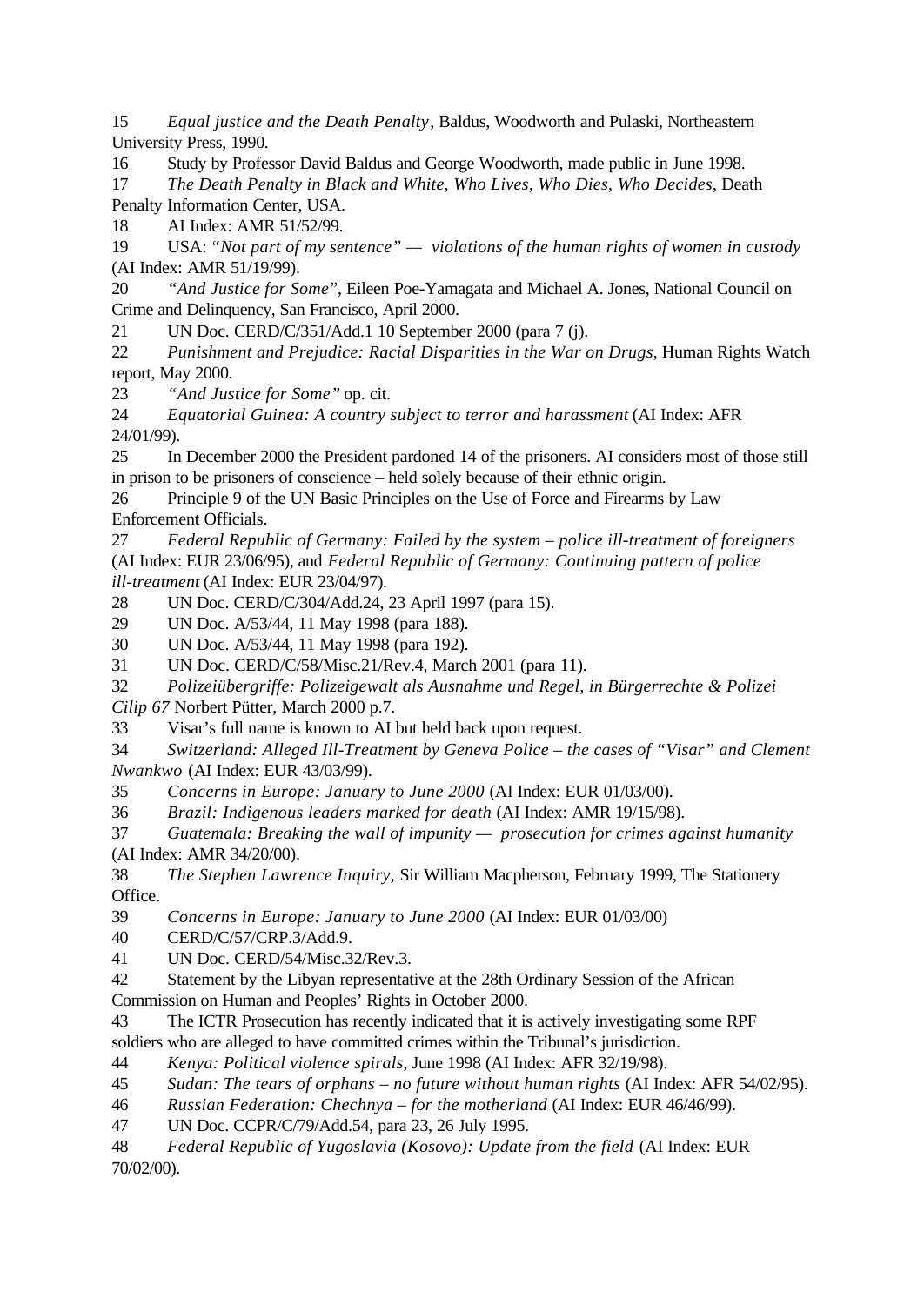15 *Equal justice and the Death Penalty*, Baldus, Woodworth and Pulaski, Northeastern University Press, 1990.

16 Study by Professor David Baldus and George Woodworth, made public in June 1998.

17 *The Death Penalty in Black and White, Who Lives, Who Dies, Who Decides*, Death Penalty Information Center, USA.

18 AI Index: AMR 51/52/99.

19 USA: "*Not part of my sentence" — violations of the human rights of women in custody* (AI Index: AMR 51/19/99).

20 *"And Justice for Some"*, Eileen Poe-Yamagata and Michael A. Jones, National Council on Crime and Delinquency, San Francisco, April 2000.

21 UN Doc. CERD/C/351/Add.1 10 September 2000 (para 7 (j).

22 *Punishment and Prejudice: Racial Disparities in the War on Drugs*, Human Rights Watch report, May 2000.

23 *"And Justice for Some"* op. cit.

24 *Equatorial Guinea: A country subject to terror and harassment* (AI Index: AFR 24/01/99).

25 In December 2000 the President pardoned 14 of the prisoners. AI considers most of those still in prison to be prisoners of conscience – held solely because of their ethnic origin.

26 Principle 9 of the UN Basic Principles on the Use of Force and Firearms by Law Enforcement Officials.

27 *Federal Republic of Germany: Failed by the system – police ill-treatment of foreigners* (AI Index: EUR 23/06/95), and *Federal Republic of Germany: Continuing pattern of police ill-treatment* (AI Index: EUR 23/04/97).

28 UN Doc. CERD/C/304/Add.24, 23 April 1997 (para 15).

29 UN Doc. A/53/44, 11 May 1998 (para 188).

30 UN Doc. A/53/44, 11 May 1998 (para 192).

31 UN Doc. CERD/C/58/Misc.21/Rev.4, March 2001 (para 11).

32 *Polizeiübergriffe: Polizeigewalt als Ausnahme und Regel, in Bürgerrechte & Polizei Cilip 67* Norbert Pütter, March 2000 p.7.

33 Visar's full name is known to AI but held back upon request.

34 *Switzerland: Alleged Ill-Treatment by Geneva Police – the cases of "Visar" and Clement Nwankwo* (AI Index: EUR 43/03/99).

35 *Concerns in Europe: January to June 2000* (AI Index: EUR 01/03/00).

36 *Brazil: Indigenous leaders marked for death* (AI Index: AMR 19/15/98).

37 *Guatemala: Breaking the wall of impunity — prosecution for crimes against humanity* (AI Index: AMR 34/20/00).

38 *The Stephen Lawrence Inquiry*, Sir William Macpherson, February 1999, The Stationery Office.

39 *Concerns in Europe: January to June 2000* (AI Index: EUR 01/03/00)

40 CERD/C/57/CRP.3/Add.9.

41 UN Doc. CERD/54/Misc.32/Rev.3.

42 Statement by the Libyan representative at the 28th Ordinary Session of the African Commission on Human and Peoples' Rights in October 2000.

43 The ICTR Prosecution has recently indicated that it is actively investigating some RPF soldiers who are alleged to have committed crimes within the Tribunal's jurisdiction.

44 *Kenya: Political violence spirals*, June 1998 (AI Index: AFR 32/19/98).

45 *Sudan: The tears of orphans – no future without human rights* (AI Index: AFR 54/02/95).

46 *Russian Federation: Chechnya – for the motherland* (AI Index: EUR 46/46/99).

47 UN Doc. CCPR/C/79/Add.54, para 23, 26 July 1995.

48 *Federal Republic of Yugoslavia (Kosovo): Update from the field* (AI Index: EUR 70/02/00).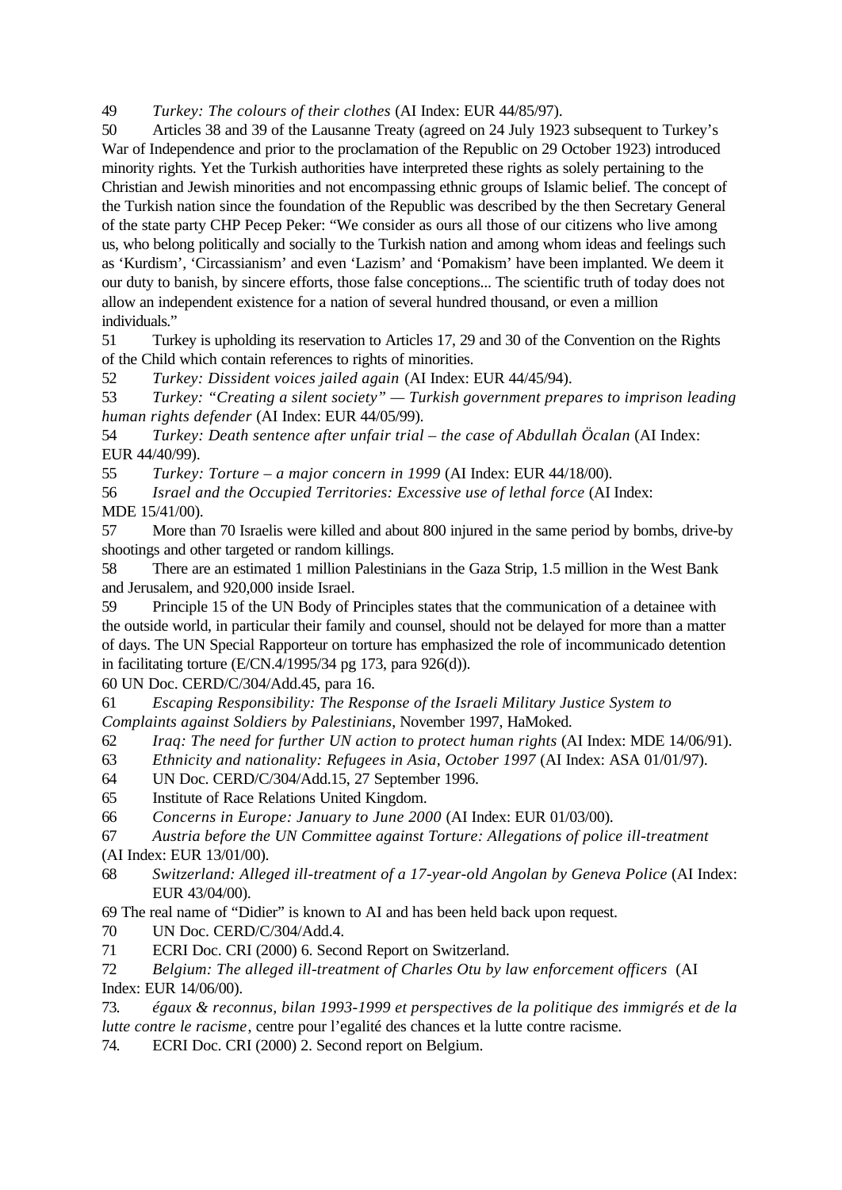49 *Turkey: The colours of their clothes* (AI Index: EUR 44/85/97).

50 Articles 38 and 39 of the Lausanne Treaty (agreed on 24 July 1923 subsequent to Turkey's War of Independence and prior to the proclamation of the Republic on 29 October 1923) introduced minority rights. Yet the Turkish authorities have interpreted these rights as solely pertaining to the Christian and Jewish minorities and not encompassing ethnic groups of Islamic belief. The concept of the Turkish nation since the foundation of the Republic was described by the then Secretary General of the state party CHP Pecep Peker: "We consider as ours all those of our citizens who live among us, who belong politically and socially to the Turkish nation and among whom ideas and feelings such as 'Kurdism', 'Circassianism' and even 'Lazism' and 'Pomakism' have been implanted. We deem it our duty to banish, by sincere efforts, those false conceptions... The scientific truth of today does not allow an independent existence for a nation of several hundred thousand, or even a million individuals."

51 Turkey is upholding its reservation to Articles 17, 29 and 30 of the Convention on the Rights of the Child which contain references to rights of minorities.

52 *Turkey: Dissident voices jailed again* (AI Index: EUR 44/45/94).

53 *Turkey: "Creating a silent society" — Turkish government prepares to imprison leading human rights defender* (AI Index: EUR 44/05/99).

54 *Turkey: Death sentence after unfair trial – the case of Abdullah Öcalan* (AI Index: EUR 44/40/99).

55 *Turkey: Torture – a major concern in 1999* (AI Index: EUR 44/18/00).

56 *Israel and the Occupied Territories: Excessive use of lethal force* (AI Index: MDE 15/41/00).

57 More than 70 Israelis were killed and about 800 injured in the same period by bombs, drive-by shootings and other targeted or random killings.

58 There are an estimated 1 million Palestinians in the Gaza Strip, 1.5 million in the West Bank and Jerusalem, and 920,000 inside Israel.

59 Principle 15 of the UN Body of Principles states that the communication of a detainee with the outside world, in particular their family and counsel, should not be delayed for more than a matter of days. The UN Special Rapporteur on torture has emphasized the role of incommunicado detention in facilitating torture (E/CN.4/1995/34 pg 173, para 926(d)).

60 UN Doc. CERD/C/304/Add.45, para 16.

61 *Escaping Responsibility: The Response of the Israeli Military Justice System to Complaints against Soldiers by Palestinians*, November 1997, HaMoked.

62 *Iraq: The need for further UN action to protect human rights* (AI Index: MDE 14/06/91).

63 *Ethnicity and nationality: Refugees in Asia, October 1997* (AI Index: ASA 01/01/97).

64 UN Doc. CERD/C/304/Add.15, 27 September 1996.

65 Institute of Race Relations United Kingdom.

66 *Concerns in Europe: January to June 2000* (AI Index: EUR 01/03/00).

67 *Austria before the UN Committee against Torture: Allegations of police ill-treatment* (AI Index: EUR 13/01/00).

68 *Switzerland: Alleged ill-treatment of a 17-year-old Angolan by Geneva Police* (AI Index: EUR 43/04/00).

69 The real name of "Didier" is known to AI and has been held back upon request.

70 UN Doc. CERD/C/304/Add.4.

71 ECRI Doc. CRI (2000) 6. Second Report on Switzerland.

72 *Belgium: The alleged ill-treatment of Charles Otu by law enforcement officers* (AI Index: EUR 14/06/00).

73. *égaux & reconnus, bilan 1993-1999 et perspectives de la politique des immigrés et de la lutte contre le racisme*, centre pour l'egalité des chances et la lutte contre racisme.

74. ECRI Doc. CRI (2000) 2. Second report on Belgium.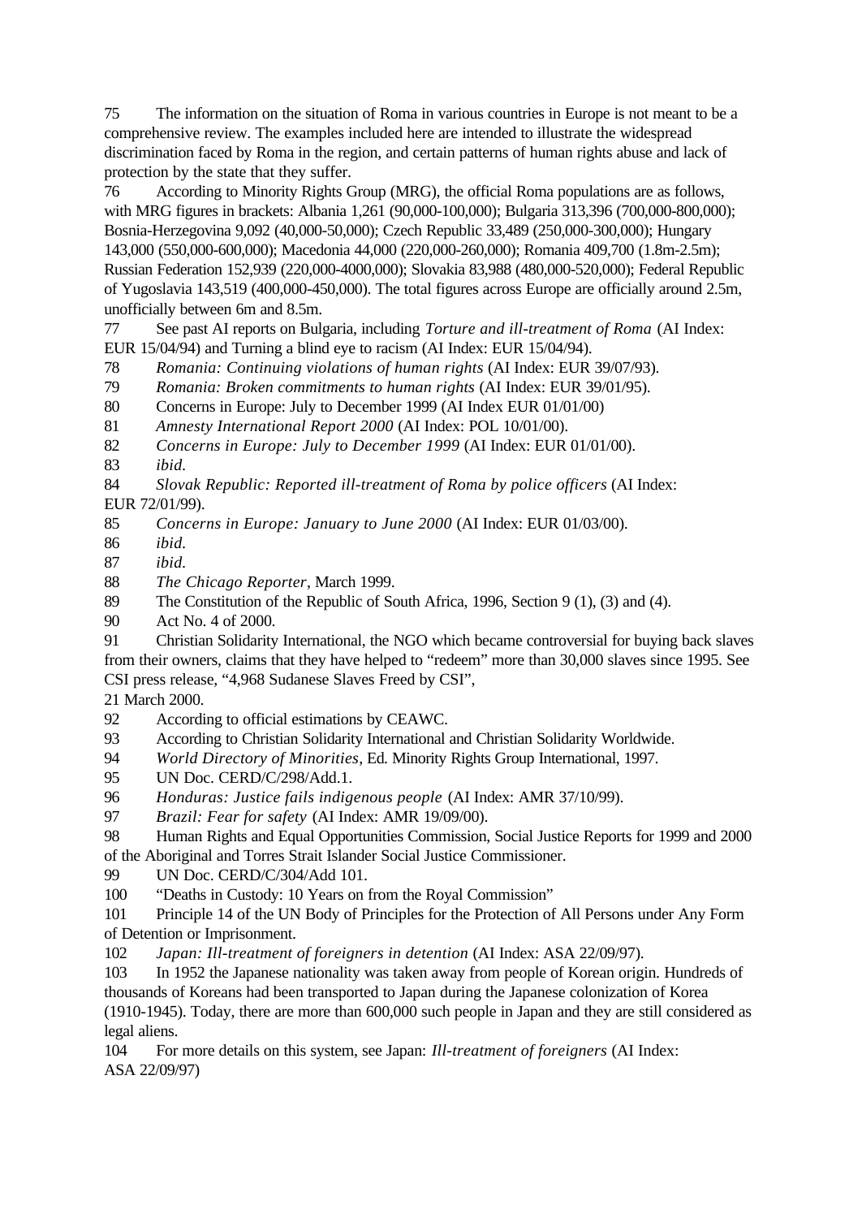75 The information on the situation of Roma in various countries in Europe is not meant to be a comprehensive review. The examples included here are intended to illustrate the widespread discrimination faced by Roma in the region, and certain patterns of human rights abuse and lack of protection by the state that they suffer.

76 According to Minority Rights Group (MRG), the official Roma populations are as follows, with MRG figures in brackets: Albania 1,261 (90,000-100,000); Bulgaria 313,396 (700,000-800,000); Bosnia-Herzegovina 9,092 (40,000-50,000); Czech Republic 33,489 (250,000-300,000); Hungary 143,000 (550,000-600,000); Macedonia 44,000 (220,000-260,000); Romania 409,700 (1.8m-2.5m); Russian Federation 152,939 (220,000-4000,000); Slovakia 83,988 (480,000-520,000); Federal Republic of Yugoslavia 143,519 (400,000-450,000). The total figures across Europe are officially around 2.5m, unofficially between 6m and 8.5m.

77 See past AI reports on Bulgaria, including *Torture and ill-treatment of Roma* (AI Index: EUR 15/04/94) and Turning a blind eye to racism (AI Index: EUR 15/04/94).

78 *Romania: Continuing violations of human rights* (AI Index: EUR 39/07/93).

79 *Romania: Broken commitments to human rights* (AI Index: EUR 39/01/95).

80 Concerns in Europe: July to December 1999 (AI Index EUR 01/01/00)

81 *Amnesty International Report 2000* (AI Index: POL 10/01/00).

82 *Concerns in Europe: July to December 1999* (AI Index: EUR 01/01/00).

83 *ibid.*

84 *Slovak Republic: Reported ill-treatment of Roma by police officers* (AI Index: EUR 72/01/99).

85 *Concerns in Europe: January to June 2000* (AI Index: EUR 01/03/00).

86 *ibid.*

87 *ibid.*

88 *The Chicago Reporter*, March 1999.

89 The Constitution of the Republic of South Africa, 1996, Section 9 (1), (3) and (4).

90 Act No. 4 of 2000.

91 Christian Solidarity International, the NGO which became controversial for buying back slaves from their owners, claims that they have helped to "redeem" more than 30,000 slaves since 1995. See CSI press release, "4,968 Sudanese Slaves Freed by CSI", 21 March 2000.

92 According to official estimations by CEAWC.

93 According to Christian Solidarity International and Christian Solidarity Worldwide.

94 *World Directory of Minorities*, Ed. Minority Rights Group International, 1997.

95 UN Doc. CERD/C/298/Add.1.

96 *Honduras: Justice fails indigenous people* (AI Index: AMR 37/10/99).

97 *Brazil: Fear for safety* (AI Index: AMR 19/09/00).

98 Human Rights and Equal Opportunities Commission, Social Justice Reports for 1999 and 2000 of the Aboriginal and Torres Strait Islander Social Justice Commissioner.

99 UN Doc. CERD/C/304/Add 101.

100 "Deaths in Custody: 10 Years on from the Royal Commission"

101 Principle 14 of the UN Body of Principles for the Protection of All Persons under Any Form of Detention or Imprisonment.

102 *Japan: Ill-treatment of foreigners in detention* (AI Index: ASA 22/09/97).

103 In 1952 the Japanese nationality was taken away from people of Korean origin. Hundreds of thousands of Koreans had been transported to Japan during the Japanese colonization of Korea (1910-1945). Today, there are more than 600,000 such people in Japan and they are still considered as legal aliens.

104 For more details on this system, see Japan: *Ill-treatment of foreigners* (AI Index: ASA 22/09/97)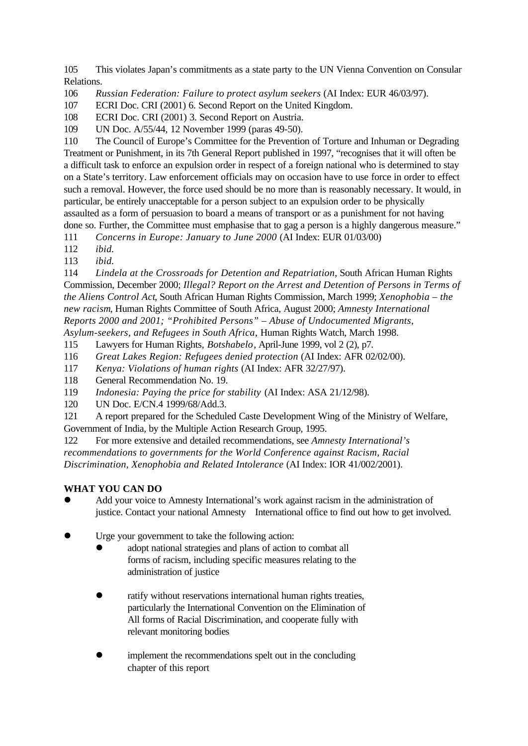105 This violates Japan's commitments as a state party to the UN Vienna Convention on Consular Relations.

106 *Russian Federation: Failure to protect asylum seekers* (AI Index: EUR 46/03/97).

107 ECRI Doc. CRI (2001) 6. Second Report on the United Kingdom.

108 ECRI Doc. CRI (2001) 3. Second Report on Austria.

109 UN Doc. A/55/44, 12 November 1999 (paras 49-50).

110 The Council of Europe's Committee for the Prevention of Torture and Inhuman or Degrading Treatment or Punishment, in its 7th General Report published in 1997, "recognises that it will often be a difficult task to enforce an expulsion order in respect of a foreign national who is determined to stay on a State's territory. Law enforcement officials may on occasion have to use force in order to effect such a removal. However, the force used should be no more than is reasonably necessary. It would, in particular, be entirely unacceptable for a person subject to an expulsion order to be physically assaulted as a form of persuasion to board a means of transport or as a punishment for not having done so. Further, the Committee must emphasise that to gag a person is a highly dangerous measure."

111 *Concerns in Europe: January to June 2000* (AI Index: EUR 01/03/00)

112 *ibid.*

113 *ibid.*

114 *Lindela at the Crossroads for Detention and Repatriation*, South African Human Rights Commission, December 2000; *Illegal? Report on the Arrest and Detention of Persons in Terms of the Aliens Control Act*, South African Human Rights Commission, March 1999; *Xenophobia – the new racism*, Human Rights Committee of South Africa, August 2000; *Amnesty International Reports 2000 and 2001; "Prohibited Persons" – Abuse of Undocumented Migrants, Asylum-seekers, and Refugees in South Africa*, Human Rights Watch, March 1998.

115 Lawyers for Human Rights, *Botshabelo*, April-June 1999, vol 2 (2), p7.

116 *Great Lakes Region: Refugees denied protection* (AI Index: AFR 02/02/00).

117 *Kenya: Violations of human rights* (AI Index: AFR 32/27/97).

118 General Recommendation No. 19.

119 *Indonesia: Paying the price for stability* (AI Index: ASA 21/12/98).

120 UN Doc. E/CN.4 1999/68/Add.3.

121 A report prepared for the Scheduled Caste Development Wing of the Ministry of Welfare, Government of India, by the Multiple Action Research Group, 1995.

122 For more extensive and detailed recommendations, see *Amnesty International's recommendations to governments for the World Conference against Racism, Racial Discrimination, Xenophobia and Related Intolerance* (AI Index: IOR 41/002/2001).

**WHAT YOU CAN DO**

- Add your voice to Amnesty International's work against racism in the administration of justice. Contact your national Amnesty International office to find out how to get involved.
- Urge your government to take the following action:
  - adopt national strategies and plans of action to combat all forms of racism, including specific measures relating to the administration of justice
  - ratify without reservations international human rights treaties, particularly the International Convention on the Elimination of All forms of Racial Discrimination, and cooperate fully with relevant monitoring bodies
  - implement the recommendations spelt out in the concluding chapter of this report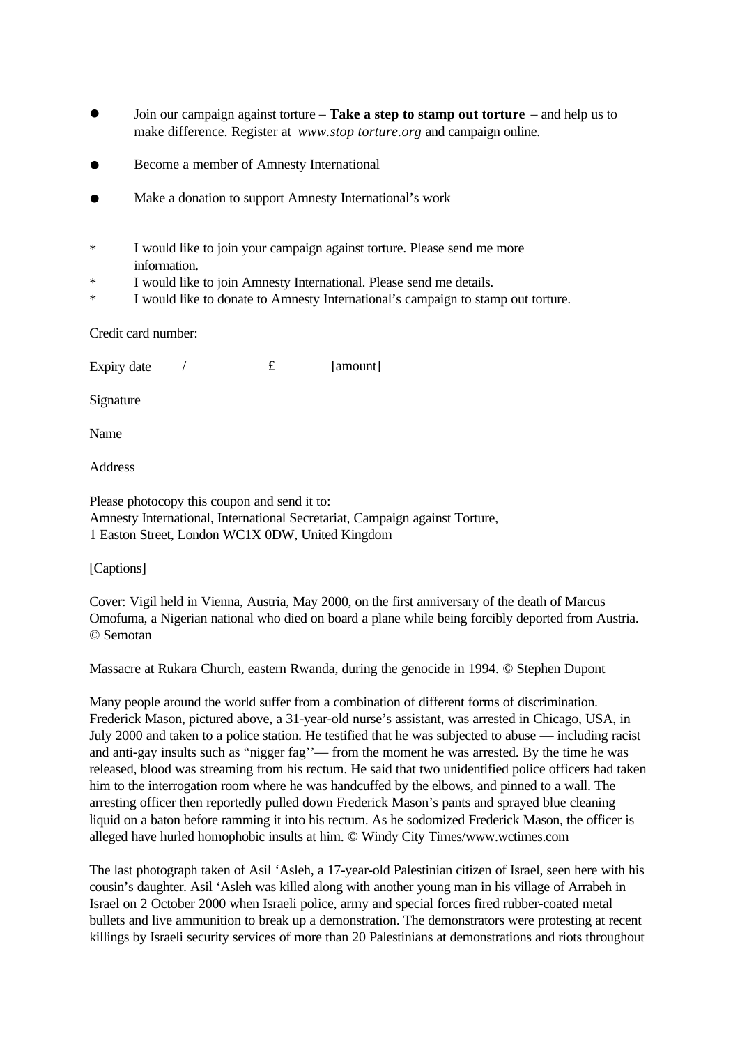- Join our campaign against torture – **Take a step to stamp out torture** – and help us to make difference. Register at *www.stop torture.org* and campaign online.
- Become a member of Amnesty International
- Make a donation to support Amnesty International's work

* I would like to join your campaign against torture. Please send me more information.
* I would like to join Amnesty International. Please send me details.
* I would like to donate to Amnesty International's campaign to stamp out torture.

Credit card number:

Expiry date / £ [amount]

Signature

Name

Address

Please photocopy this coupon and send it to:
Amnesty International, International Secretariat, Campaign against Torture,
1 Easton Street, London WC1X 0DW, United Kingdom

[Captions]

Cover: Vigil held in Vienna, Austria, May 2000, on the first anniversary of the death of Marcus Omofuma, a Nigerian national who died on board a plane while being forcibly deported from Austria. © Semotan

Massacre at Rukara Church, eastern Rwanda, during the genocide in 1994. © Stephen Dupont

Many people around the world suffer from a combination of different forms of discrimination. Frederick Mason, pictured above, a 31-year-old nurse's assistant, was arrested in Chicago, USA, in July 2000 and taken to a police station. He testified that he was subjected to abuse — including racist and anti-gay insults such as "nigger fag''— from the moment he was arrested. By the time he was released, blood was streaming from his rectum. He said that two unidentified police officers had taken him to the interrogation room where he was handcuffed by the elbows, and pinned to a wall. The arresting officer then reportedly pulled down Frederick Mason's pants and sprayed blue cleaning liquid on a baton before ramming it into his rectum. As he sodomized Frederick Mason, the officer is alleged have hurled homophobic insults at him. © Windy City Times/www.wctimes.com

The last photograph taken of Asil 'Asleh, a 17-year-old Palestinian citizen of Israel, seen here with his cousin's daughter. Asil 'Asleh was killed along with another young man in his village of Arrabeh in Israel on 2 October 2000 when Israeli police, army and special forces fired rubber-coated metal bullets and live ammunition to break up a demonstration. The demonstrators were protesting at recent killings by Israeli security services of more than 20 Palestinians at demonstrations and riots throughout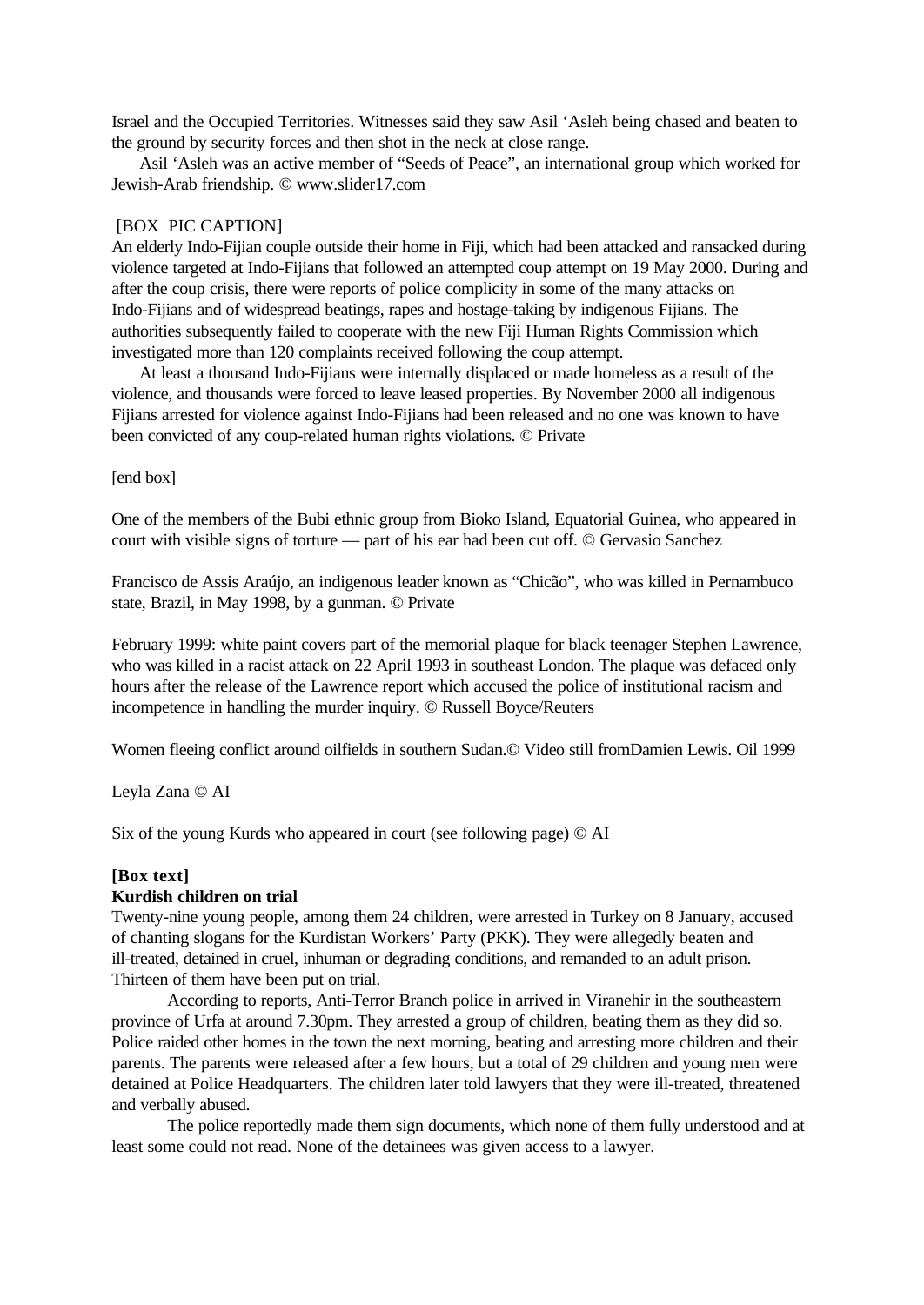Israel and the Occupied Territories. Witnesses said they saw Asil ‘Asleh being chased and beaten to the ground by security forces and then shot in the neck at close range.

Asil ‘Asleh was an active member of “Seeds of Peace”, an international group which worked for Jewish-Arab friendship. © www.slider17.com

[BOX PIC CAPTION]

An elderly Indo-Fijian couple outside their home in Fiji, which had been attacked and ransacked during violence targeted at Indo-Fijians that followed an attempted coup attempt on 19 May 2000. During and after the coup crisis, there were reports of police complicity in some of the many attacks on Indo-Fijians and of widespread beatings, rapes and hostage-taking by indigenous Fijians. The authorities subsequently failed to cooperate with the new Fiji Human Rights Commission which investigated more than 120 complaints received following the coup attempt.

At least a thousand Indo-Fijians were internally displaced or made homeless as a result of the violence, and thousands were forced to leave leased properties. By November 2000 all indigenous Fijians arrested for violence against Indo-Fijians had been released and no one was known to have been convicted of any coup-related human rights violations. © Private

[end box]

One of the members of the Bubi ethnic group from Bioko Island, Equatorial Guinea, who appeared in court with visible signs of torture — part of his ear had been cut off. © Gervasio Sanchez

Francisco de Assis Araújo, an indigenous leader known as “Chicão”, who was killed in Pernambuco state, Brazil, in May 1998, by a gunman. © Private

February 1999: white paint covers part of the memorial plaque for black teenager Stephen Lawrence, who was killed in a racist attack on 22 April 1993 in southeast London. The plaque was defaced only hours after the release of the Lawrence report which accused the police of institutional racism and incompetence in handling the murder inquiry. © Russell Boyce/Reuters

Women fleeing conflict around oilfields in southern Sudan.© Video still fromDamien Lewis. Oil 1999

Leyla Zana © AI

Six of the young Kurds who appeared in court (see following page) © AI

**[Box text]**

**Kurdish children on trial**

Twenty-nine young people, among them 24 children, were arrested in Turkey on 8 January, accused of chanting slogans for the Kurdistan Workers’ Party (PKK). They were allegedly beaten and ill-treated, detained in cruel, inhuman or degrading conditions, and remanded to an adult prison. Thirteen of them have been put on trial.

According to reports, Anti-Terror Branch police in arrived in Viranehir in the southeastern province of Urfa at around 7.30pm. They arrested a group of children, beating them as they did so. Police raided other homes in the town the next morning, beating and arresting more children and their parents. The parents were released after a few hours, but a total of 29 children and young men were detained at Police Headquarters. The children later told lawyers that they were ill-treated, threatened and verbally abused.

The police reportedly made them sign documents, which none of them fully understood and at least some could not read. None of the detainees was given access to a lawyer.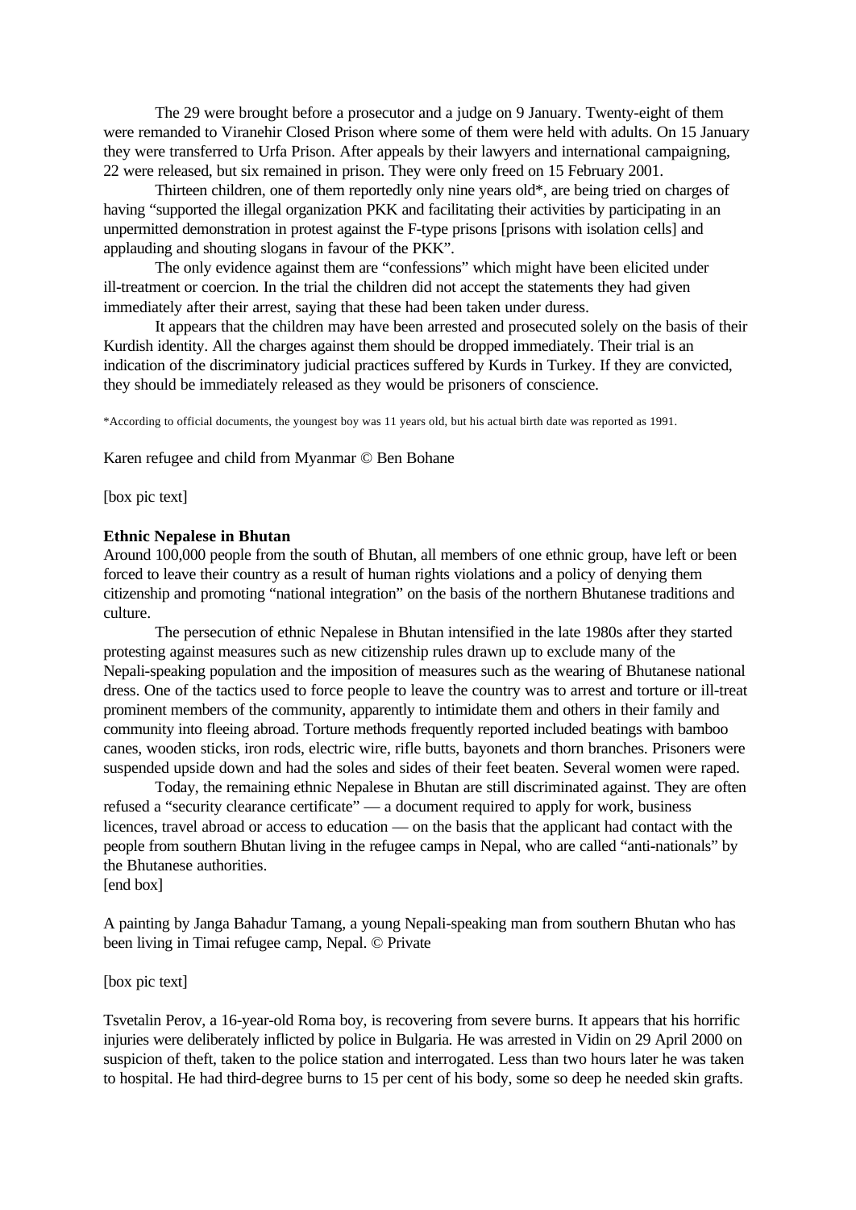The 29 were brought before a prosecutor and a judge on 9 January. Twenty-eight of them were remanded to Viranehir Closed Prison where some of them were held with adults. On 15 January they were transferred to Urfa Prison. After appeals by their lawyers and international campaigning, 22 were released, but six remained in prison. They were only freed on 15 February 2001.

Thirteen children, one of them reportedly only nine years old*, are being tried on charges of having "supported the illegal organization PKK and facilitating their activities by participating in an unpermitted demonstration in protest against the F-type prisons [prisons with isolation cells] and applauding and shouting slogans in favour of the PKK".

The only evidence against them are "confessions" which might have been elicited under ill-treatment or coercion. In the trial the children did not accept the statements they had given immediately after their arrest, saying that these had been taken under duress.

It appears that the children may have been arrested and prosecuted solely on the basis of their Kurdish identity. All the charges against them should be dropped immediately. Their trial is an indication of the discriminatory judicial practices suffered by Kurds in Turkey. If they are convicted, they should be immediately released as they would be prisoners of conscience.

*According to official documents, the youngest boy was 11 years old, but his actual birth date was reported as 1991.

Karen refugee and child from Myanmar © Ben Bohane

[box pic text]

**Ethnic Nepalese in Bhutan**

Around 100,000 people from the south of Bhutan, all members of one ethnic group, have left or been forced to leave their country as a result of human rights violations and a policy of denying them citizenship and promoting "national integration" on the basis of the northern Bhutanese traditions and culture.

The persecution of ethnic Nepalese in Bhutan intensified in the late 1980s after they started protesting against measures such as new citizenship rules drawn up to exclude many of the Nepali-speaking population and the imposition of measures such as the wearing of Bhutanese national dress. One of the tactics used to force people to leave the country was to arrest and torture or ill-treat prominent members of the community, apparently to intimidate them and others in their family and community into fleeing abroad. Torture methods frequently reported included beatings with bamboo canes, wooden sticks, iron rods, electric wire, rifle butts, bayonets and thorn branches. Prisoners were suspended upside down and had the soles and sides of their feet beaten. Several women were raped.

Today, the remaining ethnic Nepalese in Bhutan are still discriminated against. They are often refused a "security clearance certificate" — a document required to apply for work, business licences, travel abroad or access to education — on the basis that the applicant had contact with the people from southern Bhutan living in the refugee camps in Nepal, who are called "anti-nationals" by the Bhutanese authorities.

[end box]

A painting by Janga Bahadur Tamang, a young Nepali-speaking man from southern Bhutan who has been living in Timai refugee camp, Nepal. © Private

[box pic text]

Tsvetalin Perov, a 16-year-old Roma boy, is recovering from severe burns. It appears that his horrific injuries were deliberately inflicted by police in Bulgaria. He was arrested in Vidin on 29 April 2000 on suspicion of theft, taken to the police station and interrogated. Less than two hours later he was taken to hospital. He had third-degree burns to 15 per cent of his body, some so deep he needed skin grafts.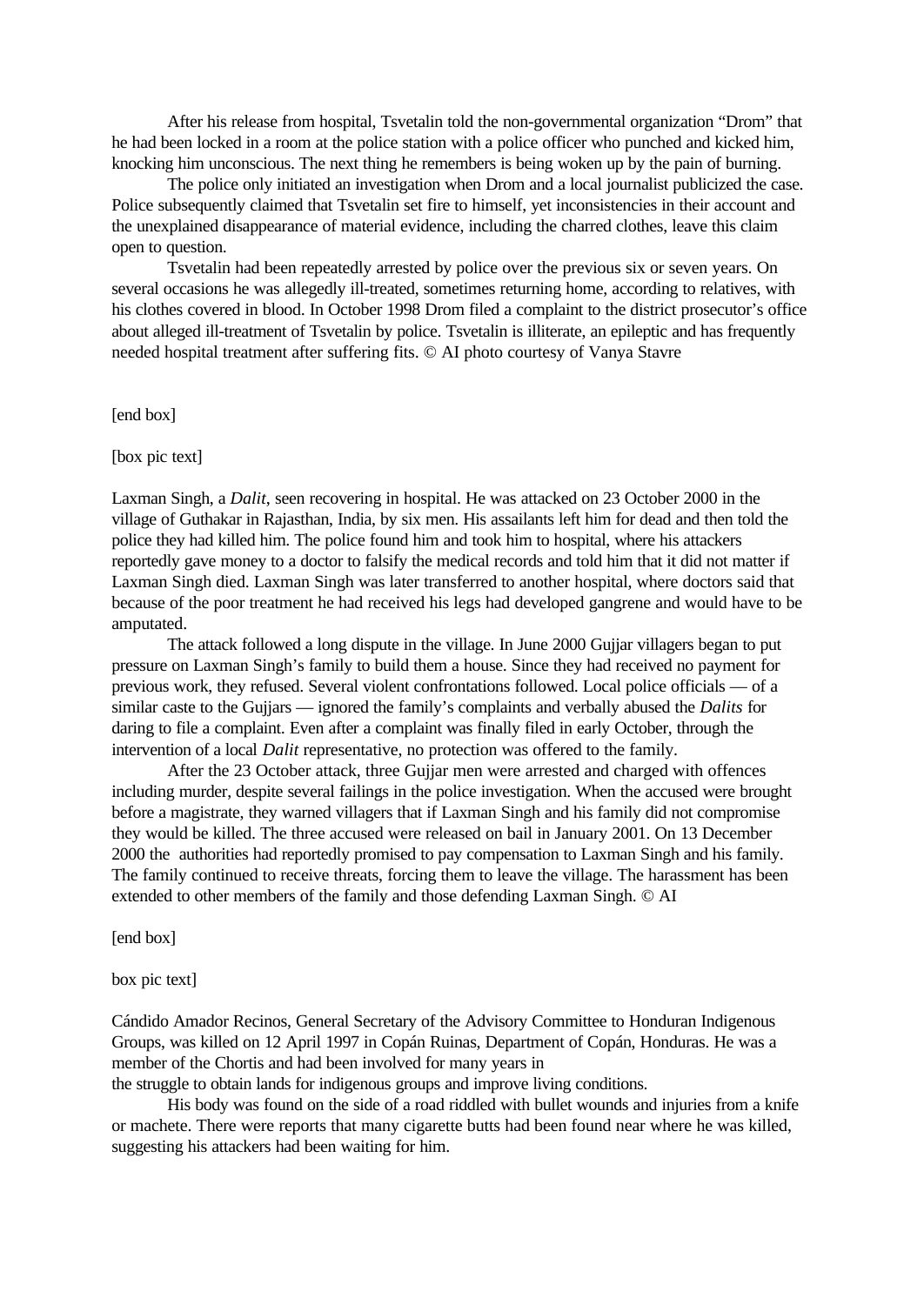After his release from hospital, Tsvetalin told the non-governmental organization “Drom” that he had been locked in a room at the police station with a police officer who punched and kicked him, knocking him unconscious. The next thing he remembers is being woken up by the pain of burning.

The police only initiated an investigation when Drom and a local journalist publicized the case. Police subsequently claimed that Tsvetalin set fire to himself, yet inconsistencies in their account and the unexplained disappearance of material evidence, including the charred clothes, leave this claim open to question.

Tsvetalin had been repeatedly arrested by police over the previous six or seven years. On several occasions he was allegedly ill-treated, sometimes returning home, according to relatives, with his clothes covered in blood. In October 1998 Drom filed a complaint to the district prosecutor’s office about alleged ill-treatment of Tsvetalin by police. Tsvetalin is illiterate, an epileptic and has frequently needed hospital treatment after suffering fits. © AI photo courtesy of Vanya Stavre

[end box]

[box pic text]

Laxman Singh, a *Dalit*, seen recovering in hospital. He was attacked on 23 October 2000 in the village of Guthakar in Rajasthan, India, by six men. His assailants left him for dead and then told the police they had killed him. The police found him and took him to hospital, where his attackers reportedly gave money to a doctor to falsify the medical records and told him that it did not matter if Laxman Singh died. Laxman Singh was later transferred to another hospital, where doctors said that because of the poor treatment he had received his legs had developed gangrene and would have to be amputated.

The attack followed a long dispute in the village. In June 2000 Gujjar villagers began to put pressure on Laxman Singh’s family to build them a house. Since they had received no payment for previous work, they refused. Several violent confrontations followed. Local police officials — of a similar caste to the Gujjars — ignored the family’s complaints and verbally abused the *Dalits* for daring to file a complaint. Even after a complaint was finally filed in early October, through the intervention of a local *Dalit* representative, no protection was offered to the family.

After the 23 October attack, three Gujjar men were arrested and charged with offences including murder, despite several failings in the police investigation. When the accused were brought before a magistrate, they warned villagers that if Laxman Singh and his family did not compromise they would be killed. The three accused were released on bail in January 2001. On 13 December 2000 the authorities had reportedly promised to pay compensation to Laxman Singh and his family. The family continued to receive threats, forcing them to leave the village. The harassment has been extended to other members of the family and those defending Laxman Singh. © AI

[end box]

box pic text]

Cándido Amador Recinos, General Secretary of the Advisory Committee to Honduran Indigenous Groups, was killed on 12 April 1997 in Copán Ruinas, Department of Copán, Honduras. He was a member of the Chortis and had been involved for many years in the struggle to obtain lands for indigenous groups and improve living conditions.

His body was found on the side of a road riddled with bullet wounds and injuries from a knife or machete. There were reports that many cigarette butts had been found near where he was killed, suggesting his attackers had been waiting for him.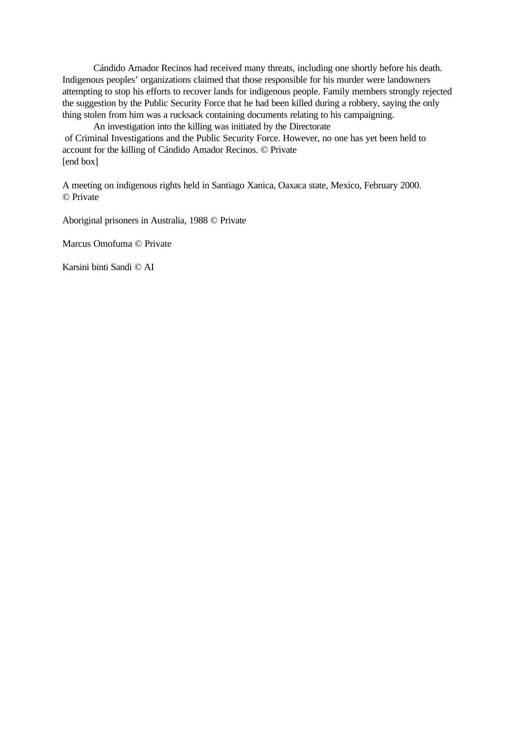Cándido Amador Recinos had received many threats, including one shortly before his death. Indigenous peoples' organizations claimed that those responsible for his murder were landowners attempting to stop his efforts to recover lands for indigenous people. Family members strongly rejected the suggestion by the Public Security Force that he had been killed during a robbery, saying the only thing stolen from him was a rucksack containing documents relating to his campaigning.

An investigation into the killing was initiated by the Directorate of Criminal Investigations and the Public Security Force. However, no one has yet been held to account for the killing of Cándido Amador Recinos. © Private
[end box]

A meeting on indigenous rights held in Santiago Xanica, Oaxaca state, Mexico, February 2000. © Private

Aboriginal prisoners in Australia, 1988 © Private

Marcus Omofuma © Private

Karsini binti Sandi © AI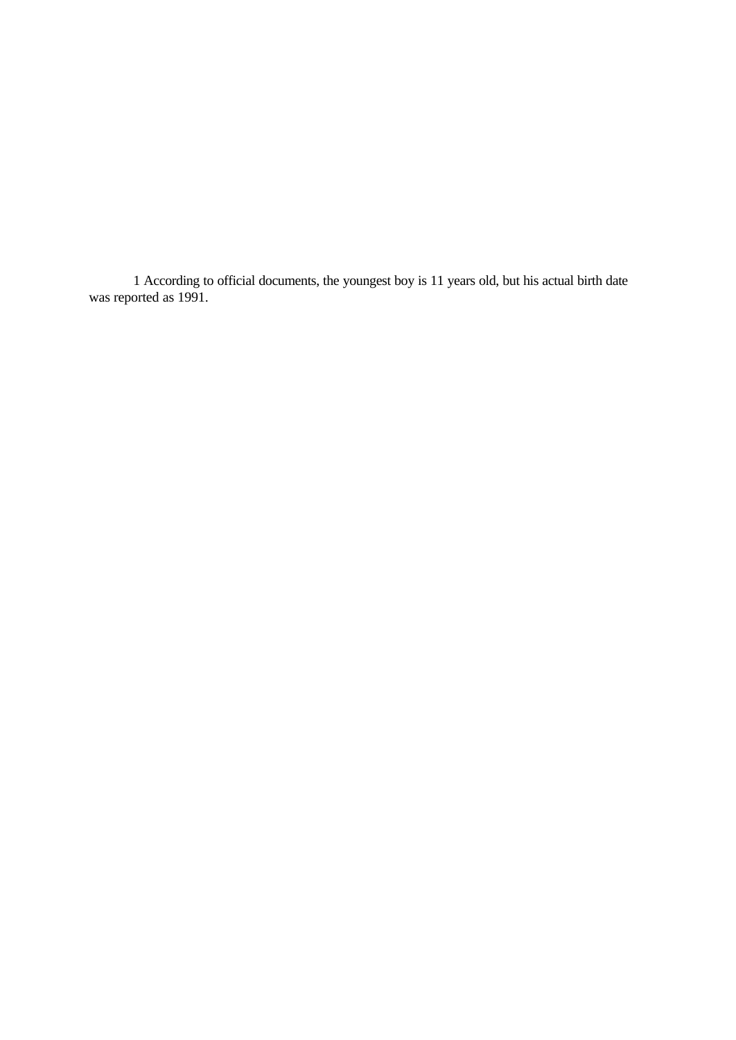1 According to official documents, the youngest boy is 11 years old, but his actual birth date was reported as 1991.